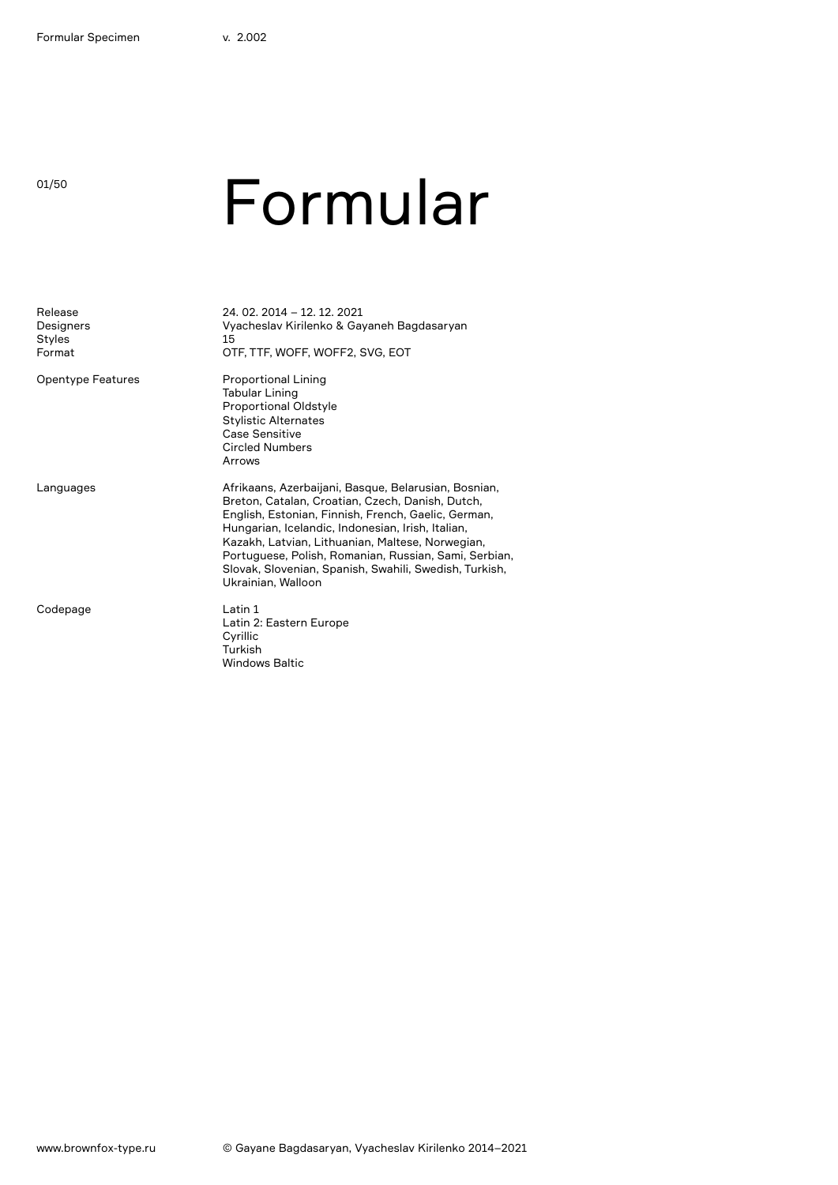# Formular

| | |
|---|---|
| Release | 24. 02. 2014 – 12. 12. 2021 |
| Designers | Vyacheslav Kirilenko & Gayaneh Bagdasaryan |
| Styles | 15 |
| Format | OTF, TTF, WOFF, WOFF2, SVG, EOT |
| Opentype Features | Proportional Lining<br>Tabular Lining<br>Proportional Oldstyle<br>Stylistic Alternates<br>Case Sensitive<br>Circled Numbers<br>Arrows |
| Languages | Afrikaans, Azerbaijani, Basque, Belarusian, Bosnian, Breton, Catalan, Croatian, Czech, Danish, Dutch, English, Estonian, Finnish, French, Gaelic, German, Hungarian, Icelandic, Indonesian, Irish, Italian, Kazakh, Latvian, Lithuanian, Maltese, Norwegian, Portuguese, Polish, Romanian, Russian, Sami, Serbian, Slovak, Slovenian, Spanish, Swahili, Swedish, Turkish, Ukrainian, Walloon |
| Codepage | Latin 1<br>Latin 2: Eastern Europe<br>Cyrillic<br>Turkish<br>Windows Baltic |

© Gayane Bagdasaryan, Vyacheslav Kirilenko 2014–2021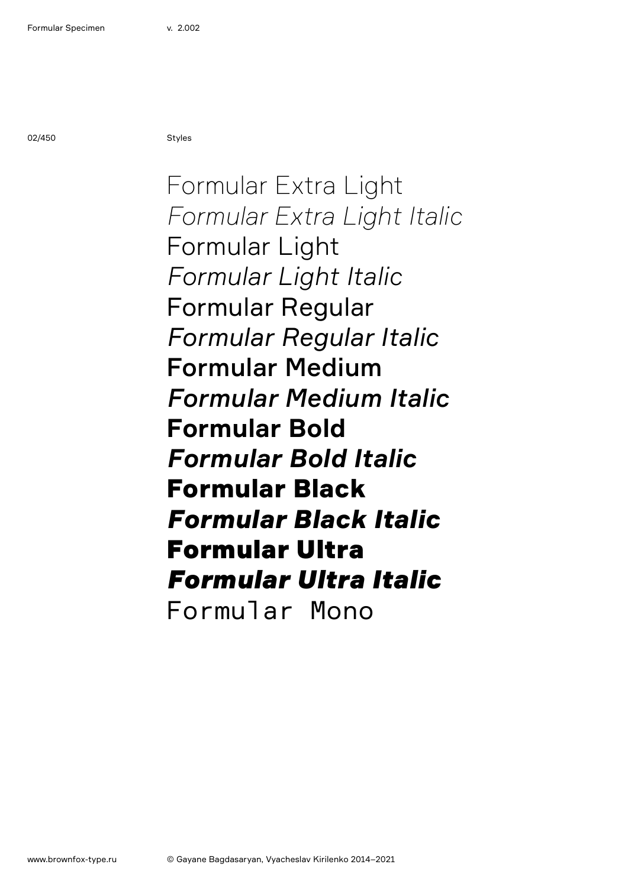Styles

Formular Extra Light

*Formular Extra Light Italic*

Formular Light

*Formular Light Italic*

Formular Regular

*Formular Regular Italic*

**Formular Medium**

***Formular Medium Italic***

**Formular Bold**

***Formular Bold Italic***

**Formular Black**

***Formular Black Italic***

**Formular Ultra**

***Formular Ultra Italic***

`Formular Mono`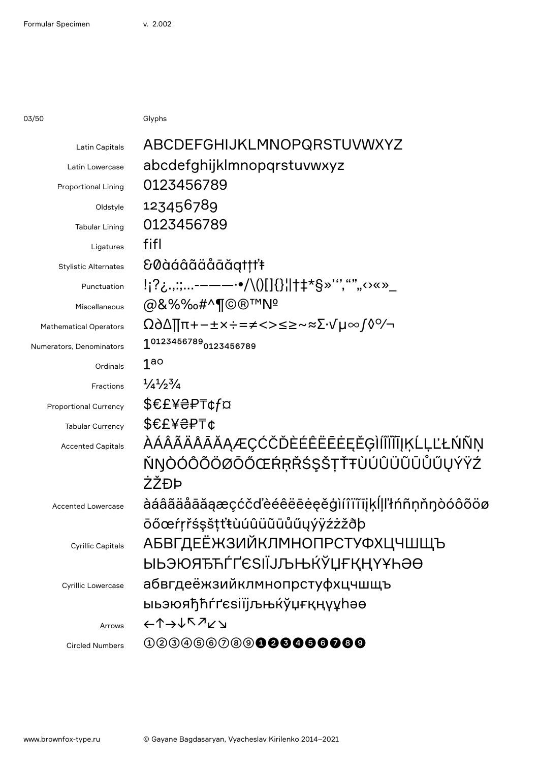Glyphs

| | |
|---|---|
| Latin Capitals | ABCDEFGHIJKLMNOPQRSTUVWXYZ |
| Latin Lowercase | abcdefghijklmnopqrstuvwxyz |
| Proportional Lining | 0123456789 |
| Oldstyle | 123456789 |
| Tabular Lining | 0123456789 |
| Ligatures | fifl |
| Stylistic Alternates | &0àáâãäåāăqtţť‡ |
| Punctuation | !¡?¿.,:;…‐–—―·•/\()[]{}¦\|†‡*§»’‘’,“”„‹›«»_ |
| Miscellaneous | @&%‰#^¶©®™№ |
| Mathematical Operators | Ω∂∆∏π+−±×÷=≠<>≤≥~≈∑·√µ∞∫◊℅¬ |
| Numerators, Denominators | 1⁰¹²³⁴⁵⁶⁷⁸⁹₀₁₂₃₄₅₆₇₈₉ |
| Ordinals | 1ªº |
| Fractions | ¼½¾ |
| Proportional Currency | $€£¥₴₽₸¢ƒ¤ |
| Tabular Currency | $€£¥₴₽₸¢ |
| Accented Capitals | ÀÁÂÃÄÅĀĂĄÆÇĆČĎÈÉÊËĒĖĘĚĢÌÍÎÏĪĮĶĹĻĽŁŃÑŅŇŊÒÓÔÕÖØŌŐŒŔŖŘŚŞŠŢŤŦÙÚÛÜŨŪŮŰŲÝŸŹŻŽÐÞ |
| Accented Lowercase | àáâãäåāăąæçćčďèéêëēėęěģìíîïĩīįķĺļľłńñņňŋòóôõöøōőœŕŗřśşšţťŧùúûüũūůűųýÿźżžðþ |
| Cyrillic Capitals | АБВГДЕЁЖЗИЙКЛМНОПРСТУФХЦЧШЩЪЫЬЭЮЯЂЋЃҐЄЅІЇЈЉЊЌЎЏҒҚҢҮҰҺӘӨ |
| Cyrillic Lowercase | абвгдеёжзийклмнопрстуфхцчшщъыьэюяђћѓґєѕіїјљњќўџғқңүұһәө |
| Arrows | ←↑→↓↖↗↙↘ |
| Circled Numbers | ①②③④⑤⑥⑦⑧⑨❶❷❸❹❺❻❼❽❾ |

www.brownfox-type.ru

© Gayane Bagdasaryan, Vyacheslav Kirilenko 2014–2021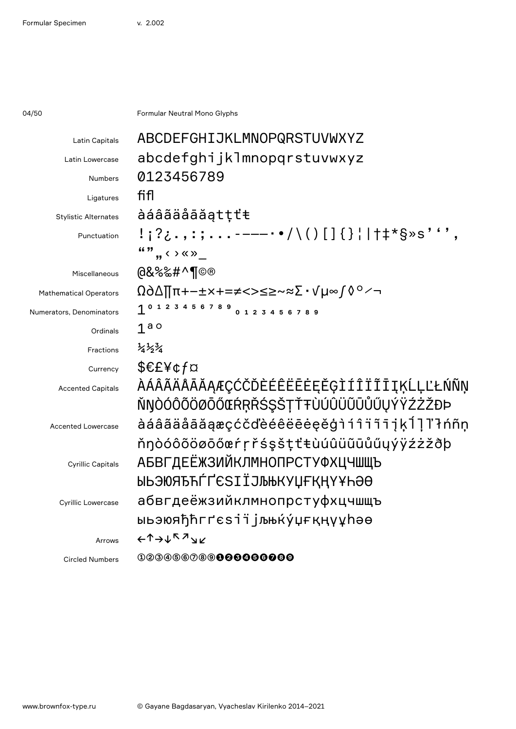Formular Neutral Mono Glyphs

| | |
|---|---|
| Latin Capitals | ABCDEFGHIJKLMNOPQRSTUVWXYZ |
| Latin Lowercase | abcdefghijklmnopqrstuvwxyz |
| Numbers | 0123456789 |
| Ligatures | fifl |
| Stylistic Alternates | àáâãäåāăątţťŧ |
| Punctuation | !¡?¿.,:;...-–—―·•/\()[]{}¦\|†‡*§»s'‘’, “”„‹›«»_ |
| Miscellaneous | @&%‰#^¶©® |
| Mathematical Operators | Ω∂∆∏π+−±×+=≠<>≤≥~≈∑·√µ∞∫◊°⁄¬ |
| Numerators, Denominators | 1 ⁰ ¹ ² ³ ⁴ ⁵ ⁶ ⁷ ⁸ ⁹ ₀ ₁ ₂ ₃ ₄ ₅ ₆ ₇ ₈ ₉ |
| Ordinals | 1ªº |
| Fractions | ¼½¾ |
| Currency | $€£¥¢ƒ¤ |
| Accented Capitals | ÀÁÂÃÄÅĀĂĄÆÇĆČĎÈÉÊËĒĖĘĞĢÌÍÎÏĪĮĶĹĻĽŁŃÑŅŇŊÒÓÔÕÖØŌŐŒŔŖŘŚŞŠŢŤŦÙÚÛÜŨŪŮŰŲÝŸŹŻŽÐÞ |
| Accented Lowercase | àáâãäåāăąæçćčďèéêëēėęğģìíîïīįķĺļľłńñņňŋòóôõöøōőœŕŗřśşšţťŧùúûüũūůűųýÿźżžðþ |
| Cyrillic Capitals | АБВГДЕЁЖЗИЙКЛМНОПРСТУФХЦЧШЩЪЫЬЭЮЯЂЋЃҐЄЅІЇЈЉЊЌЎЏҒҚҢҮҰҺӘѲ |
| Cyrillic Lowercase | абвгдеёжзийклмнопрстуфхцчшщъыьэюяђћѓґєѕіїјљњќўџғқңүұһәѳ |
| Arrows | ←↑→↓↖↗↘↙ |
| Circled Numbers | ①②③④⑤⑥⑦⑧⑨❶❷❸❹❺❻❼❽❾ |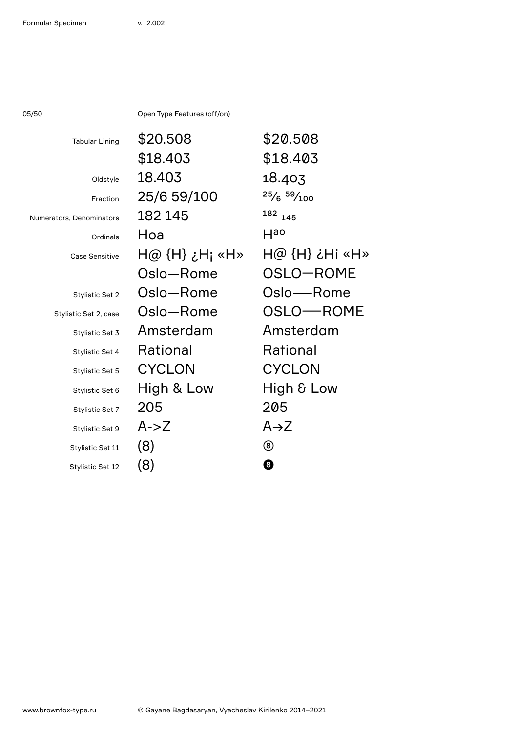05/50

## Open Type Features (off/on)

| Feature | Off | On |
| --- | --- | --- |
| Tabular Lining | $20.508 | $20.508 |
| | $18.403 | $18.403 |
| Oldstyle | 18.403 | 18.403 |
| Fraction | 25/6 59/100 | 25⁄6 59⁄100 |
| Numerators, Denominators | 182 145 | 182 145 |
| Ordinals | Hoa | Hªº |
| Case Sensitive | H@ {H} ¿H¡ «H» | H@ {H} ¿H¡ «H» |
| | Oslo—Rome | OSLO—ROME |
| Stylistic Set 2 | Oslo—Rome | Oslo—Rome |
| Stylistic Set 2, case | Oslo—Rome | OSLO—ROME |
| Stylistic Set 3 | Amsterdam | Amsterdam |
| Stylistic Set 4 | Rational | Rational |
| Stylistic Set 5 | CYCLON | CYCLON |
| Stylistic Set 6 | High & Low | High & Low |
| Stylistic Set 7 | 205 | 205 |
| Stylistic Set 9 | A->Z | A→Z |
| Stylistic Set 11 | (8) | ⑧ |
| Stylistic Set 12 | (8) | ❽ |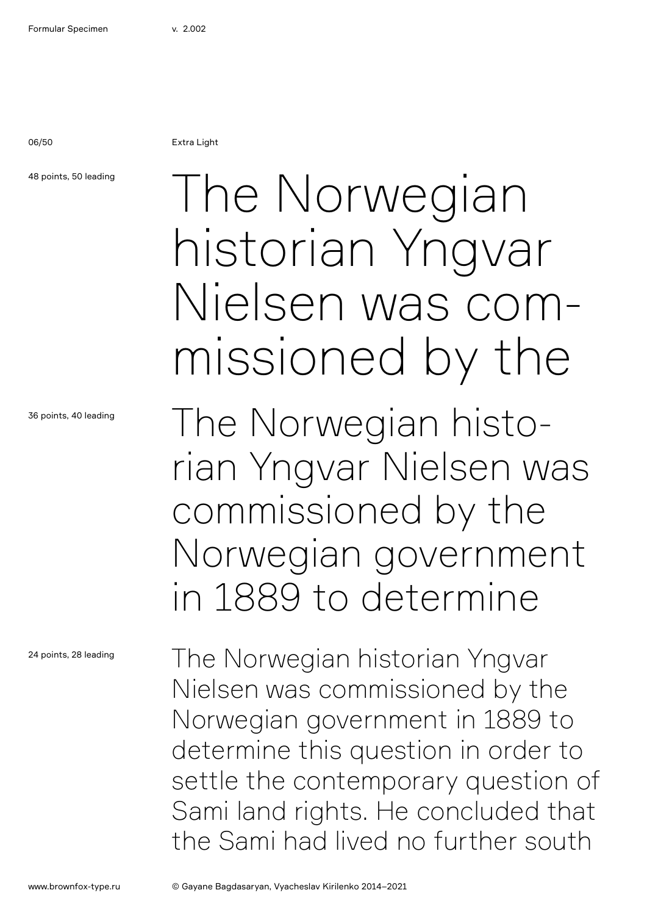Extra Light

48 points, 50 leading

The Norwegian historian Yngvar Nielsen was com-missioned by the

36 points, 40 leading

The Norwegian histo-rian Yngvar Nielsen was commissioned by the Norwegian government in 1889 to determine

24 points, 28 leading

The Norwegian historian Yngvar Nielsen was commissioned by the Norwegian government in 1889 to determine this question in order to settle the contemporary question of Sami land rights. He concluded that the Sami had lived no further south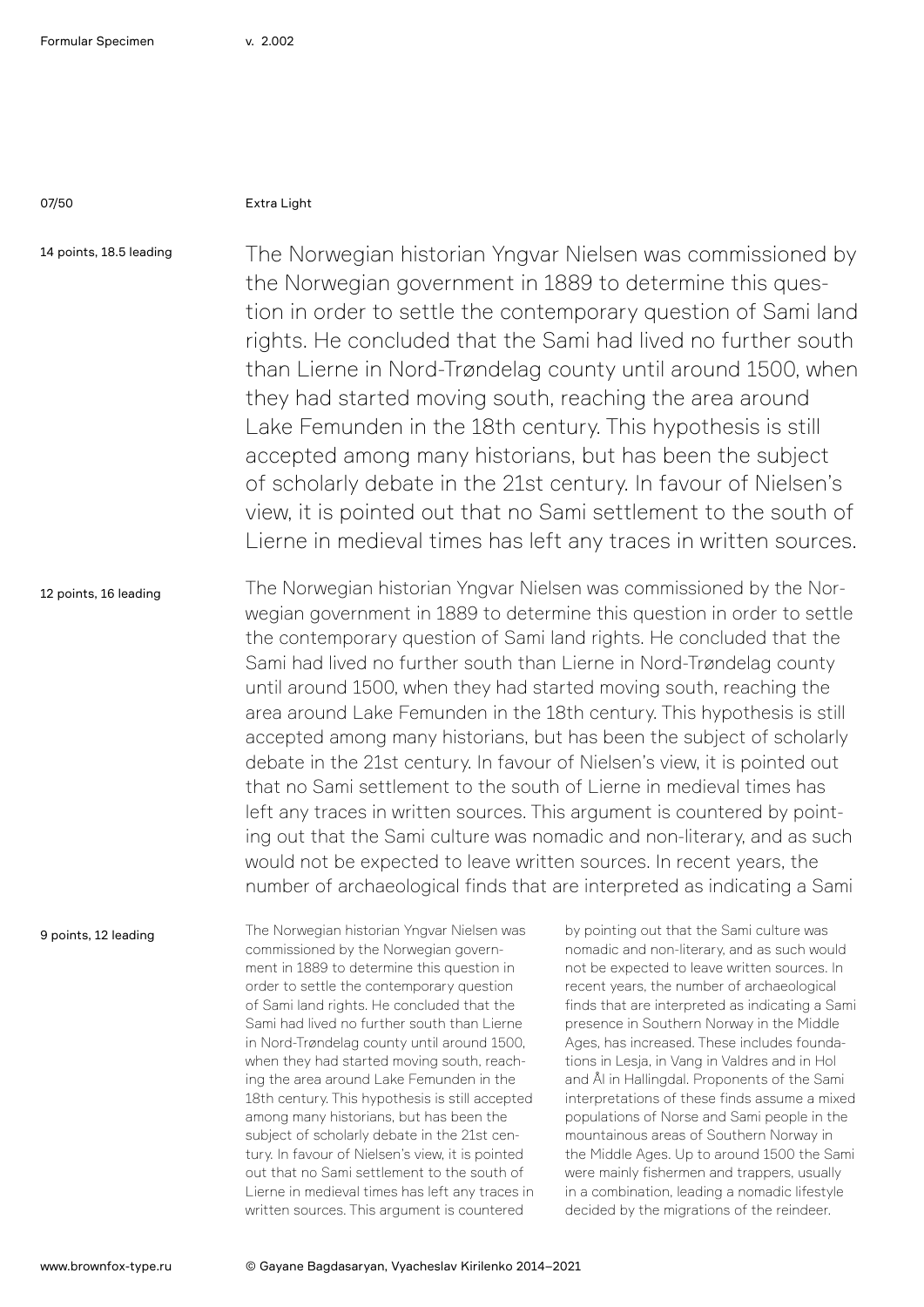Extra Light

14 points, 18.5 leading

The Norwegian historian Yngvar Nielsen was commissioned by the Norwegian government in 1889 to determine this question in order to settle the contemporary question of Sami land rights. He concluded that the Sami had lived no further south than Lierne in Nord-Trøndelag county until around 1500, when they had started moving south, reaching the area around Lake Femunden in the 18th century. This hypothesis is still accepted among many historians, but has been the subject of scholarly debate in the 21st century. In favour of Nielsen's view, it is pointed out that no Sami settlement to the south of Lierne in medieval times has left any traces in written sources.

12 points, 16 leading

The Norwegian historian Yngvar Nielsen was commissioned by the Norwegian government in 1889 to determine this question in order to settle the contemporary question of Sami land rights. He concluded that the Sami had lived no further south than Lierne in Nord-Trøndelag county until around 1500, when they had started moving south, reaching the area around Lake Femunden in the 18th century. This hypothesis is still accepted among many historians, but has been the subject of scholarly debate in the 21st century. In favour of Nielsen's view, it is pointed out that no Sami settlement to the south of Lierne in medieval times has left any traces in written sources. This argument is countered by pointing out that the Sami culture was nomadic and non-literary, and as such would not be expected to leave written sources. In recent years, the number of archaeological finds that are interpreted as indicating a Sami

9 points, 12 leading

The Norwegian historian Yngvar Nielsen was commissioned by the Norwegian government in 1889 to determine this question in order to settle the contemporary question of Sami land rights. He concluded that the Sami had lived no further south than Lierne in Nord-Trøndelag county until around 1500, when they had started moving south, reaching the area around Lake Femunden in the 18th century. This hypothesis is still accepted among many historians, but has been the subject of scholarly debate in the 21st century. In favour of Nielsen's view, it is pointed out that no Sami settlement to the south of Lierne in medieval times has left any traces in written sources. This argument is countered by pointing out that the Sami culture was nomadic and non-literary, and as such would not be expected to leave written sources. In recent years, the number of archaeological finds that are interpreted as indicating a Sami presence in Southern Norway in the Middle Ages, has increased. These includes foundations in Lesja, in Vang in Valdres and in Hol and Ål in Hallingdal. Proponents of the Sami interpretations of these finds assume a mixed populations of Norse and Sami people in the mountainous areas of Southern Norway in the Middle Ages. Up to around 1500 the Sami were mainly fishermen and trappers, usually in a combination, leading a nomadic lifestyle decided by the migrations of the reindeer.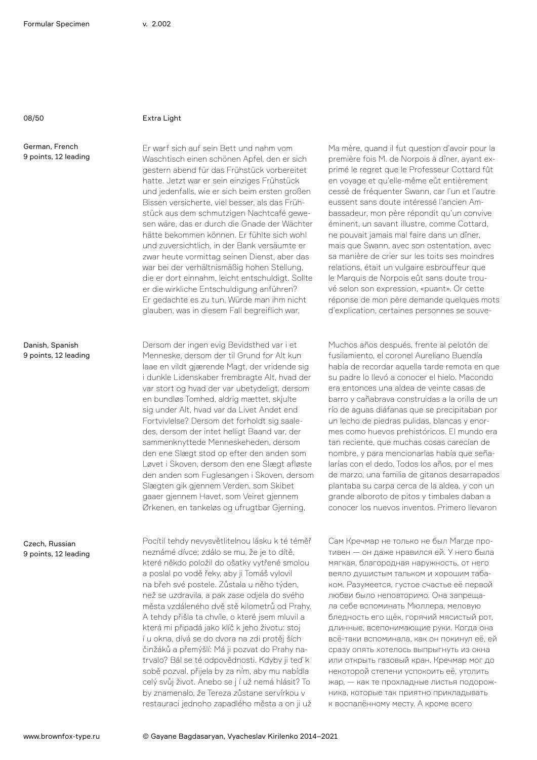Extra Light

German, French
9 points, 12 leading

Er warf sich auf sein Bett und nahm vom Waschtisch einen schönen Apfel, den er sich gestern abend für das Frühstück vorbereitet hatte. Jetzt war er sein einziges Frühstück und jedenfalls, wie er sich beim ersten großen Bissen versicherte, viel besser, als das Frühstück aus dem schmutzigen Nachtcafé gewesen wäre, das er durch die Gnade der Wächter hätte bekommen können. Er fühlte sich wohl und zuversichtlich, in der Bank versäumte er zwar heute vormittag seinen Dienst, aber das war bei der verhältnismäßig hohen Stellung, die er dort einnahm, leicht entschuldigt. Sollte er die wirkliche Entschuldigung anführen? Er gedachte es zu tun, Würde man ihm nicht glauben, was in diesem Fall begreiflich war,

Ma mère, quand il fut question d'avoir pour la première fois M. de Norpois à dîner, ayant exprimé le regret que le Professeur Cottard fût en voyage et qu'elle-même eût entièrement cessé de fréquenter Swann, car l'un et l'autre eussent sans doute intéressé l'ancien Ambassadeur, mon père répondit qu'un convive éminent, un savant illustre, comme Cottard, ne pouvait jamais mal faire dans un dîner, mais que Swann, avec son ostentation, avec sa manière de crier sur les toits ses moindres relations, était un vulgaire esbrouffeur que le Marquis de Norpois eût sans doute trouvé selon son expression, «puant». Or cette réponse de mon père demande quelques mots d'explication, certaines personnes se souve-

Danish, Spanish
9 points, 12 leading

Dersom der ingen evig Bevidsthed var i et Menneske, dersom der til Grund for Alt kun laae en vildt gjærende Magt, der vridende sig i dunkle Lidenskaber frembragte Alt, hvad der var stort og hvad der var ubetydeligt, dersom en bundløs Tomhed, aldrig mættet, skjulte sig under Alt, hvad var da Livet Andet end Fortvivlelse? Dersom det forholdt sig saaledes, dersom der intet helligt Baand var, der sammenknyttede Menneskeheden, dersom den ene Slægt stod op efter den anden som Løvet i Skoven, dersom den ene Slægt afløste den anden som Fuglesangen i Skoven, dersom Slægten gik gjennem Verden, som Skibet gaaer gjennem Havet, som Veiret gjennem Ørkenen, en tankeløs og ufrugtbar Gjerning,

Muchos años después, frente al pelotón de fusilamiento, el coronel Aureliano Buendía había de recordar aquella tarde remota en que su padre lo llevó a conocer el hielo. Macondo era entonces una aldea de veinte casas de barro y cañabrava construidas a la orilla de un río de aguas diáfanas que se precipitaban por un lecho de piedras pulidas, blancas y enormes como huevos prehistóricos. El mundo era tan reciente, que muchas cosas carecían de nombre, y para mencionarlas había que señalarías con el dedo. Todos los años, por el mes de marzo, una familia de gitanos desarrapados plantaba su carpa cerca de la aldea, y con un grande alboroto de pitos y timbales daban a conocer los nuevos inventos. Primero llevaron

Czech, Russian
9 points, 12 leading

Pocítil tehdy nevysvětlitelnou lásku k té téměř neznámé dívce; zdálo se mu, že je to dítě, které někdo položil do ošatky vytřené smolou a poslal po vodě řeky, aby ji Tomáš vylovil na břeh své postele. Zůstala u něho týden, než se uzdravila, a pak zase odjela do svého města vzdáleného dvě stě kilometrů od Prahy. A tehdy přišla ta chvíle, o které jsem mluvil a která mi připadá jako klíč k jeho životu: stoj í u okna, dívá se do dvora na zdi protěj ších činžáků a přemýšlí: Má ji pozvat do Prahy natrvalo? Bál se té odpovědnosti. Kdyby ji teď k sobě pozval, přijela by za ním, aby mu nabídla celý svůj život. Anebo se j í už nemá hlásit? To by znamenalo, že Tereza zůstane servírkou v restauraci jednoho zapadlého města a on ji už

Сам Кречмар не только не был Магде противен — он даже нравился ей. У него была мягкая, благородная наружность, от него веяло душистым тальком и хорошим табаком. Разумеется, густое счастье её первой любви было неповторимо. Она запрещала себе вспоминать Мюллера, меловую бледность его щёк, горячий мясистый рот, длинные, всепонимающие руки. Когда она всё-таки вспоминала, как он покинул её, ей сразу опять хотелось выпрыгнуть из окна или открыть газовый кран. Кречмар мог до некоторой степени успокоить её, утолить жар, — как те прохладные листья подорожника, которые так приятно прикладывать к воспалённому месту. А кроме всего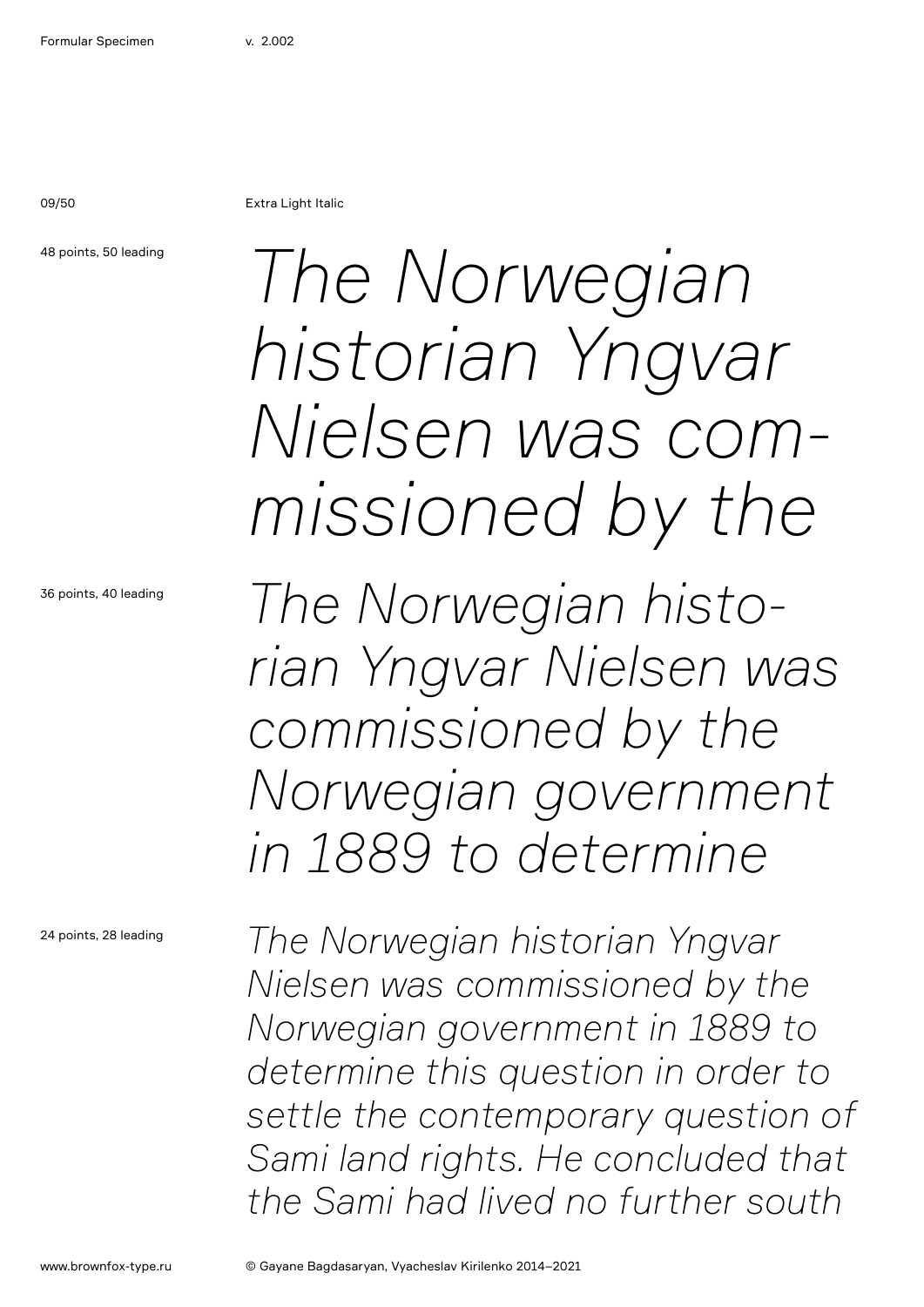Extra Light Italic

48 points, 50 leading

*The Norwegian historian Yngvar Nielsen was commissioned by the*

36 points, 40 leading

*The Norwegian historian Yngvar Nielsen was commissioned by the Norwegian government in 1889 to determine*

24 points, 28 leading

*The Norwegian historian Yngvar Nielsen was commissioned by the Norwegian government in 1889 to determine this question in order to settle the contemporary question of Sami land rights. He concluded that the Sami had lived no further south*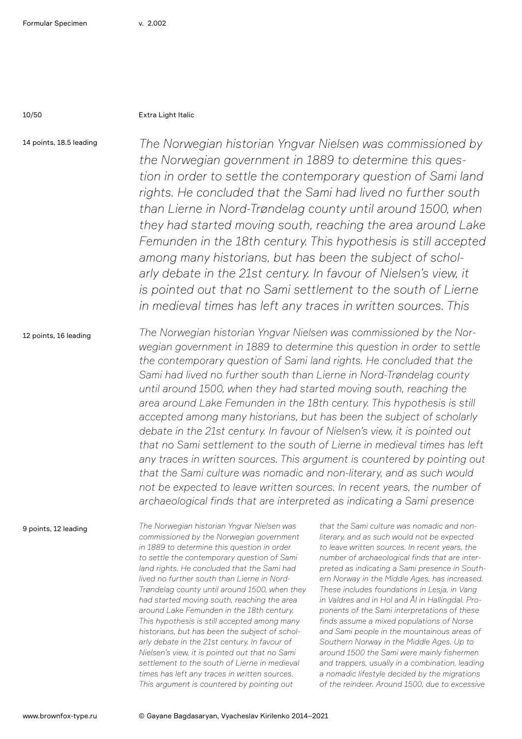Extra Light Italic

14 points, 18.5 leading

*The Norwegian historian Yngvar Nielsen was commissioned by the Norwegian government in 1889 to determine this question in order to settle the contemporary question of Sami land rights. He concluded that the Sami had lived no further south than Lierne in Nord-Trøndelag county until around 1500, when they had started moving south, reaching the area around Lake Femunden in the 18th century. This hypothesis is still accepted among many historians, but has been the subject of scholarly debate in the 21st century. In favour of Nielsen's view, it is pointed out that no Sami settlement to the south of Lierne in medieval times has left any traces in written sources. This*

12 points, 16 leading

*The Norwegian historian Yngvar Nielsen was commissioned by the Norwegian government in 1889 to determine this question in order to settle the contemporary question of Sami land rights. He concluded that the Sami had lived no further south than Lierne in Nord-Trøndelag county until around 1500, when they had started moving south, reaching the area around Lake Femunden in the 18th century. This hypothesis is still accepted among many historians, but has been the subject of scholarly debate in the 21st century. In favour of Nielsen's view, it is pointed out that no Sami settlement to the south of Lierne in medieval times has left any traces in written sources. This argument is countered by pointing out that the Sami culture was nomadic and non-literary, and as such would not be expected to leave written sources. In recent years, the number of archaeological finds that are interpreted as indicating a Sami presence*

9 points, 12 leading

*The Norwegian historian Yngvar Nielsen was commissioned by the Norwegian government in 1889 to determine this question in order to settle the contemporary question of Sami land rights. He concluded that the Sami had lived no further south than Lierne in Nord-Trøndelag county until around 1500, when they had started moving south, reaching the area around Lake Femunden in the 18th century. This hypothesis is still accepted among many historians, but has been the subject of scholarly debate in the 21st century. In favour of Nielsen's view, it is pointed out that no Sami settlement to the south of Lierne in medieval times has left any traces in written sources. This argument is countered by pointing out that the Sami culture was nomadic and non-literary, and as such would not be expected to leave written sources. In recent years, the number of archaeological finds that are interpreted as indicating a Sami presence in Southern Norway in the Middle Ages, has increased. These includes foundations in Lesja, in Vang in Valdres and in Hol and Ål in Hallingdal. Proponents of the Sami interpretations of these finds assume a mixed populations of Norse and Sami people in the mountainous areas of Southern Norway in the Middle Ages. Up to around 1500 the Sami were mainly fishermen and trappers, usually in a combination, leading a nomadic lifestyle decided by the migrations of the reindeer. Around 1500, due to excessive*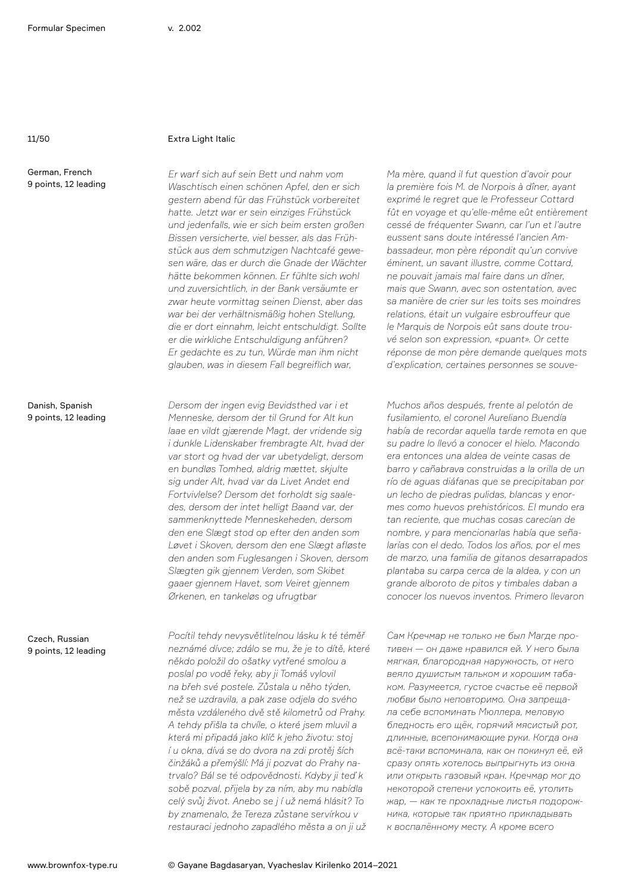Extra Light Italic

German, French
9 points, 12 leading

*Er warf sich auf sein Bett und nahm vom Waschtisch einen schönen Apfel, den er sich gestern abend für das Frühstück vorbereitet hatte. Jetzt war er sein einziges Frühstück und jedenfalls, wie er sich beim ersten großen Bissen versicherte, viel besser, als das Frühstück aus dem schmutzigen Nachtcafé gewesen wäre, das er durch die Gnade der Wächter hätte bekommen können. Er fühlte sich wohl und zuversichtlich, in der Bank versäumte er zwar heute vormittag seinen Dienst, aber das war bei der verhältnismäßig hohen Stellung, die er dort einnahm, leicht entschuldigt. Sollte er die wirkliche Entschuldigung anführen? Er gedachte es zu tun, Würde man ihm nicht glauben, was in diesem Fall begreiflich war,*

*Ma mère, quand il fut question d'avoir pour la première fois M. de Norpois à dîner, ayant exprimé le regret que le Professeur Cottard fût en voyage et qu'elle-même eût entièrement cessé de fréquenter Swann, car l'un et l'autre eussent sans doute intéressé l'ancien Ambassadeur, mon père répondit qu'un convive éminent, un savant illustre, comme Cottard, ne pouvait jamais mal faire dans un dîner, mais que Swann, avec son ostentation, avec sa manière de crier sur les toits ses moindres relations, était un vulgaire esbrouffeur que le Marquis de Norpois eût sans doute trouvé selon son expression, «puant». Or cette réponse de mon père demande quelques mots d'explication, certaines personnes se souve-*

Danish, Spanish
9 points, 12 leading

*Dersom der ingen evig Bevidsthed var i et Menneske, dersom der til Grund for Alt kun laae en vildt gjærende Magt, der vridende sig i dunkle Lidenskaber frembragte Alt, hvad der var stort og hvad der var ubetydeligt, dersom en bundløs Tomhed, aldrig mættet, skjulte sig under Alt, hvad var da Livet Andet end Fortvivlelse? Dersom det forholdt sig saaledes, dersom der intet helligt Baand var, der sammenknyttede Menneskeheden, dersom den ene Slægt stod op efter den anden som Løvet i Skoven, dersom den ene Slægt afløste den anden som Fuglesangen i Skoven, dersom Slægten gik gjennem Verden, som Skibet gaaer gjennem Havet, som Veiret gjennem Ørkenen, en tankeløs og ufrugtbar*

*Muchos años después, frente al pelotón de fusilamiento, el coronel Aureliano Buendía había de recordar aquella tarde remota en que su padre lo llevó a conocer el hielo. Macondo era entonces una aldea de veinte casas de barro y cañabrava construidas a la orilla de un río de aguas diáfanas que se precipitaban por un lecho de piedras pulidas, blancas y enormes como huevos prehistóricos. El mundo era tan reciente, que muchas cosas carecían de nombre, y para mencionarlas había que señalarías con el dedo. Todos los años, por el mes de marzo, una familia de gitanos desarrapados plantaba su carpa cerca de la aldea, y con un grande alboroto de pitos y timbales daban a conocer los nuevos inventos. Primero llevaron*

Czech, Russian
9 points, 12 leading

*Pocítil tehdy nevysvětlitelnou lásku k té téměř neznámé dívce; zdálo se mu, že je to dítě, které někdo položil do ošatky vytřené smolou a poslal po vodě řeky, aby ji Tomáš vylovil na břeh své postele. Zůstala u něho týden, než se uzdravila, a pak zase odjela do svého města vzdáleného dvě stě kilometrů od Prahy. A tehdy přišla ta chvíle, o které jsem mluvil a která mi připadá jako klíč k jeho životu: stoj í u okna, dívá se do dvora na zdi protěj ších činžáků a přemýšlí: Má ji pozvat do Prahy natrvalo? Bál se té odpovědnosti. Kdyby ji teď k sobě pozval, přijela by za ním, aby mu nabídla celý svůj život. Anebo se j í už nemá hlásit? To by znamenalo, že Tereza zůstane servírkou v restauraci jednoho zapadlého města a on ji už*

*Сам Кречмар не только не был Магде противен — он даже нравился ей. У него была мягкая, благородная наружность, от него веяло душистым тальком и хорошим табаком. Разумеется, густое счастье её первой любви было неповторимо. Она запрещала себе вспоминать Мюллера, меловую бледность его щёк, горячий мясистый рот, длинные, всепонимающие руки. Когда она всё-таки вспоминала, как он покинул её, ей сразу опять хотелось выпрыгнуть из окна или открыть газовый кран. Кречмар мог до некоторой степени успокоить её, утолить жар, — как те прохладные листья подорожника, которые так приятно прикладывать к воспалённому месту. А кроме всего*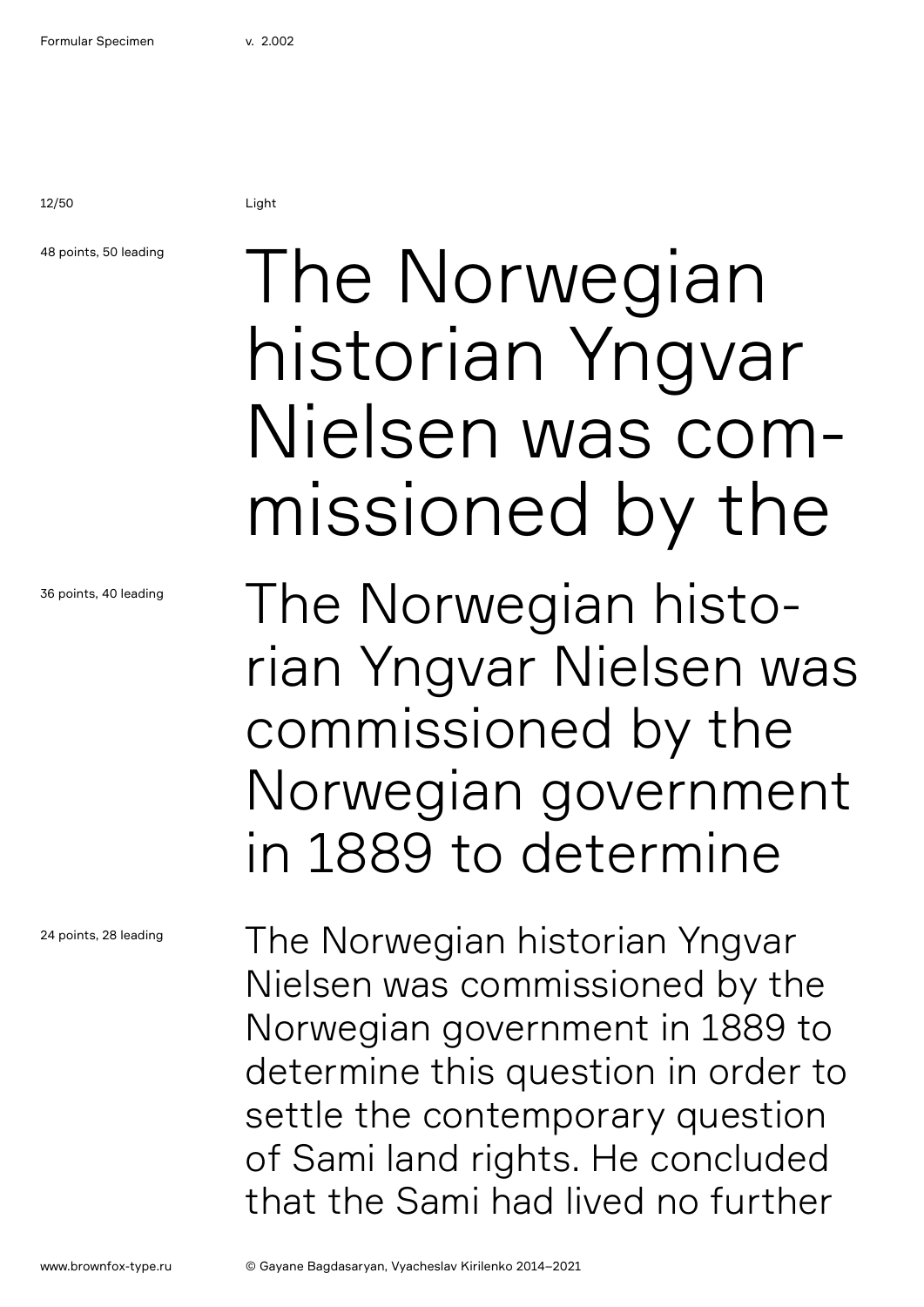Light

48 points, 50 leading

The Norwegian historian Yngvar Nielsen was com-missioned by the

36 points, 40 leading

The Norwegian histo-rian Yngvar Nielsen was commissioned by the Norwegian government in 1889 to determine

24 points, 28 leading

The Norwegian historian Yngvar Nielsen was commissioned by the Norwegian government in 1889 to determine this question in order to settle the contemporary question of Sami land rights. He concluded that the Sami had lived no further

www.brownfox-type.ru

© Gayane Bagdasaryan, Vyacheslav Kirilenko 2014–2021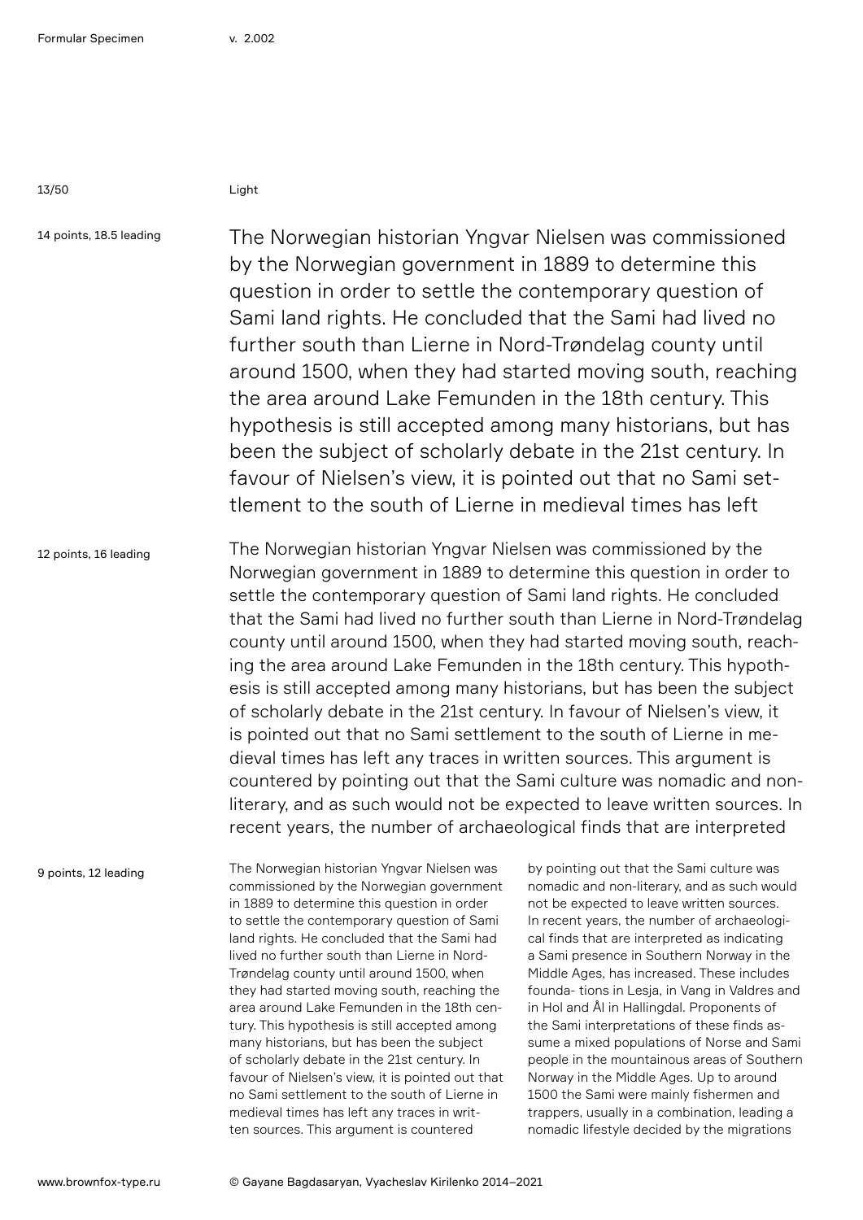Light

14 points, 18.5 leading

The Norwegian historian Yngvar Nielsen was commissioned by the Norwegian government in 1889 to determine this question in order to settle the contemporary question of Sami land rights. He concluded that the Sami had lived no further south than Lierne in Nord-Trøndelag county until around 1500, when they had started moving south, reaching the area around Lake Femunden in the 18th century. This hypothesis is still accepted among many historians, but has been the subject of scholarly debate in the 21st century. In favour of Nielsen's view, it is pointed out that no Sami settlement to the south of Lierne in medieval times has left

12 points, 16 leading

The Norwegian historian Yngvar Nielsen was commissioned by the Norwegian government in 1889 to determine this question in order to settle the contemporary question of Sami land rights. He concluded that the Sami had lived no further south than Lierne in Nord-Trøndelag county until around 1500, when they had started moving south, reaching the area around Lake Femunden in the 18th century. This hypothesis is still accepted among many historians, but has been the subject of scholarly debate in the 21st century. In favour of Nielsen's view, it is pointed out that no Sami settlement to the south of Lierne in medieval times has left any traces in written sources. This argument is countered by pointing out that the Sami culture was nomadic and non-literary, and as such would not be expected to leave written sources. In recent years, the number of archaeological finds that are interpreted

9 points, 12 leading

The Norwegian historian Yngvar Nielsen was commissioned by the Norwegian government in 1889 to determine this question in order to settle the contemporary question of Sami land rights. He concluded that the Sami had lived no further south than Lierne in Nord-Trøndelag county until around 1500, when they had started moving south, reaching the area around Lake Femunden in the 18th century. This hypothesis is still accepted among many historians, but has been the subject of scholarly debate in the 21st century. In favour of Nielsen's view, it is pointed out that no Sami settlement to the south of Lierne in medieval times has left any traces in written sources. This argument is countered by pointing out that the Sami culture was nomadic and non-literary, and as such would not be expected to leave written sources. In recent years, the number of archaeological finds that are interpreted as indicating a Sami presence in Southern Norway in the Middle Ages, has increased. These includes founda- tions in Lesja, in Vang in Valdres and in Hol and Ål in Hallingdal. Proponents of the Sami interpretations of these finds assume a mixed populations of Norse and Sami people in the mountainous areas of Southern Norway in the Middle Ages. Up to around 1500 the Sami were mainly fishermen and trappers, usually in a combination, leading a nomadic lifestyle decided by the migrations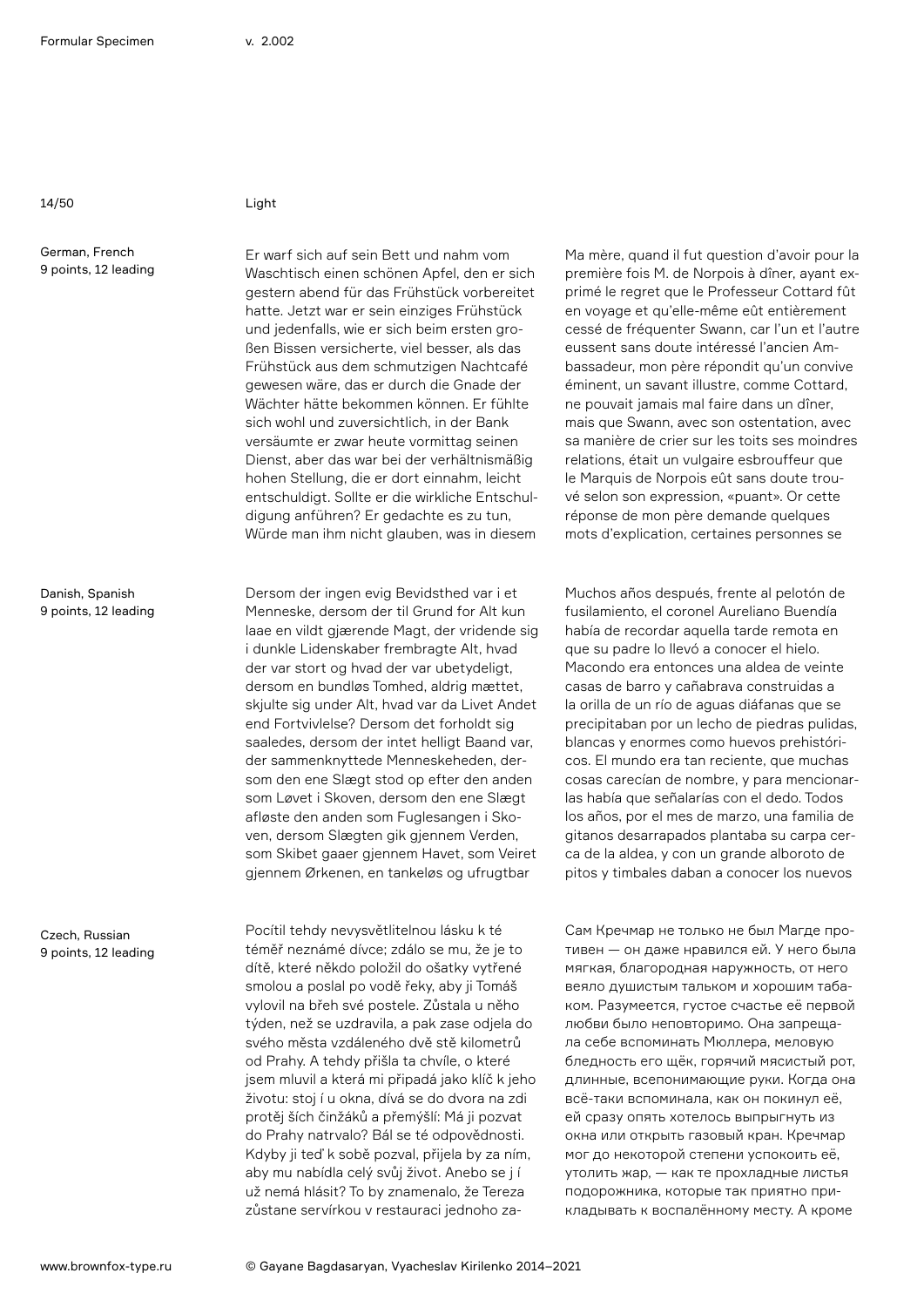Light

German, French
9 points, 12 leading

Er warf sich auf sein Bett und nahm vom Waschtisch einen schönen Apfel, den er sich gestern abend für das Frühstück vorbereitet hatte. Jetzt war er sein einziges Frühstück und jedenfalls, wie er sich beim ersten großen Bissen versicherte, viel besser, als das Frühstück aus dem schmutzigen Nachtcafé gewesen wäre, das er durch die Gnade der Wächter hätte bekommen können. Er fühlte sich wohl und zuversichtlich, in der Bank versäumte er zwar heute vormittag seinen Dienst, aber das war bei der verhältnismäßig hohen Stellung, die er dort einnahm, leicht entschuldigt. Sollte er die wirkliche Entschuldigung anführen? Er gedachte es zu tun, Würde man ihm nicht glauben, was in diesem

Ma mère, quand il fut question d'avoir pour la première fois M. de Norpois à dîner, ayant exprimé le regret que le Professeur Cottard fût en voyage et qu'elle-même eût entièrement cessé de fréquenter Swann, car l'un et l'autre eussent sans doute intéressé l'ancien Ambassadeur, mon père répondit qu'un convive éminent, un savant illustre, comme Cottard, ne pouvait jamais mal faire dans un dîner, mais que Swann, avec son ostentation, avec sa manière de crier sur les toits ses moindres relations, était un vulgaire esbrouffeur que le Marquis de Norpois eût sans doute trouvé selon son expression, «puant». Or cette réponse de mon père demande quelques mots d'explication, certaines personnes se

Danish, Spanish
9 points, 12 leading

Dersom der ingen evig Bevidsthed var i et Menneske, dersom der til Grund for Alt kun laae en vildt gjærende Magt, der vridende sig i dunkle Lidenskaber frembragte Alt, hvad der var stort og hvad der var ubetydeligt, dersom en bundløs Tomhed, aldrig mættet, skjulte sig under Alt, hvad var da Livet Andet end Fortvivlelse? Dersom det forholdt sig saaledes, dersom der intet helligt Baand var, der sammenknyttede Menneskeheden, dersom den ene Slægt stod op efter den anden som Løvet i Skoven, dersom den ene Slægt afløste den anden som Fuglesangen i Skoven, dersom Slægten gik gjennem Verden, som Skibet gaaer gjennem Havet, som Veiret gjennem Ørkenen, en tankeløs og ufrugtbar

Muchos años después, frente al pelotón de fusilamiento, el coronel Aureliano Buendía había de recordar aquella tarde remota en que su padre lo llevó a conocer el hielo. Macondo era entonces una aldea de veinte casas de barro y cañabrava construidas a la orilla de un río de aguas diáfanas que se precipitaban por un lecho de piedras pulidas, blancas y enormes como huevos prehistóricos. El mundo era tan reciente, que muchas cosas carecían de nombre, y para mencionarlas había que señalarías con el dedo. Todos los años, por el mes de marzo, una familia de gitanos desarrapados plantaba su carpa cerca de la aldea, y con un grande alboroto de pitos y timbales daban a conocer los nuevos

Czech, Russian
9 points, 12 leading

Pocítil tehdy nevysvětlitelnou lásku k té téměř neznámé dívce; zdálo se mu, že je to dítě, které někdo položil do ošatky vytřené smolou a poslal po vodě řeky, aby ji Tomáš vylovil na břeh své postele. Zůstala u něho týden, než se uzdravila, a pak zase odjela do svého města vzdáleného dvě stě kilometrů od Prahy. A tehdy přišla ta chvíle, o které jsem mluvil a která mi připadá jako klíč k jeho životu: stoj í u okna, dívá se do dvora na zdi protěj ších činžáků a přemýšlí: Má ji pozvat do Prahy natrvalo? Bál se té odpovědnosti. Kdyby ji teď k sobě pozval, přijela by za ním, aby mu nabídla celý svůj život. Anebo se j í už nemá hlásit? To by znamenalo, že Tereza zůstane servírkou v restauraci jednoho za-

Сам Кречмар не только не был Магде противен — он даже нравился ей. У него была мягкая, благородная наружность, от него веяло душистым тальком и хорошим табаком. Разумеется, густое счастье её первой любви было неповторимо. Она запрещала себе вспоминать Мюллера, меловую бледность его щёк, горячий мясистый рот, длинные, всепонимающие руки. Когда она всё-таки вспоминала, как он покинул её, ей сразу опять хотелось выпрыгнуть из окна или открыть газовый кран. Кречмар мог до некоторой степени успокоить её, утолить жар, — как те прохладные листья подорожника, которые так приятно прикладывать к воспалённому месту. А кроме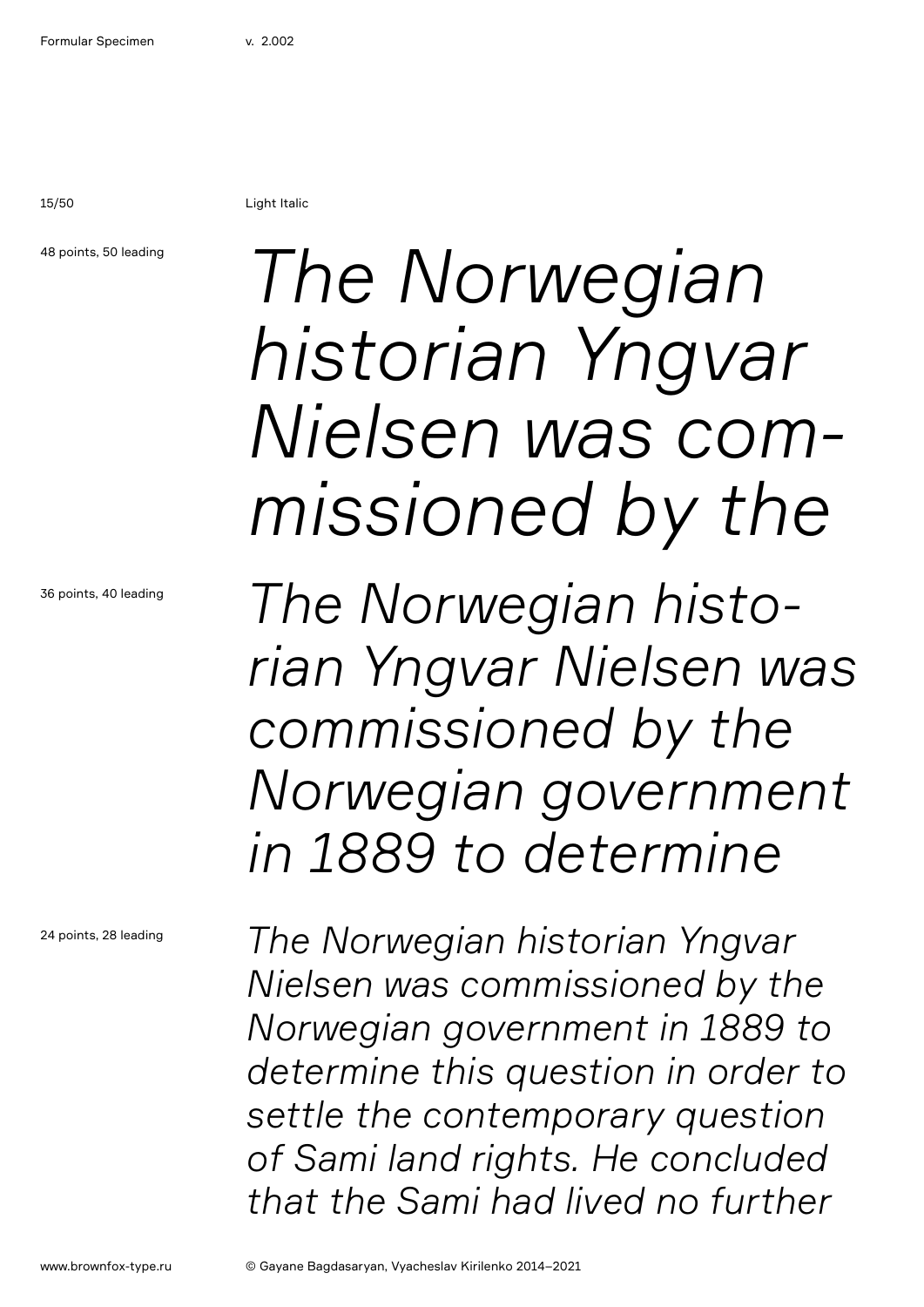Light Italic

48 points, 50 leading

*The Norwegian historian Yngvar Nielsen was com-missioned by the*

36 points, 40 leading

*The Norwegian histo-rian Yngvar Nielsen was commissioned by the Norwegian government in 1889 to determine*

24 points, 28 leading

*The Norwegian historian Yngvar Nielsen was commissioned by the Norwegian government in 1889 to determine this question in order to settle the contemporary question of Sami land rights. He concluded that the Sami had lived no further*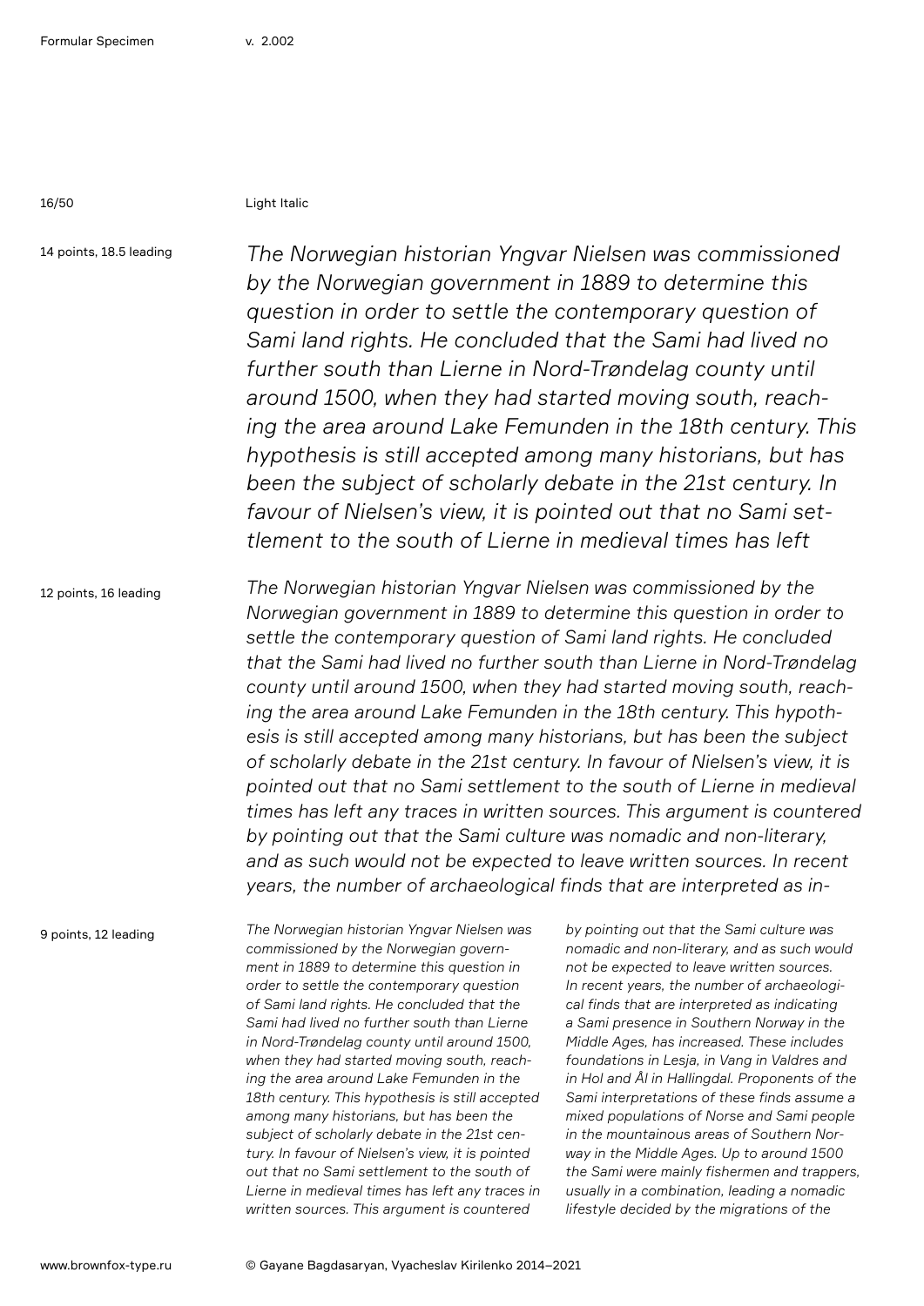Light Italic

14 points, 18.5 leading

*The Norwegian historian Yngvar Nielsen was commissioned by the Norwegian government in 1889 to determine this question in order to settle the contemporary question of Sami land rights. He concluded that the Sami had lived no further south than Lierne in Nord-Trøndelag county until around 1500, when they had started moving south, reaching the area around Lake Femunden in the 18th century. This hypothesis is still accepted among many historians, but has been the subject of scholarly debate in the 21st century. In favour of Nielsen's view, it is pointed out that no Sami settlement to the south of Lierne in medieval times has left*

12 points, 16 leading

*The Norwegian historian Yngvar Nielsen was commissioned by the Norwegian government in 1889 to determine this question in order to settle the contemporary question of Sami land rights. He concluded that the Sami had lived no further south than Lierne in Nord-Trøndelag county until around 1500, when they had started moving south, reaching the area around Lake Femunden in the 18th century. This hypothesis is still accepted among many historians, but has been the subject of scholarly debate in the 21st century. In favour of Nielsen's view, it is pointed out that no Sami settlement to the south of Lierne in medieval times has left any traces in written sources. This argument is countered by pointing out that the Sami culture was nomadic and non-literary, and as such would not be expected to leave written sources. In recent years, the number of archaeological finds that are interpreted as in-*

9 points, 12 leading

*The Norwegian historian Yngvar Nielsen was commissioned by the Norwegian government in 1889 to determine this question in order to settle the contemporary question of Sami land rights. He concluded that the Sami had lived no further south than Lierne in Nord-Trøndelag county until around 1500, when they had started moving south, reaching the area around Lake Femunden in the 18th century. This hypothesis is still accepted among many historians, but has been the subject of scholarly debate in the 21st century. In favour of Nielsen's view, it is pointed out that no Sami settlement to the south of Lierne in medieval times has left any traces in written sources. This argument is countered by pointing out that the Sami culture was nomadic and non-literary, and as such would not be expected to leave written sources. In recent years, the number of archaeological finds that are interpreted as indicating a Sami presence in Southern Norway in the Middle Ages, has increased. These includes foundations in Lesja, in Vang in Valdres and in Hol and Ål in Hallingdal. Proponents of the Sami interpretations of these finds assume a mixed populations of Norse and Sami people in the mountainous areas of Southern Norway in the Middle Ages. Up to around 1500 the Sami were mainly fishermen and trappers, usually in a combination, leading a nomadic lifestyle decided by the migrations of the*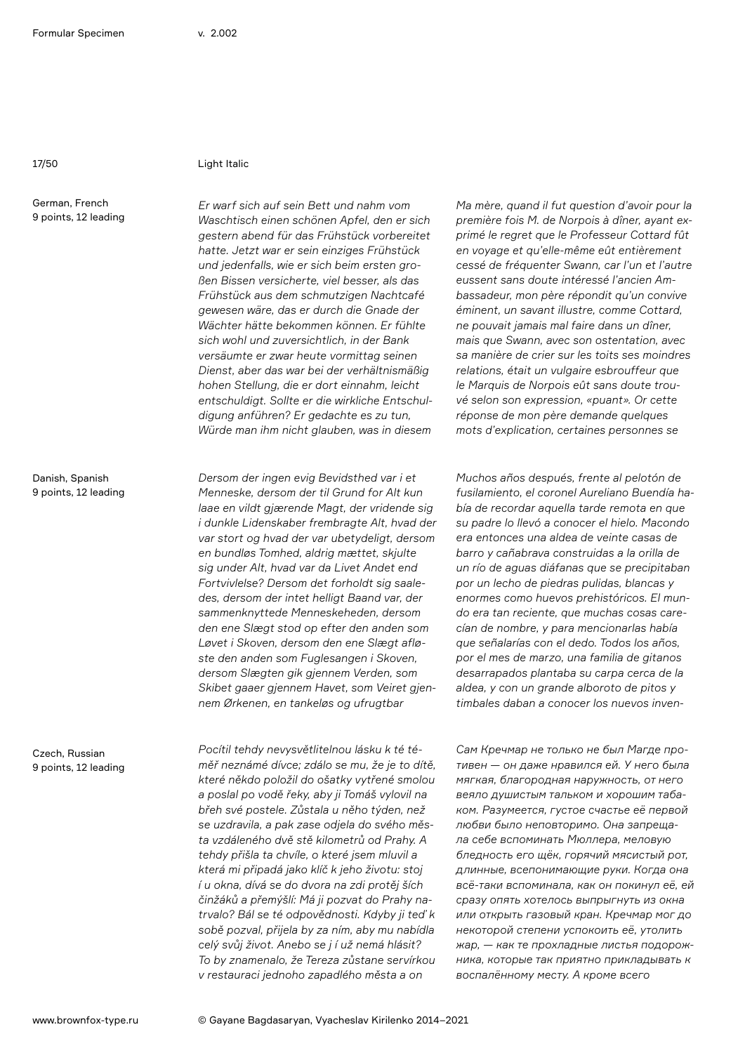Light Italic

German, French
9 points, 12 leading

*Er warf sich auf sein Bett und nahm vom Waschtisch einen schönen Apfel, den er sich gestern abend für das Frühstück vorbereitet hatte. Jetzt war er sein einziges Frühstück und jedenfalls, wie er sich beim ersten großen Bissen versicherte, viel besser, als das Frühstück aus dem schmutzigen Nachtcafé gewesen wäre, das er durch die Gnade der Wächter hätte bekommen können. Er fühlte sich wohl und zuversichtlich, in der Bank versäumte er zwar heute vormittag seinen Dienst, aber das war bei der verhältnismäßig hohen Stellung, die er dort einnahm, leicht entschuldigt. Sollte er die wirkliche Entschuldigung anführen? Er gedachte es zu tun, Würde man ihm nicht glauben, was in diesem*

*Ma mère, quand il fut question d'avoir pour la première fois M. de Norpois à dîner, ayant exprimé le regret que le Professeur Cottard fût en voyage et qu'elle-même eût entièrement cessé de fréquenter Swann, car l'un et l'autre eussent sans doute intéressé l'ancien Ambassadeur, mon père répondit qu'un convive éminent, un savant illustre, comme Cottard, ne pouvait jamais mal faire dans un dîner, mais que Swann, avec son ostentation, avec sa manière de crier sur les toits ses moindres relations, était un vulgaire esbrouffeur que le Marquis de Norpois eût sans doute trouvé selon son expression, «puant». Or cette réponse de mon père demande quelques mots d'explication, certaines personnes se*

Danish, Spanish
9 points, 12 leading

*Dersom der ingen evig Bevidsthed var i et Menneske, dersom der til Grund for Alt kun laae en vildt gjærende Magt, der vridende sig i dunkle Lidenskaber frembragte Alt, hvad der var stort og hvad der var ubetydeligt, dersom en bundløs Tomhed, aldrig mættet, skjulte sig under Alt, hvad var da Livet Andet end Fortvivlelse? Dersom det forholdt sig saaledes, dersom der intet helligt Baand var, der sammenknyttede Menneskeheden, dersom den ene Slægt stod op efter den anden som Løvet i Skoven, dersom den ene Slægt afløste den anden som Fuglesangen i Skoven, dersom Slægten gik gjennem Verden, som Skibet gaaer gjennem Havet, som Veiret gjennem Ørkenen, en tankeløs og ufrugtbar*

*Muchos años después, frente al pelotón de fusilamiento, el coronel Aureliano Buendía había de recordar aquella tarde remota en que su padre lo llevó a conocer el hielo. Macondo era entonces una aldea de veinte casas de barro y cañabrava construidas a la orilla de un río de aguas diáfanas que se precipitaban por un lecho de piedras pulidas, blancas y enormes como huevos prehistóricos. El mundo era tan reciente, que muchas cosas carecían de nombre, y para mencionarlas había que señalarías con el dedo. Todos los años, por el mes de marzo, una familia de gitanos desarrapados plantaba su carpa cerca de la aldea, y con un grande alboroto de pitos y timbales daban a conocer los nuevos inven-*

Czech, Russian
9 points, 12 leading

*Pocítil tehdy nevysvětlitelnou lásku k té téměř neznámé dívce; zdálo se mu, že je to dítě, které někdo položil do ošatky vytřené smolou a poslal po vodě řeky, aby ji Tomáš vylovil na břeh své postele. Zůstala u něho týden, než se uzdravila, a pak zase odjela do svého města vzdáleného dvě stě kilometrů od Prahy. A tehdy přišla ta chvíle, o které jsem mluvil a která mi připadá jako klíč k jeho životu: stoj í u okna, dívá se do dvora na zdi protěj ších činžáků a přemýšlí: Má ji pozvat do Prahy natrvalo? Bál se té odpovědnosti. Kdyby ji teď k sobě pozval, přijela by za ním, aby mu nabídla celý svůj život. Anebo se j í už nemá hlásit? To by znamenalo, že Tereza zůstane servírkou v restauraci jednoho zapadlého města a on*

*Сам Кречмар не только не был Магде противен — он даже нравился ей. У него была мягкая, благородная наружность, от него веяло душистым тальком и хорошим табаком. Разумеется, густое счастье её первой любви было неповторимо. Она запрещала себе вспоминать Мюллера, меловую бледность его щёк, горячий мясистый рот, длинные, всепонимающие руки. Когда она всё-таки вспоминала, как он покинул её, ей сразу опять хотелось выпрыгнуть из окна или открыть газовый кран. Кречмар мог до некоторой степени успокоить её, утолить жар, — как те прохладные листья подорожника, которые так приятно прикладывать к воспалённому месту. А кроме всего*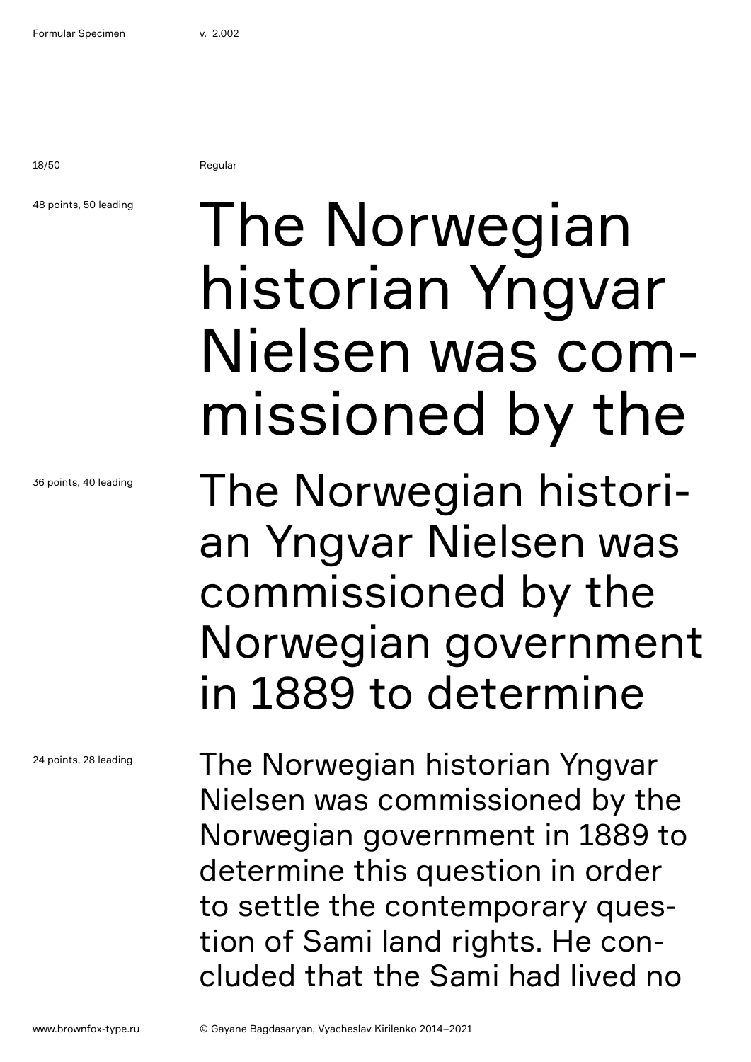Regular

48 points, 50 leading

The Norwegian historian Yngvar Nielsen was com-missioned by the

36 points, 40 leading

The Norwegian histori-an Yngvar Nielsen was commissioned by the Norwegian government in 1889 to determine

24 points, 28 leading

The Norwegian historian Yngvar Nielsen was commissioned by the Norwegian government in 1889 to determine this question in order to settle the contemporary ques-tion of Sami land rights. He con-cluded that the Sami had lived no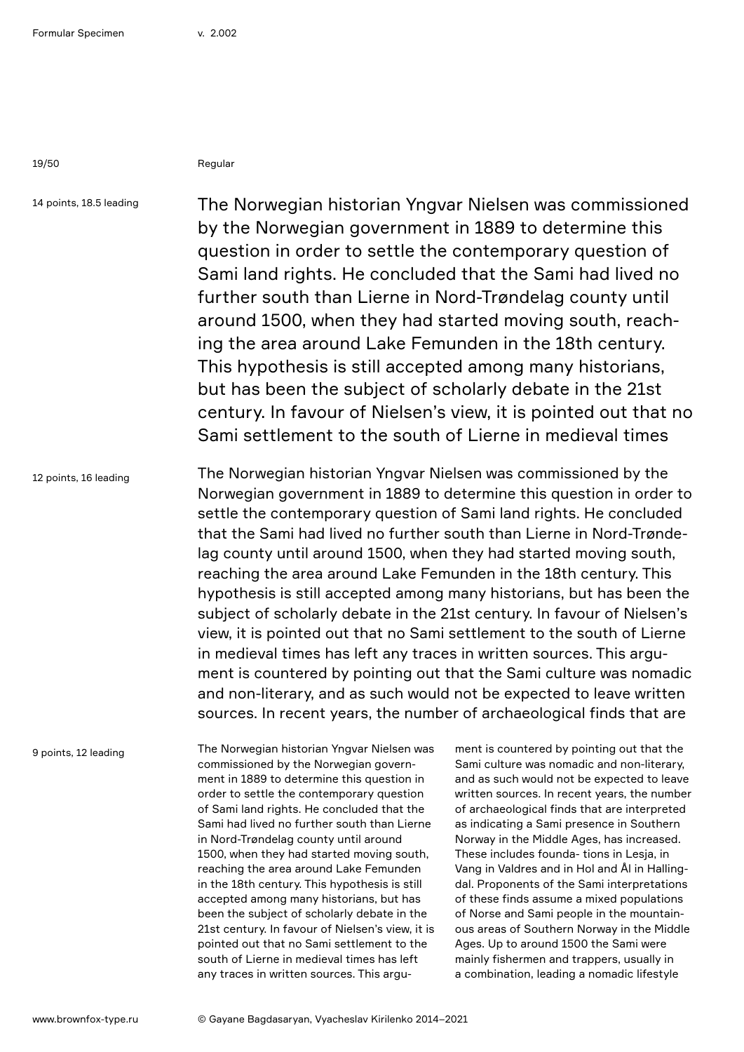Regular

14 points, 18.5 leading

The Norwegian historian Yngvar Nielsen was commissioned by the Norwegian government in 1889 to determine this question in order to settle the contemporary question of Sami land rights. He concluded that the Sami had lived no further south than Lierne in Nord-Trøndelag county until around 1500, when they had started moving south, reaching the area around Lake Femunden in the 18th century. This hypothesis is still accepted among many historians, but has been the subject of scholarly debate in the 21st century. In favour of Nielsen's view, it is pointed out that no Sami settlement to the south of Lierne in medieval times

12 points, 16 leading

The Norwegian historian Yngvar Nielsen was commissioned by the Norwegian government in 1889 to determine this question in order to settle the contemporary question of Sami land rights. He concluded that the Sami had lived no further south than Lierne in Nord-Trøndelag county until around 1500, when they had started moving south, reaching the area around Lake Femunden in the 18th century. This hypothesis is still accepted among many historians, but has been the subject of scholarly debate in the 21st century. In favour of Nielsen's view, it is pointed out that no Sami settlement to the south of Lierne in medieval times has left any traces in written sources. This argument is countered by pointing out that the Sami culture was nomadic and non-literary, and as such would not be expected to leave written sources. In recent years, the number of archaeological finds that are

9 points, 12 leading

The Norwegian historian Yngvar Nielsen was commissioned by the Norwegian government in 1889 to determine this question in order to settle the contemporary question of Sami land rights. He concluded that the Sami had lived no further south than Lierne in Nord-Trøndelag county until around 1500, when they had started moving south, reaching the area around Lake Femunden in the 18th century. This hypothesis is still accepted among many historians, but has been the subject of scholarly debate in the 21st century. In favour of Nielsen's view, it is pointed out that no Sami settlement to the south of Lierne in medieval times has left any traces in written sources. This argument is countered by pointing out that the Sami culture was nomadic and non-literary, and as such would not be expected to leave written sources. In recent years, the number of archaeological finds that are interpreted as indicating a Sami presence in Southern Norway in the Middle Ages, has increased. These includes founda- tions in Lesja, in Vang in Valdres and in Hol and Ål in Hallingdal. Proponents of the Sami interpretations of these finds assume a mixed populations of Norse and Sami people in the mountainous areas of Southern Norway in the Middle Ages. Up to around 1500 the Sami were mainly fishermen and trappers, usually in a combination, leading a nomadic lifestyle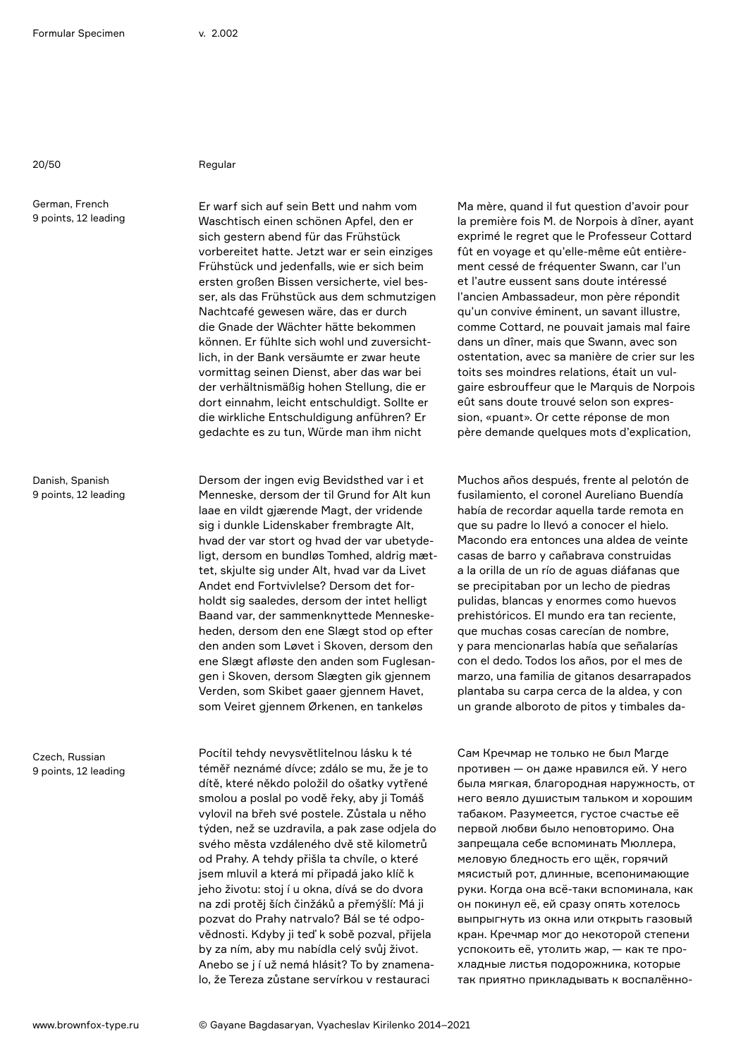Regular

German, French
9 points, 12 leading

Er warf sich auf sein Bett und nahm vom Waschtisch einen schönen Apfel, den er sich gestern abend für das Frühstück vorbereitet hatte. Jetzt war er sein einziges Frühstück und jedenfalls, wie er sich beim ersten großen Bissen versicherte, viel besser, als das Frühstück aus dem schmutzigen Nachtcafé gewesen wäre, das er durch die Gnade der Wächter hätte bekommen können. Er fühlte sich wohl und zuversichtlich, in der Bank versäumte er zwar heute vormittag seinen Dienst, aber das war bei der verhältnismäßig hohen Stellung, die er dort einnahm, leicht entschuldigt. Sollte er die wirkliche Entschuldigung anführen? Er gedachte es zu tun, Würde man ihm nicht

Ma mère, quand il fut question d'avoir pour la première fois M. de Norpois à dîner, ayant exprimé le regret que le Professeur Cottard fût en voyage et qu'elle-même eût entièrement cessé de fréquenter Swann, car l'un et l'autre eussent sans doute intéressé l'ancien Ambassadeur, mon père répondit qu'un convive éminent, un savant illustre, comme Cottard, ne pouvait jamais mal faire dans un dîner, mais que Swann, avec son ostentation, avec sa manière de crier sur les toits ses moindres relations, était un vulgaire esbrouffeur que le Marquis de Norpois eût sans doute trouvé selon son expression, «puant». Or cette réponse de mon père demande quelques mots d'explication,

Danish, Spanish
9 points, 12 leading

Dersom der ingen evig Bevidsthed var i et Menneske, dersom der til Grund for Alt kun laae en vildt gjærende Magt, der vridende sig i dunkle Lidenskaber frembragte Alt, hvad der var stort og hvad der var ubetydeligt, dersom en bundløs Tomhed, aldrig mættet, skjulte sig under Alt, hvad var da Livet Andet end Fortvivlelse? Dersom det forholdt sig saaledes, dersom der intet helligt Baand var, der sammenknyttede Menneskeheden, dersom den ene Slægt stod op efter den anden som Løvet i Skoven, dersom den ene Slægt afløste den anden som Fuglesangen i Skoven, dersom Slægten gik gjennem Verden, som Skibet gaaer gjennem Havet, som Veiret gjennem Ørkenen, en tankeløs

Muchos años después, frente al pelotón de fusilamiento, el coronel Aureliano Buendía había de recordar aquella tarde remota en que su padre lo llevó a conocer el hielo. Macondo era entonces una aldea de veinte casas de barro y cañabrava construidas a la orilla de un río de aguas diáfanas que se precipitaban por un lecho de piedras pulidas, blancas y enormes como huevos prehistóricos. El mundo era tan reciente, que muchas cosas carecían de nombre, y para mencionarlas había que señalarías con el dedo. Todos los años, por el mes de marzo, una familia de gitanos desarrapados plantaba su carpa cerca de la aldea, y con un grande alboroto de pitos y timbales da-

Czech, Russian
9 points, 12 leading

Pocítil tehdy nevysvětlitelnou lásku k té téměř neznámé dívce; zdálo se mu, že je to dítě, které někdo položil do ošatky vytřené smolou a poslal po vodě řeky, aby ji Tomáš vylovil na břeh své postele. Zůstala u něho týden, než se uzdravila, a pak zase odjela do svého města vzdáleného dvě stě kilometrů od Prahy. A tehdy přišla ta chvíle, o které jsem mluvil a která mi připadá jako klíč k jeho životu: stoj í u okna, dívá se do dvora na zdi protěj ších činžáků a přemýšlí: Má ji pozvat do Prahy natrvalo? Bál se té odpovědnosti. Kdyby ji teď k sobě pozval, přijela by za ním, aby mu nabídla celý svůj život. Anebo se j í už nemá hlásit? To by znamenalo, že Tereza zůstane servírkou v restauraci

Сам Кречмар не только не был Магде противен — он даже нравился ей. У него была мягкая, благородная наружность, от него веяло душистым тальком и хорошим табаком. Разумеется, густое счастье её первой любви было неповторимо. Она запрещала себе вспоминать Мюллера, меловую бледность его щёк, горячий мясистый рот, длинные, всепонимающие руки. Когда она всё-таки вспоминала, как он покинул её, ей сразу опять хотелось выпрыгнуть из окна или открыть газовый кран. Кречмар мог до некоторой степени успокоить её, утолить жар, — как те прохладные листья подорожника, которые так приятно прикладывать к воспалённо-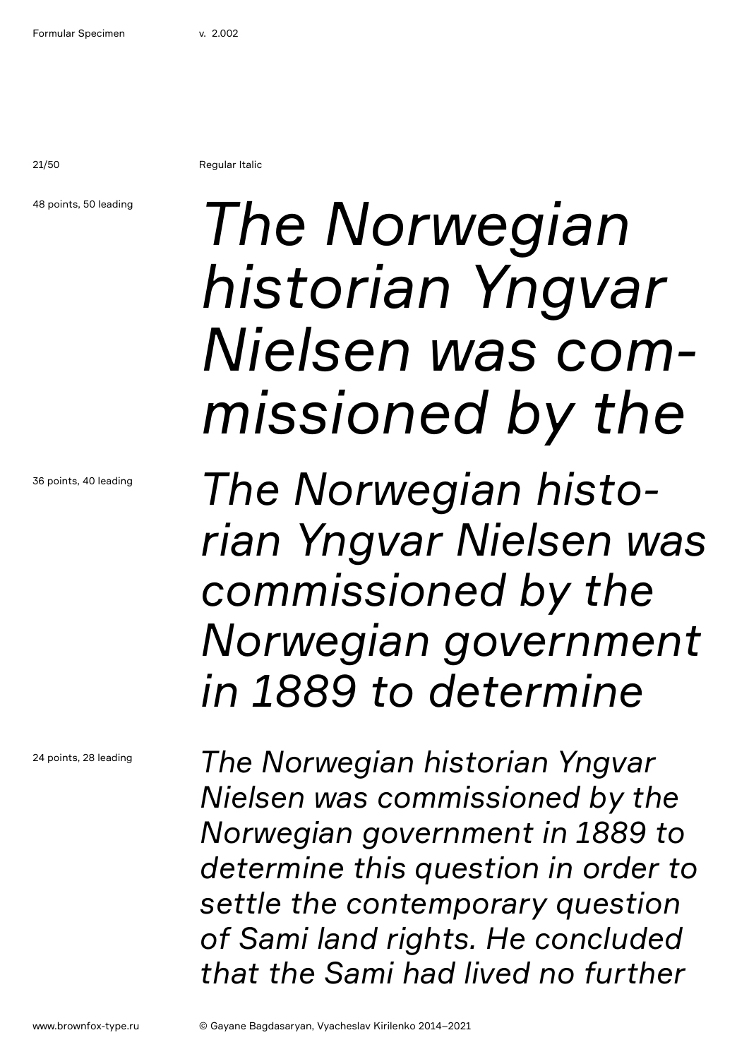Regular Italic

48 points, 50 leading

*The Norwegian historian Yngvar Nielsen was com-missioned by the*

36 points, 40 leading

*The Norwegian histo-rian Yngvar Nielsen was commissioned by the Norwegian government in 1889 to determine*

24 points, 28 leading

*The Norwegian historian Yngvar Nielsen was commissioned by the Norwegian government in 1889 to determine this question in order to settle the contemporary question of Sami land rights. He concluded that the Sami had lived no further*

www.brownfox-type.ru

© Gayane Bagdasaryan, Vyacheslav Kirilenko 2014–2021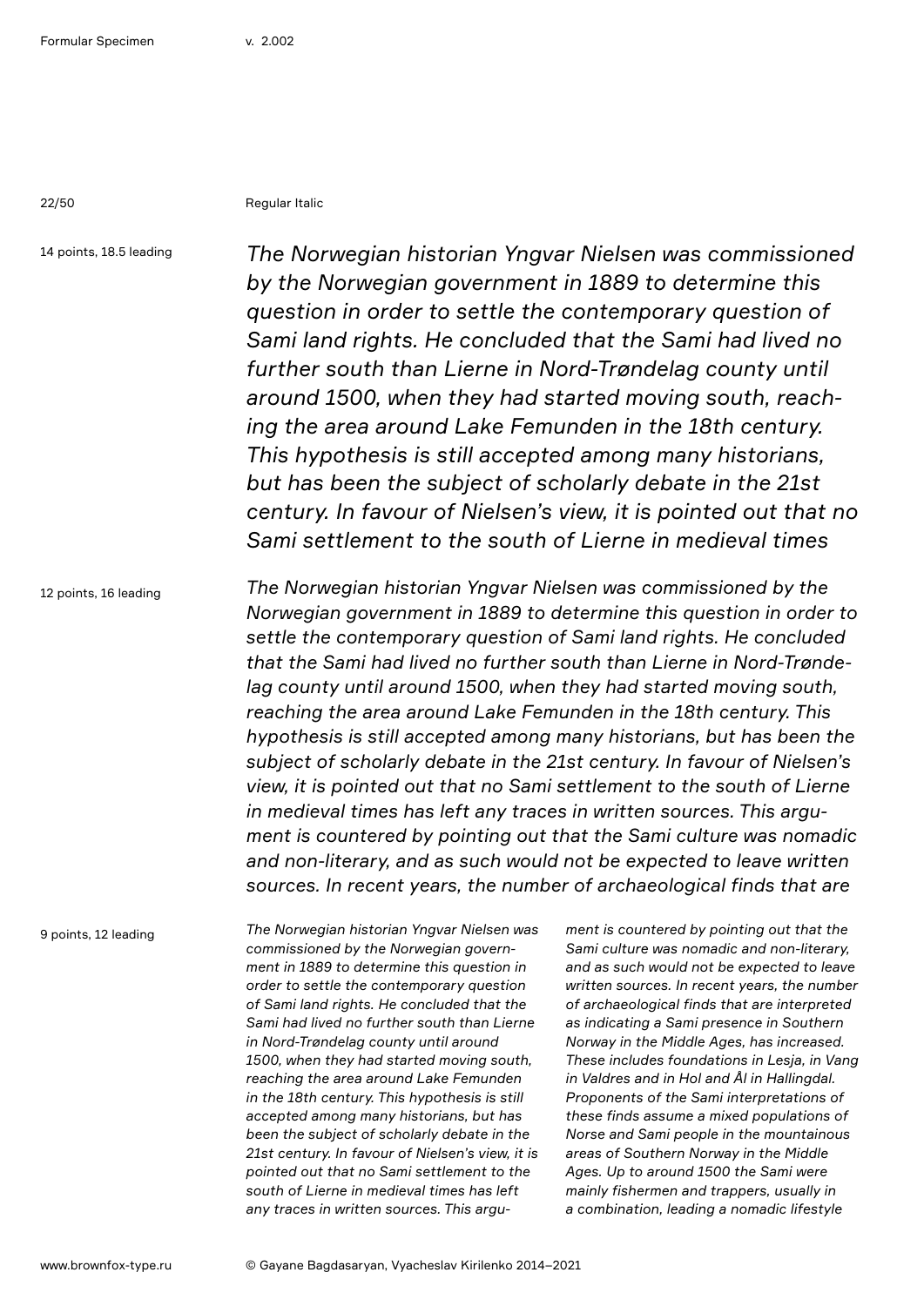Regular Italic

14 points, 18.5 leading

*The Norwegian historian Yngvar Nielsen was commissioned by the Norwegian government in 1889 to determine this question in order to settle the contemporary question of Sami land rights. He concluded that the Sami had lived no further south than Lierne in Nord-Trøndelag county until around 1500, when they had started moving south, reaching the area around Lake Femunden in the 18th century. This hypothesis is still accepted among many historians, but has been the subject of scholarly debate in the 21st century. In favour of Nielsen's view, it is pointed out that no Sami settlement to the south of Lierne in medieval times*

12 points, 16 leading

*The Norwegian historian Yngvar Nielsen was commissioned by the Norwegian government in 1889 to determine this question in order to settle the contemporary question of Sami land rights. He concluded that the Sami had lived no further south than Lierne in Nord-Trøndelag county until around 1500, when they had started moving south, reaching the area around Lake Femunden in the 18th century. This hypothesis is still accepted among many historians, but has been the subject of scholarly debate in the 21st century. In favour of Nielsen's view, it is pointed out that no Sami settlement to the south of Lierne in medieval times has left any traces in written sources. This argument is countered by pointing out that the Sami culture was nomadic and non-literary, and as such would not be expected to leave written sources. In recent years, the number of archaeological finds that are*

9 points, 12 leading

*The Norwegian historian Yngvar Nielsen was commissioned by the Norwegian government in 1889 to determine this question in order to settle the contemporary question of Sami land rights. He concluded that the Sami had lived no further south than Lierne in Nord-Trøndelag county until around 1500, when they had started moving south, reaching the area around Lake Femunden in the 18th century. This hypothesis is still accepted among many historians, but has been the subject of scholarly debate in the 21st century. In favour of Nielsen's view, it is pointed out that no Sami settlement to the south of Lierne in medieval times has left any traces in written sources. This argument is countered by pointing out that the Sami culture was nomadic and non-literary, and as such would not be expected to leave written sources. In recent years, the number of archaeological finds that are interpreted as indicating a Sami presence in Southern Norway in the Middle Ages, has increased. These includes foundations in Lesja, in Vang in Valdres and in Hol and Ål in Hallingdal. Proponents of the Sami interpretations of these finds assume a mixed populations of Norse and Sami people in the mountainous areas of Southern Norway in the Middle Ages. Up to around 1500 the Sami were mainly fishermen and trappers, usually in a combination, leading a nomadic lifestyle*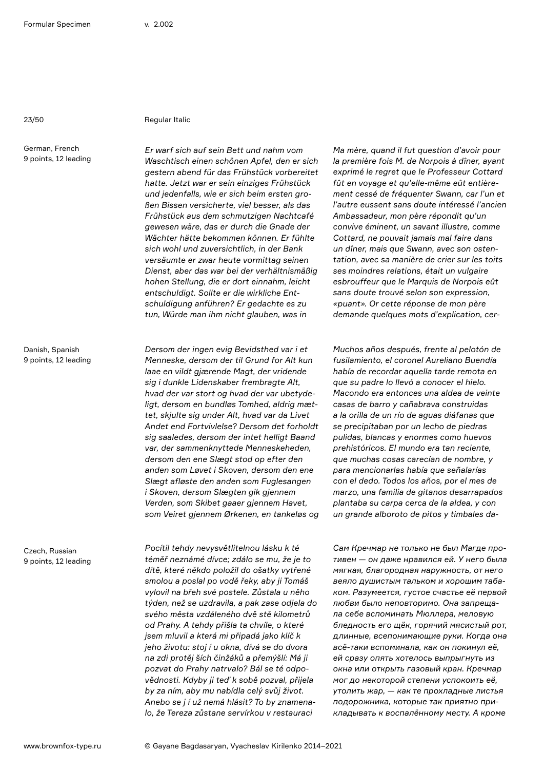Regular Italic

German, French
9 points, 12 leading

*Er warf sich auf sein Bett und nahm vom Waschtisch einen schönen Apfel, den er sich gestern abend für das Frühstück vorbereitet hatte. Jetzt war er sein einziges Frühstück und jedenfalls, wie er sich beim ersten großen Bissen versicherte, viel besser, als das Frühstück aus dem schmutzigen Nachtcafé gewesen wäre, das er durch die Gnade der Wächter hätte bekommen können. Er fühlte sich wohl und zuversichtlich, in der Bank versäumte er zwar heute vormittag seinen Dienst, aber das war bei der verhältnismäßig hohen Stellung, die er dort einnahm, leicht entschuldigt. Sollte er die wirkliche Entschuldigung anführen? Er gedachte es zu tun, Würde man ihm nicht glauben, was in*

*Ma mère, quand il fut question d'avoir pour la première fois M. de Norpois à dîner, ayant exprimé le regret que le Professeur Cottard fût en voyage et qu'elle-même eût entièrement cessé de fréquenter Swann, car l'un et l'autre eussent sans doute intéressé l'ancien Ambassadeur, mon père répondit qu'un convive éminent, un savant illustre, comme Cottard, ne pouvait jamais mal faire dans un dîner, mais que Swann, avec son ostentation, avec sa manière de crier sur les toits ses moindres relations, était un vulgaire esbrouffeur que le Marquis de Norpois eût sans doute trouvé selon son expression, «puant». Or cette réponse de mon père demande quelques mots d'explication, cer-*

Danish, Spanish
9 points, 12 leading

*Dersom der ingen evig Bevidsthed var i et Menneske, dersom der til Grund for Alt kun laae en vildt gjærende Magt, der vridende sig i dunkle Lidenskaber frembragte Alt, hvad der var stort og hvad der var ubetydeligt, dersom en bundløs Tomhed, aldrig mættet, skjulte sig under Alt, hvad var da Livet Andet end Fortvivlelse? Dersom det forholdt sig saaledes, dersom der intet helligt Baand var, der sammenknyttede Menneskeheden, dersom den ene Slægt stod op efter den anden som Løvet i Skoven, dersom den ene Slægt afløste den anden som Fuglesangen i Skoven, dersom Slægten gik gjennem Verden, som Skibet gaaer gjennem Havet, som Veiret gjennem Ørkenen, en tankeløs og*

*Muchos años después, frente al pelotón de fusilamiento, el coronel Aureliano Buendía había de recordar aquella tarde remota en que su padre lo llevó a conocer el hielo. Macondo era entonces una aldea de veinte casas de barro y cañabrava construidas a la orilla de un río de aguas diáfanas que se precipitaban por un lecho de piedras pulidas, blancas y enormes como huevos prehistóricos. El mundo era tan reciente, que muchas cosas carecían de nombre, y para mencionarlas había que señalarías con el dedo. Todos los años, por el mes de marzo, una familia de gitanos desarrapados plantaba su carpa cerca de la aldea, y con un grande alboroto de pitos y timbales da-*

Czech, Russian
9 points, 12 leading

*Pocítil tehdy nevysvětlitelnou lásku k té téměř neznámé dívce; zdálo se mu, že je to dítě, které někdo položil do ošatky vytřené smolou a poslal po vodě řeky, aby ji Tomáš vylovil na břeh své postele. Zůstala u něho týden, než se uzdravila, a pak zase odjela do svého města vzdáleného dvě stě kilometrů od Prahy. A tehdy přišla ta chvíle, o které jsem mluvil a která mi připadá jako klíč k jeho životu: stoj í u okna, dívá se do dvora na zdi protěj ších činžáků a přemýšlí: Má ji pozvat do Prahy natrvalo? Bál se té odpovědnosti. Kdyby ji teď k sobě pozval, přijela by za ním, aby mu nabídla celý svůj život. Anebo se j í už nemá hlásit? To by znamenalo, že Tereza zůstane servírkou v restauraci*

*Сам Кречмар не только не был Магде противен — он даже нравился ей. У него была мягкая, благородная наружность, от него веяло душистым тальком и хорошим табаком. Разумеется, густое счастье её первой любви было неповторимо. Она запрещала себе вспоминать Мюллера, меловую бледность его щёк, горячий мясистый рот, длинные, всепонимающие руки. Когда она всё-таки вспоминала, как он покинул её, ей сразу опять хотелось выпрыгнуть из окна или открыть газовый кран. Кречмар мог до некоторой степени успокоить её, утолить жар, — как те прохладные листья подорожника, которые так приятно прикладывать к воспалённому месту. А кроме*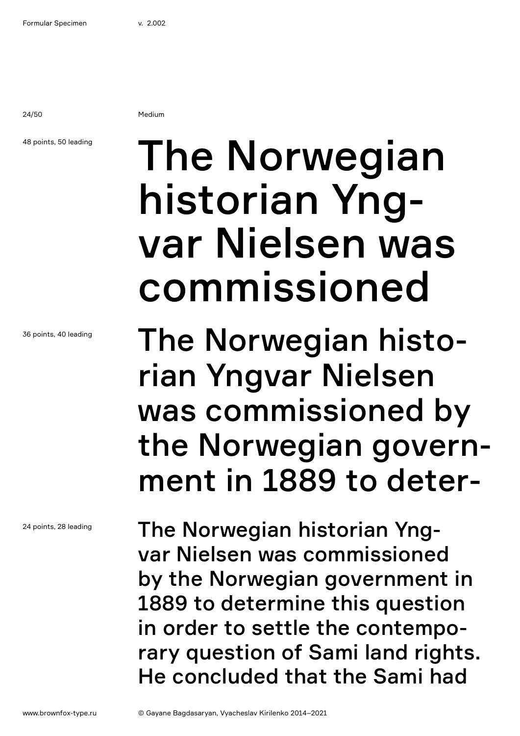Medium

48 points, 50 leading

The Norwegian historian Yng-
var Nielsen was commissioned

36 points, 40 leading

The Norwegian histo-
rian Yngvar Nielsen was commissioned by the Norwegian govern-
ment in 1889 to deter-

24 points, 28 leading

The Norwegian historian Yng-
var Nielsen was commissioned by the Norwegian government in 1889 to determine this question in order to settle the contempo-
rary question of Sami land rights. He concluded that the Sami had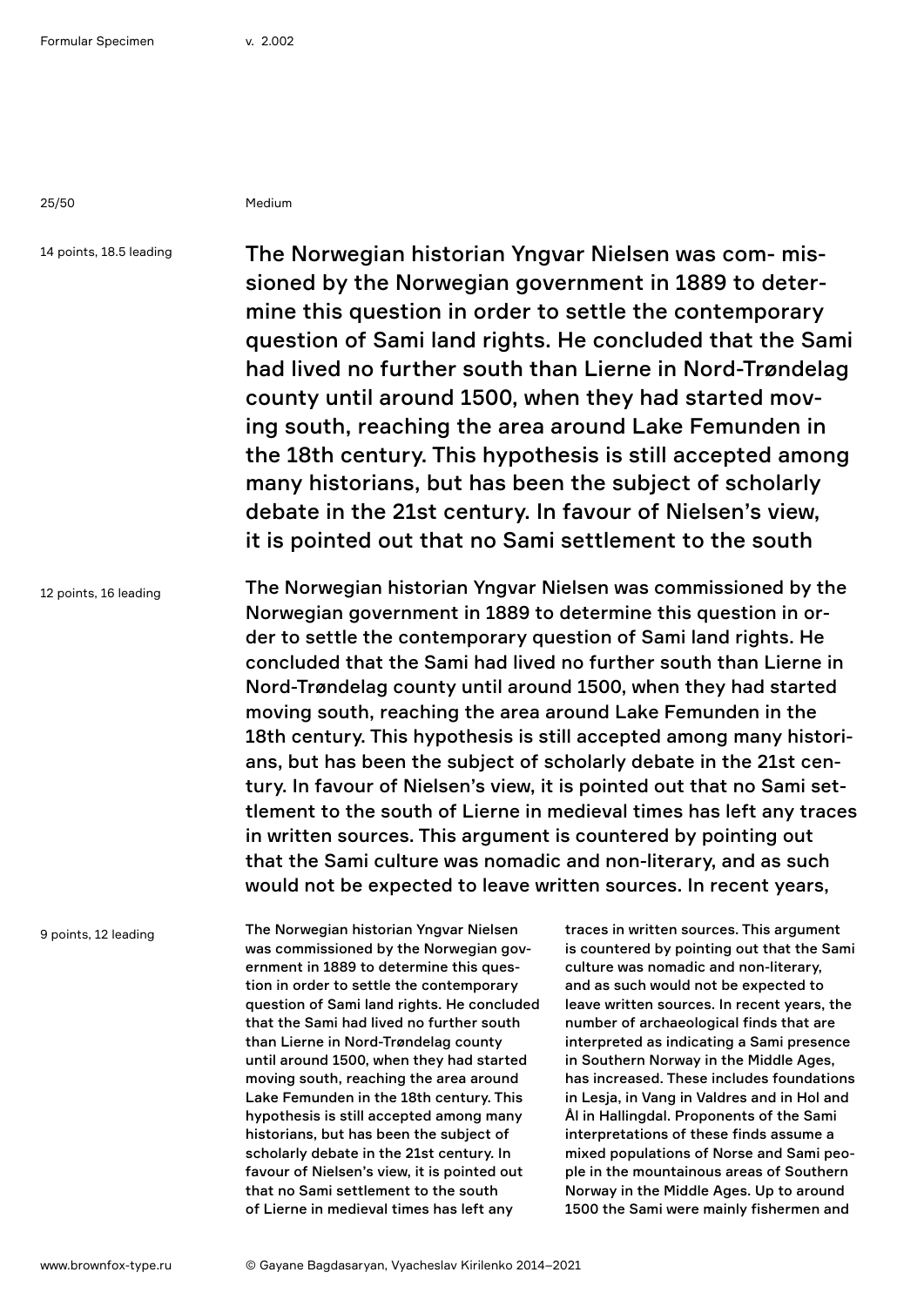Medium

14 points, 18.5 leading

The Norwegian historian Yngvar Nielsen was com- missioned by the Norwegian government in 1889 to determine this question in order to settle the contemporary question of Sami land rights. He concluded that the Sami had lived no further south than Lierne in Nord-Trøndelag county until around 1500, when they had started moving south, reaching the area around Lake Femunden in the 18th century. This hypothesis is still accepted among many historians, but has been the subject of scholarly debate in the 21st century. In favour of Nielsen's view, it is pointed out that no Sami settlement to the south

12 points, 16 leading

The Norwegian historian Yngvar Nielsen was commissioned by the Norwegian government in 1889 to determine this question in order to settle the contemporary question of Sami land rights. He concluded that the Sami had lived no further south than Lierne in Nord-Trøndelag county until around 1500, when they had started moving south, reaching the area around Lake Femunden in the 18th century. This hypothesis is still accepted among many historians, but has been the subject of scholarly debate in the 21st century. In favour of Nielsen's view, it is pointed out that no Sami settlement to the south of Lierne in medieval times has left any traces in written sources. This argument is countered by pointing out that the Sami culture was nomadic and non-literary, and as such would not be expected to leave written sources. In recent years,

9 points, 12 leading

The Norwegian historian Yngvar Nielsen was commissioned by the Norwegian government in 1889 to determine this question in order to settle the contemporary question of Sami land rights. He concluded that the Sami had lived no further south than Lierne in Nord-Trøndelag county until around 1500, when they had started moving south, reaching the area around Lake Femunden in the 18th century. This hypothesis is still accepted among many historians, but has been the subject of scholarly debate in the 21st century. In favour of Nielsen's view, it is pointed out that no Sami settlement to the south of Lierne in medieval times has left any traces in written sources. This argument is countered by pointing out that the Sami culture was nomadic and non-literary, and as such would not be expected to leave written sources. In recent years, the number of archaeological finds that are interpreted as indicating a Sami presence in Southern Norway in the Middle Ages, has increased. These includes foundations in Lesja, in Vang in Valdres and in Hol and Ål in Hallingdal. Proponents of the Sami interpretations of these finds assume a mixed populations of Norse and Sami people in the mountainous areas of Southern Norway in the Middle Ages. Up to around 1500 the Sami were mainly fishermen and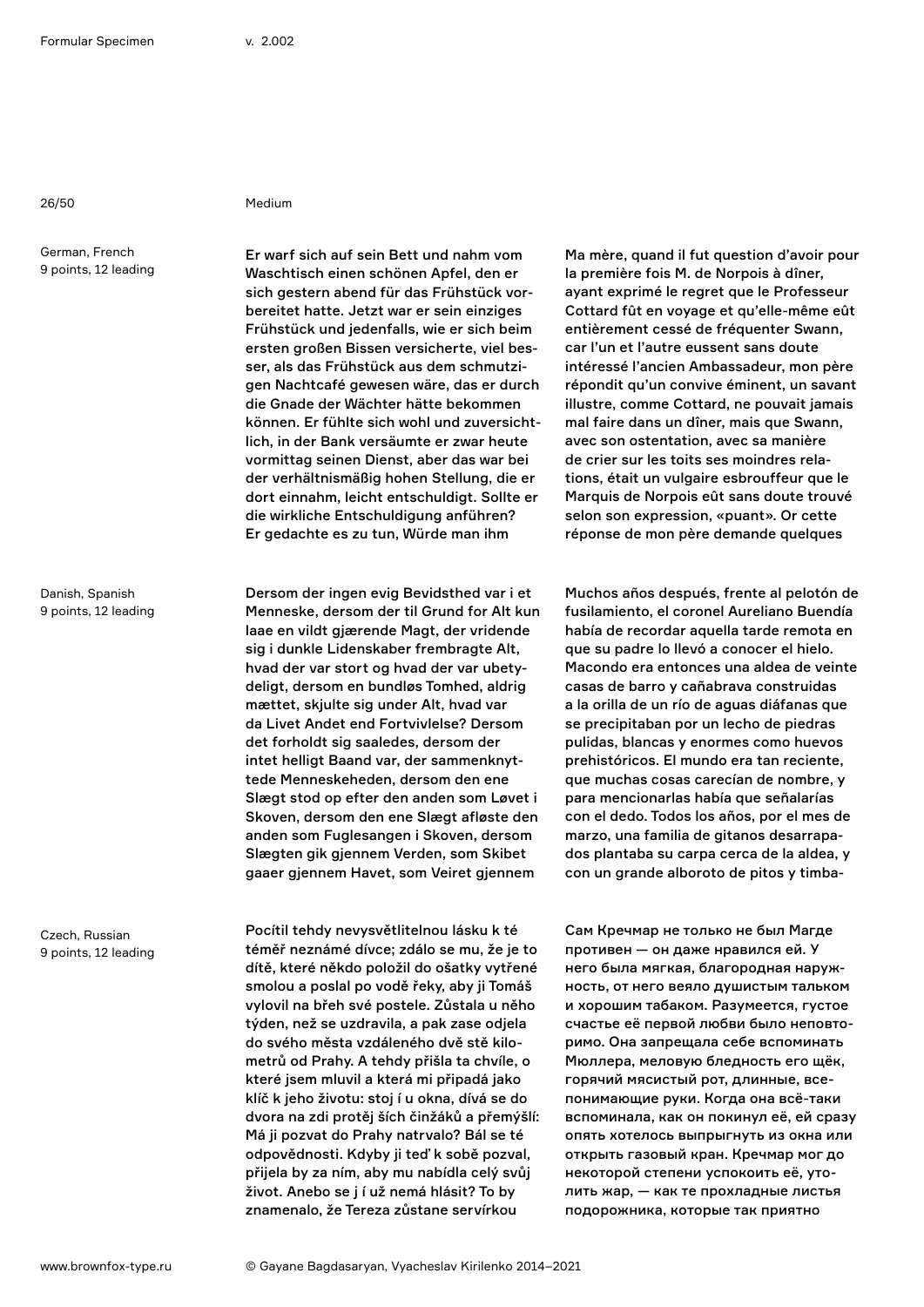Medium

German, French
9 points, 12 leading

Er warf sich auf sein Bett und nahm vom Waschtisch einen schönen Apfel, den er sich gestern abend für das Frühstück vorbereitet hatte. Jetzt war er sein einziges Frühstück und jedenfalls, wie er sich beim ersten großen Bissen versicherte, viel besser, als das Frühstück aus dem schmutzigen Nachtcafé gewesen wäre, das er durch die Gnade der Wächter hätte bekommen können. Er fühlte sich wohl und zuversichtlich, in der Bank versäumte er zwar heute vormittag seinen Dienst, aber das war bei der verhältnismäßig hohen Stellung, die er dort einnahm, leicht entschuldigt. Sollte er die wirkliche Entschuldigung anführen? Er gedachte es zu tun, Würde man ihm

Ma mère, quand il fut question d'avoir pour la première fois M. de Norpois à dîner, ayant exprimé le regret que le Professeur Cottard fût en voyage et qu'elle-même eût entièrement cessé de fréquenter Swann, car l'un et l'autre eussent sans doute intéressé l'ancien Ambassadeur, mon père répondit qu'un convive éminent, un savant illustre, comme Cottard, ne pouvait jamais mal faire dans un dîner, mais que Swann, avec son ostentation, avec sa manière de crier sur les toits ses moindres relations, était un vulgaire esbrouffeur que le Marquis de Norpois eût sans doute trouvé selon son expression, «puant». Or cette réponse de mon père demande quelques

Danish, Spanish
9 points, 12 leading

Dersom der ingen evig Bevidsthed var i et Menneske, dersom der til Grund for Alt kun laae en vildt gjærende Magt, der vridende sig i dunkle Lidenskaber frembragte Alt, hvad der var stort og hvad der var ubetydeligt, dersom en bundløs Tomhed, aldrig mættet, skjulte sig under Alt, hvad var da Livet Andet end Fortvivlelse? Dersom det forholdt sig saaledes, dersom der intet helligt Baand var, der sammenknyttede Menneskeheden, dersom den ene Slægt stod op efter den anden som Løvet i Skoven, dersom den ene Slægt afløste den anden som Fuglesangen i Skoven, dersom Slægten gik gjennem Verden, som Skibet gaaer gjennem Havet, som Veiret gjennem

Muchos años después, frente al pelotón de fusilamiento, el coronel Aureliano Buendía había de recordar aquella tarde remota en que su padre lo llevó a conocer el hielo. Macondo era entonces una aldea de veinte casas de barro y cañabrava construidas a la orilla de un río de aguas diáfanas que se precipitaban por un lecho de piedras pulidas, blancas y enormes como huevos prehistóricos. El mundo era tan reciente, que muchas cosas carecían de nombre, y para mencionarlas había que señalarías con el dedo. Todos los años, por el mes de marzo, una familia de gitanos desarrapados plantaba su carpa cerca de la aldea, y con un grande alboroto de pitos y timba-

Czech, Russian
9 points, 12 leading

Pocítil tehdy nevysvětlitelnou lásku k té téměř neznámé dívce; zdálo se mu, že je to dítě, které někdo položil do ošatky vytřené smolou a poslal po vodě řeky, aby ji Tomáš vylovil na břeh své postele. Zůstala u něho týden, než se uzdravila, a pak zase odjela do svého města vzdáleného dvě stě kilometrů od Prahy. A tehdy přišla ta chvíle, o které jsem mluvil a která mi připadá jako klíč k jeho životu: stoj í u okna, dívá se do dvora na zdi protěj ších činžáků a přemýšlí: Má ji pozvat do Prahy natrvalo? Bál se té odpovědnosti. Kdyby ji teď k sobě pozval, přijela by za ním, aby mu nabídla celý svůj život. Anebo se j í už nemá hlásit? To by znamenalo, že Tereza zůstane servírkou

Сам Кречмар не только не был Магде противен — он даже нравился ей. У него была мягкая, благородная наружность, от него веяло душистым тальком и хорошим табаком. Разумеется, густое счастье её первой любви было неповторимо. Она запрещала себе вспоминать Мюллера, меловую бледность его щёк, горячий мясистый рот, длинные, всепонимающие руки. Когда она всё-таки вспоминала, как он покинул её, ей сразу опять хотелось выпрыгнуть из окна или открыть газовый кран. Кречмар мог до некоторой степени успокоить её, утолить жар, — как те прохладные листья подорожника, которые так приятно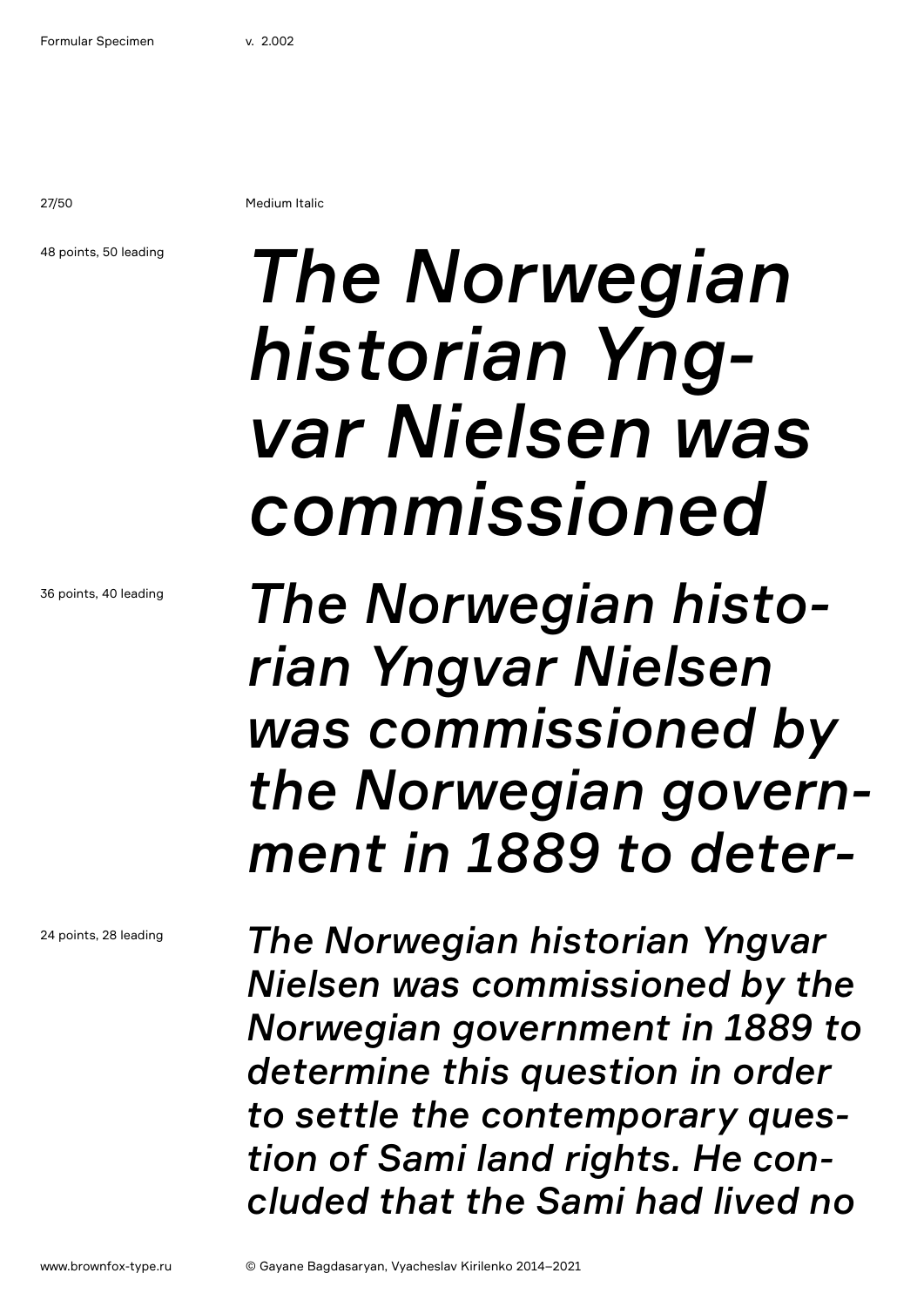Medium Italic

48 points, 50 leading

*The Norwegian historian Yng-var Nielsen was commissioned*

36 points, 40 leading

*The Norwegian histo-rian Yngvar Nielsen was commissioned by the Norwegian govern-ment in 1889 to deter-*

24 points, 28 leading

*The Norwegian historian Yngvar Nielsen was commissioned by the Norwegian government in 1889 to determine this question in order to settle the contemporary ques-tion of Sami land rights. He con-cluded that the Sami had lived no*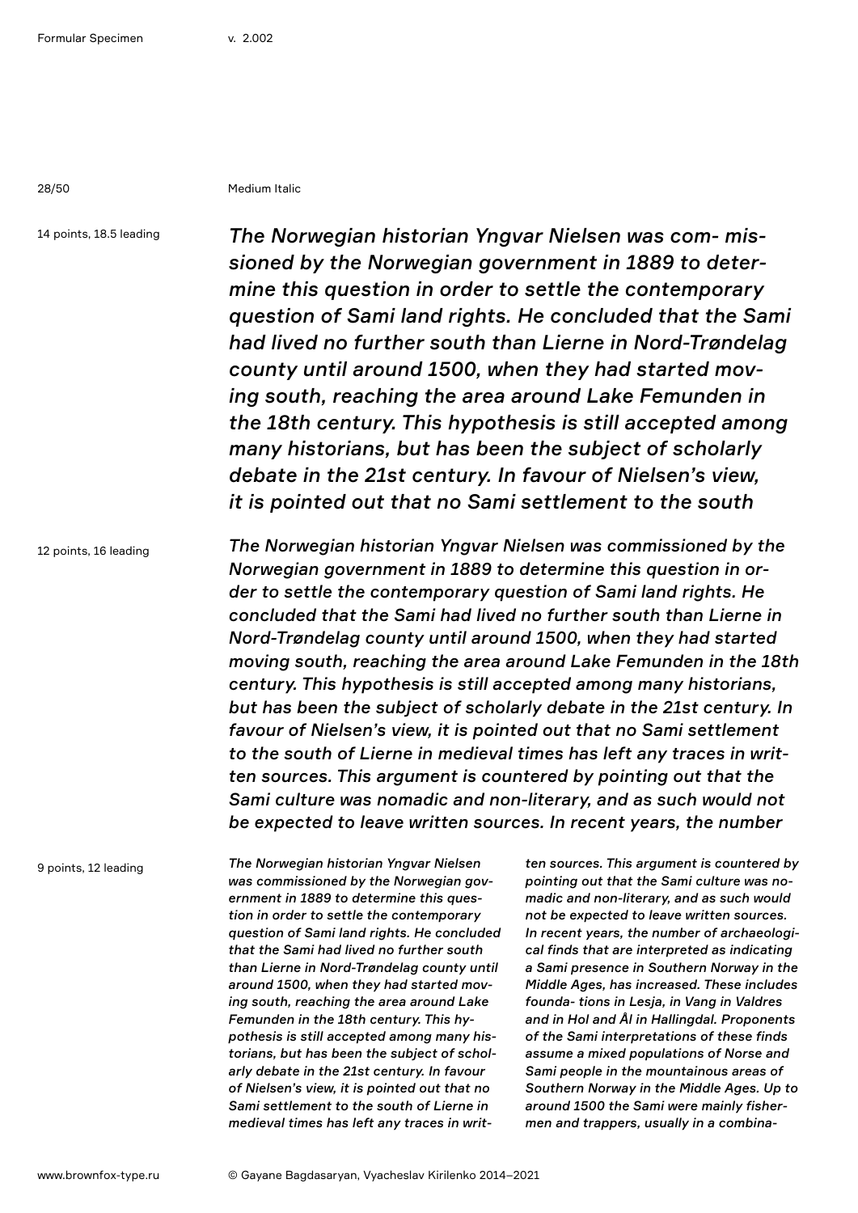Medium Italic

14 points, 18.5 leading

*The Norwegian historian Yngvar Nielsen was com- missioned by the Norwegian government in 1889 to determine this question in order to settle the contemporary question of Sami land rights. He concluded that the Sami had lived no further south than Lierne in Nord-Trøndelag county until around 1500, when they had started moving south, reaching the area around Lake Femunden in the 18th century. This hypothesis is still accepted among many historians, but has been the subject of scholarly debate in the 21st century. In favour of Nielsen's view, it is pointed out that no Sami settlement to the south*

12 points, 16 leading

*The Norwegian historian Yngvar Nielsen was commissioned by the Norwegian government in 1889 to determine this question in order to settle the contemporary question of Sami land rights. He concluded that the Sami had lived no further south than Lierne in Nord-Trøndelag county until around 1500, when they had started moving south, reaching the area around Lake Femunden in the 18th century. This hypothesis is still accepted among many historians, but has been the subject of scholarly debate in the 21st century. In favour of Nielsen's view, it is pointed out that no Sami settlement to the south of Lierne in medieval times has left any traces in written sources. This argument is countered by pointing out that the Sami culture was nomadic and non-literary, and as such would not be expected to leave written sources. In recent years, the number*

9 points, 12 leading

*The Norwegian historian Yngvar Nielsen was commissioned by the Norwegian government in 1889 to determine this question in order to settle the contemporary question of Sami land rights. He concluded that the Sami had lived no further south than Lierne in Nord-Trøndelag county until around 1500, when they had started moving south, reaching the area around Lake Femunden in the 18th century. This hypothesis is still accepted among many historians, but has been the subject of scholarly debate in the 21st century. In favour of Nielsen's view, it is pointed out that no Sami settlement to the south of Lierne in medieval times has left any traces in written sources. This argument is countered by pointing out that the Sami culture was nomadic and non-literary, and as such would not be expected to leave written sources. In recent years, the number of archaeological finds that are interpreted as indicating a Sami presence in Southern Norway in the Middle Ages, has increased. These includes founda- tions in Lesja, in Vang in Valdres and in Hol and Ål in Hallingdal. Proponents of the Sami interpretations of these finds assume a mixed populations of Norse and Sami people in the mountainous areas of Southern Norway in the Middle Ages. Up to around 1500 the Sami were mainly fishermen and trappers, usually in a combina-*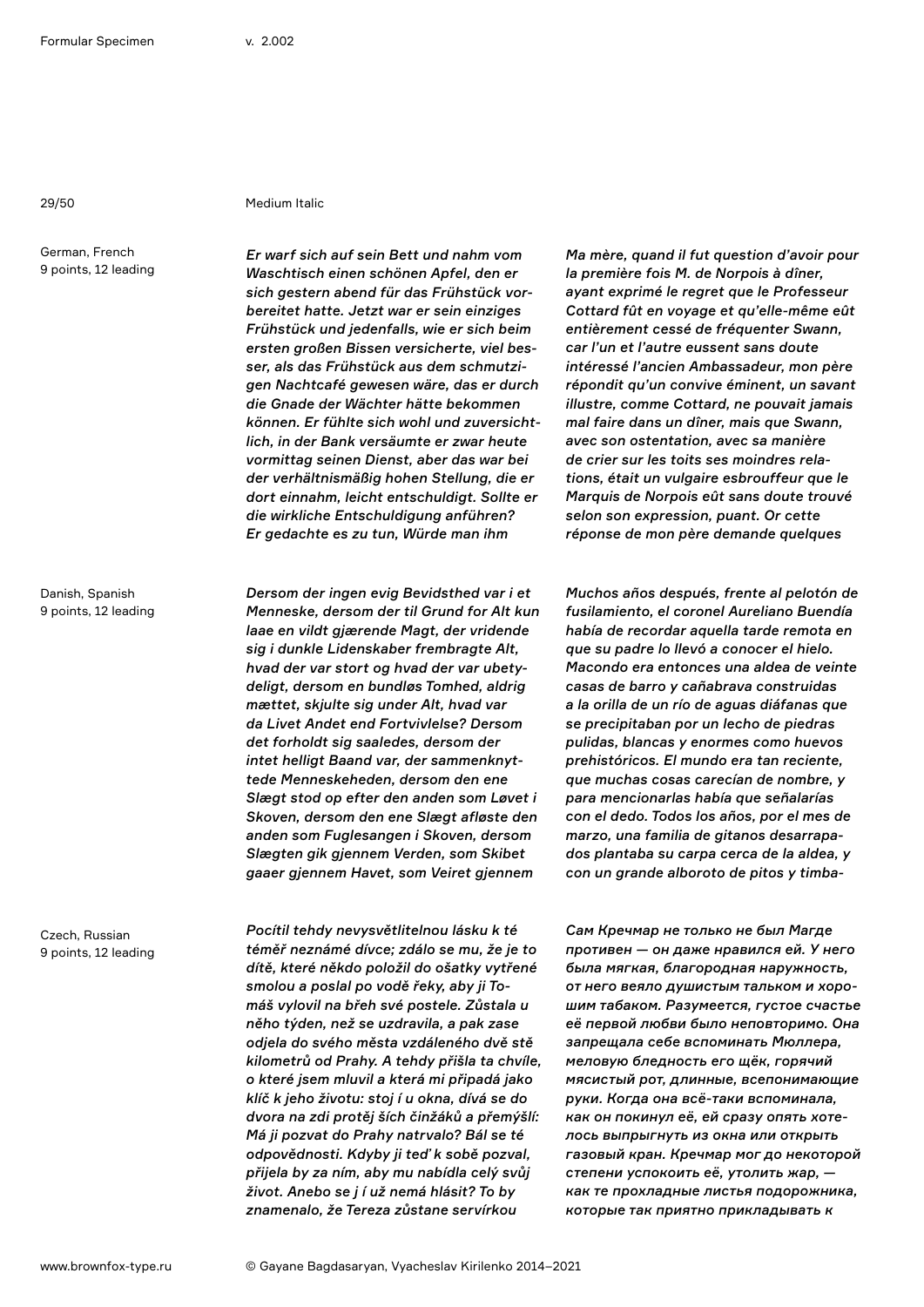Medium Italic

German, French
9 points, 12 leading

*Er warf sich auf sein Bett und nahm vom Waschtisch einen schönen Apfel, den er sich gestern abend für das Frühstück vorbereitet hatte. Jetzt war er sein einziges Frühstück und jedenfalls, wie er sich beim ersten großen Bissen versicherte, viel besser, als das Frühstück aus dem schmutzigen Nachtcafé gewesen wäre, das er durch die Gnade der Wächter hätte bekommen können. Er fühlte sich wohl und zuversichtlich, in der Bank versäumte er zwar heute vormittag seinen Dienst, aber das war bei der verhältnismäßig hohen Stellung, die er dort einnahm, leicht entschuldigt. Sollte er die wirkliche Entschuldigung anführen? Er gedachte es zu tun, Würde man ihm*

*Ma mère, quand il fut question d'avoir pour la première fois M. de Norpois à dîner, ayant exprimé le regret que le Professeur Cottard fût en voyage et qu'elle-même eût entièrement cessé de fréquenter Swann, car l'un et l'autre eussent sans doute intéressé l'ancien Ambassadeur, mon père répondit qu'un convive éminent, un savant illustre, comme Cottard, ne pouvait jamais mal faire dans un dîner, mais que Swann, avec son ostentation, avec sa manière de crier sur les toits ses moindres relations, était un vulgaire esbrouffeur que le Marquis de Norpois eût sans doute trouvé selon son expression, puant. Or cette réponse de mon père demande quelques*

Danish, Spanish
9 points, 12 leading

*Dersom der ingen evig Bevidsthed var i et Menneske, dersom der til Grund for Alt kun laae en vildt gjærende Magt, der vridende sig i dunkle Lidenskaber frembragte Alt, hvad der var stort og hvad der var ubetydeligt, dersom en bundløs Tomhed, aldrig mættet, skjulte sig under Alt, hvad var da Livet Andet end Fortvivlelse? Dersom det forholdt sig saaledes, dersom der intet helligt Baand var, der sammenknyttede Menneskeheden, dersom den ene Slægt stod op efter den anden som Løvet i Skoven, dersom den ene Slægt afløste den anden som Fuglesangen i Skoven, dersom Slægten gik gjennem Verden, som Skibet gaaer gjennem Havet, som Veiret gjennem*

*Muchos años después, frente al pelotón de fusilamiento, el coronel Aureliano Buendía había de recordar aquella tarde remota en que su padre lo llevó a conocer el hielo. Macondo era entonces una aldea de veinte casas de barro y cañabrava construidas a la orilla de un río de aguas diáfanas que se precipitaban por un lecho de piedras pulidas, blancas y enormes como huevos prehistóricos. El mundo era tan reciente, que muchas cosas carecían de nombre, y para mencionarlas había que señalarías con el dedo. Todos los años, por el mes de marzo, una familia de gitanos desarrapados plantaba su carpa cerca de la aldea, y con un grande alboroto de pitos y timba-*

Czech, Russian
9 points, 12 leading

*Pocítil tehdy nevysvětlitelnou lásku k té téměř neznámé dívce; zdálo se mu, že je to dítě, které někdo položil do ošatky vytřené smolou a poslal po vodě řeky, aby ji Tomáš vylovil na břeh své postele. Zůstala u něho týden, než se uzdravila, a pak zase odjela do svého města vzdáleného dvě stě kilometrů od Prahy. A tehdy přišla ta chvíle, o které jsem mluvil a která mi připadá jako klíč k jeho životu: stoj í u okna, dívá se do dvora na zdi protěj ších činžáků a přemýšlí: Má ji pozvat do Prahy natrvalo? Bál se té odpovědnosti. Kdyby ji teď k sobě pozval, přijela by za ním, aby mu nabídla celý svůj život. Anebo se j í už nemá hlásit? To by znamenalo, že Tereza zůstane servírkou*

*Сам Кречмар не только не был Магде противен — он даже нравился ей. У него была мягкая, благородная наружность, от него веяло душистым тальком и хорошим табаком. Разумеется, густое счастье её первой любви было неповторимо. Она запрещала себе вспоминать Мюллера, меловую бледность его щёк, горячий мясистый рот, длинные, всепонимающие руки. Когда она всё-таки вспоминала, как он покинул её, ей сразу опять захотелось выпрыгнуть из окна или открыть газовый кран. Кречмар мог до некоторой степени успокоить её, утолить жар, — как те прохладные листья подорожника, которые так приятно прикладывать к*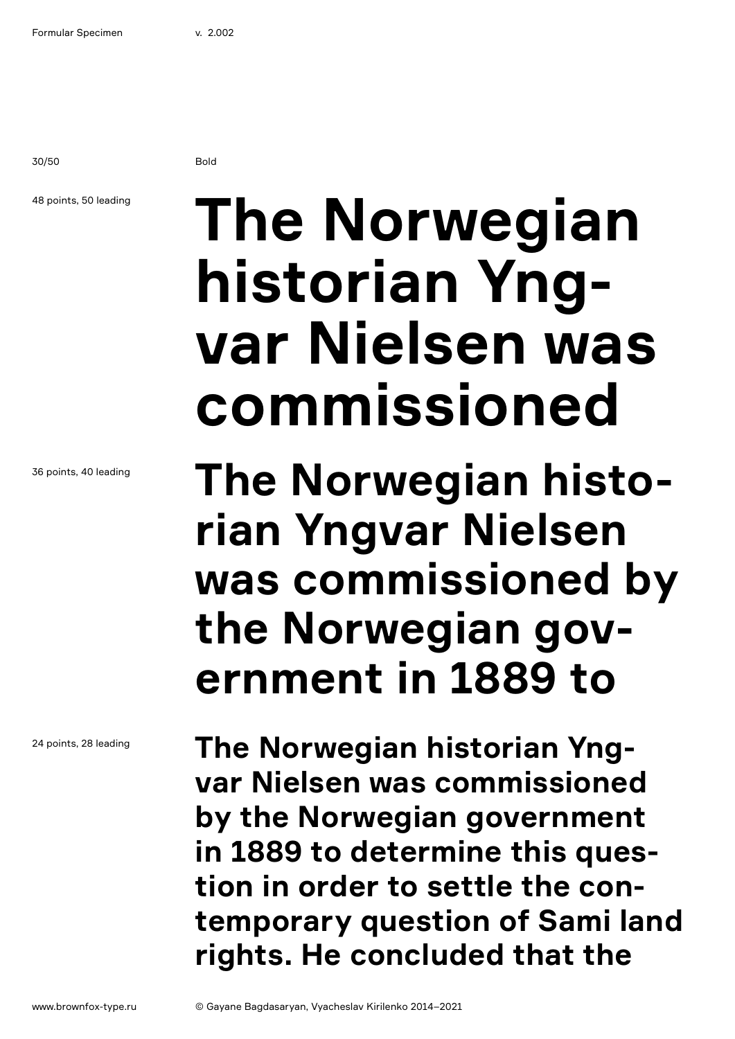Bold

48 points, 50 leading

**The Norwegian historian Yng-var Nielsen was commissioned**

36 points, 40 leading

**The Norwegian histo-rian Yngvar Nielsen was commissioned by the Norwegian gov-ernment in 1889 to**

24 points, 28 leading

**The Norwegian historian Yng-var Nielsen was commissioned by the Norwegian government in 1889 to determine this ques-tion in order to settle the con-temporary question of Sami land rights. He concluded that the**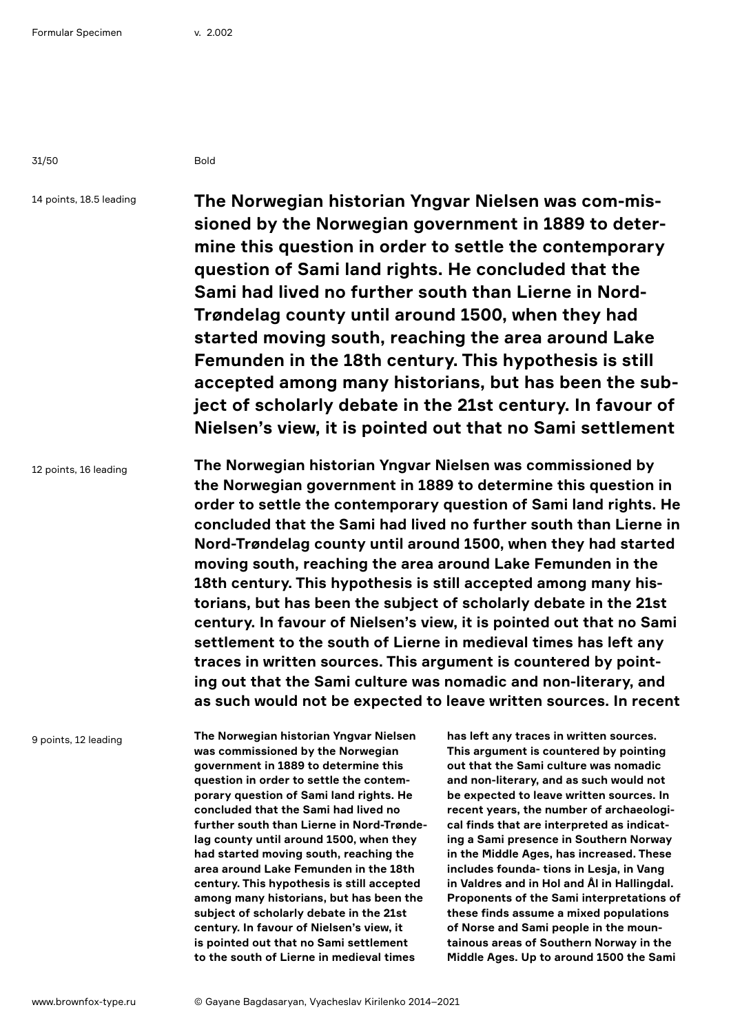Bold

14 points, 18.5 leading

**The Norwegian historian Yngvar Nielsen was com-missioned by the Norwegian government in 1889 to determine this question in order to settle the contemporary question of Sami land rights. He concluded that the Sami had lived no further south than Lierne in Nord-Trøndelag county until around 1500, when they had started moving south, reaching the area around Lake Femunden in the 18th century. This hypothesis is still accepted among many historians, but has been the subject of scholarly debate in the 21st century. In favour of Nielsen's view, it is pointed out that no Sami settlement**

12 points, 16 leading

**The Norwegian historian Yngvar Nielsen was commissioned by the Norwegian government in 1889 to determine this question in order to settle the contemporary question of Sami land rights. He concluded that the Sami had lived no further south than Lierne in Nord-Trøndelag county until around 1500, when they had started moving south, reaching the area around Lake Femunden in the 18th century. This hypothesis is still accepted among many historians, but has been the subject of scholarly debate in the 21st century. In favour of Nielsen's view, it is pointed out that no Sami settlement to the south of Lierne in medieval times has left any traces in written sources. This argument is countered by pointing out that the Sami culture was nomadic and non-literary, and as such would not be expected to leave written sources. In recent**

9 points, 12 leading

**The Norwegian historian Yngvar Nielsen was commissioned by the Norwegian government in 1889 to determine this question in order to settle the contemporary question of Sami land rights. He concluded that the Sami had lived no further south than Lierne in Nord-Trøndelag county until around 1500, when they had started moving south, reaching the area around Lake Femunden in the 18th century. This hypothesis is still accepted among many historians, but has been the subject of scholarly debate in the 21st century. In favour of Nielsen's view, it is pointed out that no Sami settlement to the south of Lierne in medieval times has left any traces in written sources. This argument is countered by pointing out that the Sami culture was nomadic and non-literary, and as such would not be expected to leave written sources. In recent years, the number of archaeological finds that are interpreted as indicating a Sami presence in Southern Norway in the Middle Ages, has increased. These includes founda- tions in Lesja, in Vang in Valdres and in Hol and Ål in Hallingdal. Proponents of the Sami interpretations of these finds assume a mixed populations of Norse and Sami people in the mountainous areas of Southern Norway in the Middle Ages. Up to around 1500 the Sami**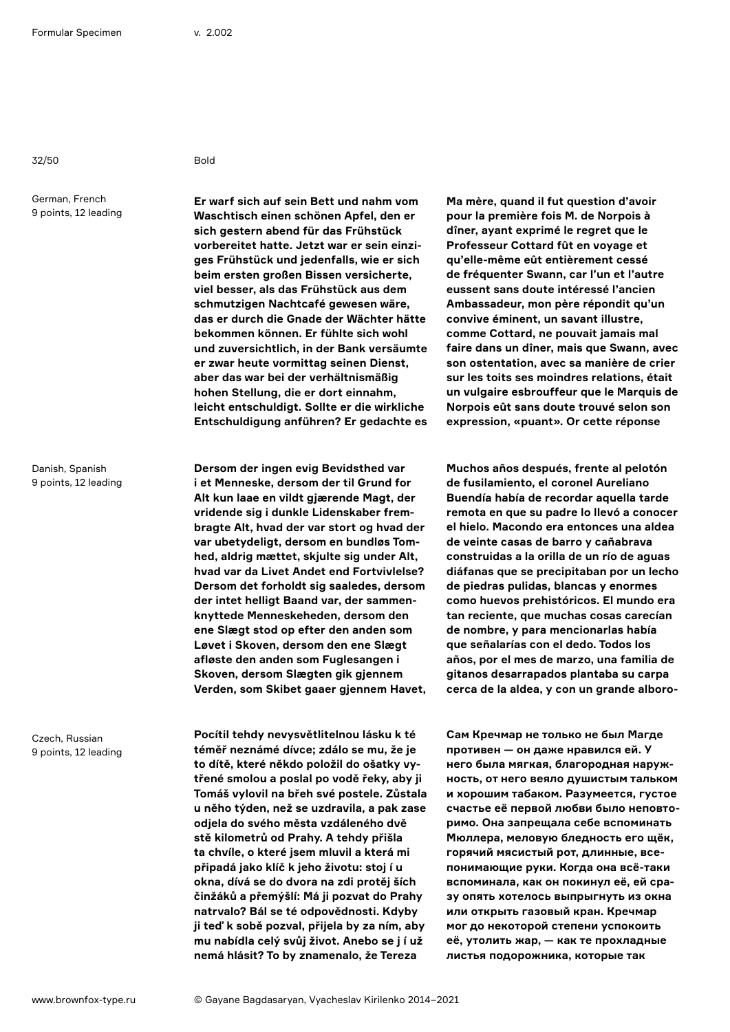Bold

German, French
9 points, 12 leading

**Er warf sich auf sein Bett und nahm vom Waschtisch einen schönen Apfel, den er sich gestern abend für das Frühstück vorbereitet hatte. Jetzt war er sein einziges Frühstück und jedenfalls, wie er sich beim ersten großen Bissen versicherte, viel besser, als das Frühstück aus dem schmutzigen Nachtcafé gewesen wäre, das er durch die Gnade der Wächter hätte bekommen können. Er fühlte sich wohl und zuversichtlich, in der Bank versäumte er zwar heute vormittag seinen Dienst, aber das war bei der verhältnismäßig hohen Stellung, die er dort einnahm, leicht entschuldigt. Sollte er die wirkliche Entschuldigung anführen? Er gedachte es**

**Ma mère, quand il fut question d'avoir pour la première fois M. de Norpois à dîner, ayant exprimé le regret que le Professeur Cottard fût en voyage et qu'elle-même eût entièrement cessé de fréquenter Swann, car l'un et l'autre eussent sans doute intéressé l'ancien Ambassadeur, mon père répondit qu'un convive éminent, un savant illustre, comme Cottard, ne pouvait jamais mal faire dans un dîner, mais que Swann, avec son ostentation, avec sa manière de crier sur les toits ses moindres relations, était un vulgaire esbrouffeur que le Marquis de Norpois eût sans doute trouvé selon son expression, «puant». Or cette réponse**

Danish, Spanish
9 points, 12 leading

**Dersom der ingen evig Bevidsthed var i et Menneske, dersom der til Grund for Alt kun laae en vildt gjærende Magt, der vridende sig i dunkle Lidenskaber frembragte Alt, hvad der var stort og hvad der var ubetydeligt, dersom en bundløs Tomhed, aldrig mættet, skjulte sig under Alt, hvad var da Livet Andet end Fortvivlelse? Dersom det forholdt sig saaledes, dersom der intet helligt Baand var, der sammenknyttede Menneskeheden, dersom den ene Slægt stod op efter den anden som Løvet i Skoven, dersom den ene Slægt afløste den anden som Fuglesangen i Skoven, dersom Slægten gik gjennem Verden, som Skibet gaaer gjennem Havet,**

**Muchos años después, frente al pelotón de fusilamiento, el coronel Aureliano Buendía había de recordar aquella tarde remota en que su padre lo llevó a conocer el hielo. Macondo era entonces una aldea de veinte casas de barro y cañabrava construidas a la orilla de un río de aguas diáfanas que se precipitaban por un lecho de piedras pulidas, blancas y enormes como huevos prehistóricos. El mundo era tan reciente, que muchas cosas carecían de nombre, y para mencionarlas había que señalarías con el dedo. Todos los años, por el mes de marzo, una familia de gitanos desarrapados plantaba su carpa cerca de la aldea, y con un grande alboro-**

Czech, Russian
9 points, 12 leading

**Pocítil tehdy nevysvětlitelnou lásku k té téměř neznámé dívce; zdálo se mu, že je to dítě, které někdo položil do ošatky vytřené smolou a poslal po vodě řeky, aby ji Tomáš vylovil na břeh své postele. Zůstala u něho týden, než se uzdravila, a pak zase odjela do svého města vzdáleného dvě stě kilometrů od Prahy. A tehdy přišla ta chvíle, o které jsem mluvil a která mi připadá jako klíč k jeho životu: stoj í u okna, dívá se do dvora na zdi protěj ších činžáků a přemýšlí: Má ji pozvat do Prahy natrvalo? Bál se té odpovědnosti. Kdyby ji teď k sobě pozval, přijela by za ním, aby mu nabídla celý svůj život. Anebo se j í už nemá hlásit? To by znamenalo, že Tereza**

**Сам Кречмар не только не был Магде противен — он даже нравился ей. У него была мягкая, благородная наружность, от него веяло душистым тальком и хорошим табаком. Разумеется, густое счастье её первой любви было неповторимо. Она запрещала себе вспоминать Мюллера, меловую бледность его щёк, горячий мясистый рот, длинные, всепонимающие руки. Когда она всё-таки вспоминала, как он покинул её, ей сразу опять хотелось выпрыгнуть из окна или открыть газовый кран. Кречмар мог до некоторой степени успокоить её, утолить жар, — как те прохладные листья подорожника, которые так**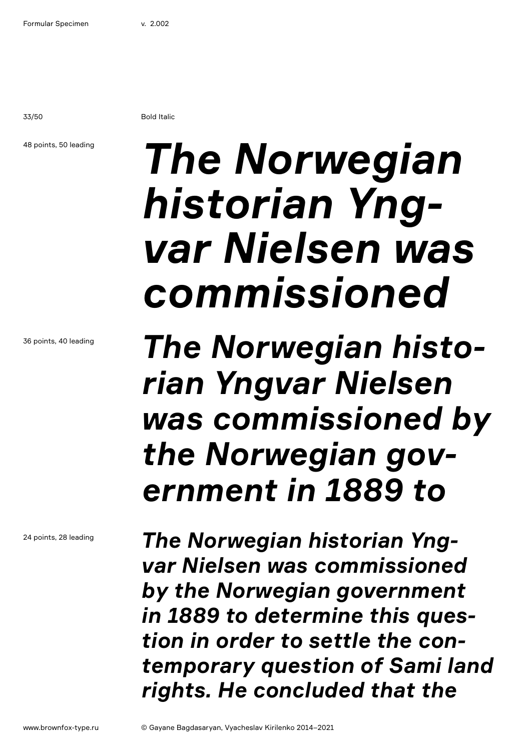Bold Italic

48 points, 50 leading

***The Norwegian historian Yng-var Nielsen was commissioned***

36 points, 40 leading

***The Norwegian histo-rian Yngvar Nielsen was commissioned by the Norwegian gov-ernment in 1889 to***

24 points, 28 leading

***The Norwegian historian Yng-var Nielsen was commissioned by the Norwegian government in 1889 to determine this ques-tion in order to settle the con-temporary question of Sami land rights. He concluded that the***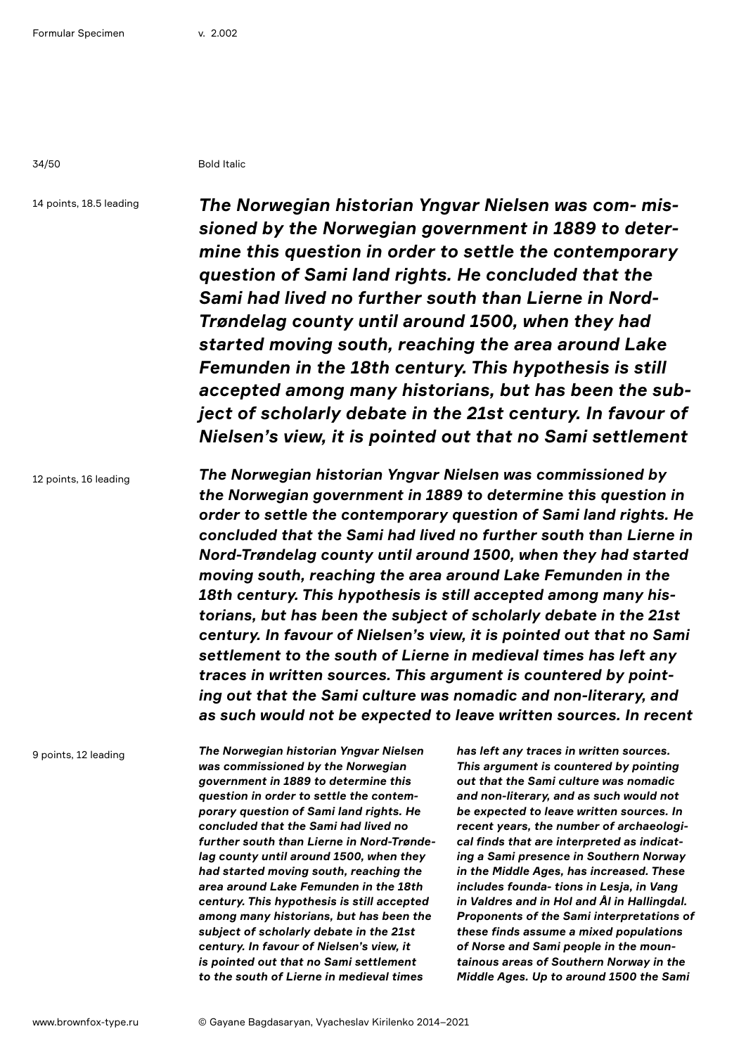Bold Italic

14 points, 18.5 leading

***The Norwegian historian Yngvar Nielsen was com- missioned by the Norwegian government in 1889 to determine this question in order to settle the contemporary question of Sami land rights. He concluded that the Sami had lived no further south than Lierne in Nord-Trøndelag county until around 1500, when they had started moving south, reaching the area around Lake Femunden in the 18th century. This hypothesis is still accepted among many historians, but has been the subject of scholarly debate in the 21st century. In favour of Nielsen's view, it is pointed out that no Sami settlement***

12 points, 16 leading

***The Norwegian historian Yngvar Nielsen was commissioned by the Norwegian government in 1889 to determine this question in order to settle the contemporary question of Sami land rights. He concluded that the Sami had lived no further south than Lierne in Nord-Trøndelag county until around 1500, when they had started moving south, reaching the area around Lake Femunden in the 18th century. This hypothesis is still accepted among many historians, but has been the subject of scholarly debate in the 21st century. In favour of Nielsen's view, it is pointed out that no Sami settlement to the south of Lierne in medieval times has left any traces in written sources. This argument is countered by pointing out that the Sami culture was nomadic and non-literary, and as such would not be expected to leave written sources. In recent***

9 points, 12 leading

***The Norwegian historian Yngvar Nielsen was commissioned by the Norwegian government in 1889 to determine this question in order to settle the contemporary question of Sami land rights. He concluded that the Sami had lived no further south than Lierne in Nord-Trøndelag county until around 1500, when they had started moving south, reaching the area around Lake Femunden in the 18th century. This hypothesis is still accepted among many historians, but has been the subject of scholarly debate in the 21st century. In favour of Nielsen's view, it is pointed out that no Sami settlement to the south of Lierne in medieval times has left any traces in written sources. This argument is countered by pointing out that the Sami culture was nomadic and non-literary, and as such would not be expected to leave written sources. In recent years, the number of archaeological finds that are interpreted as indicating a Sami presence in Southern Norway in the Middle Ages, has increased. These includes founda- tions in Lesja, in Vang in Valdres and in Hol and Ål in Hallingdal. Proponents of the Sami interpretations of these finds assume a mixed populations of Norse and Sami people in the mountainous areas of Southern Norway in the Middle Ages. Up to around 1500 the Sami***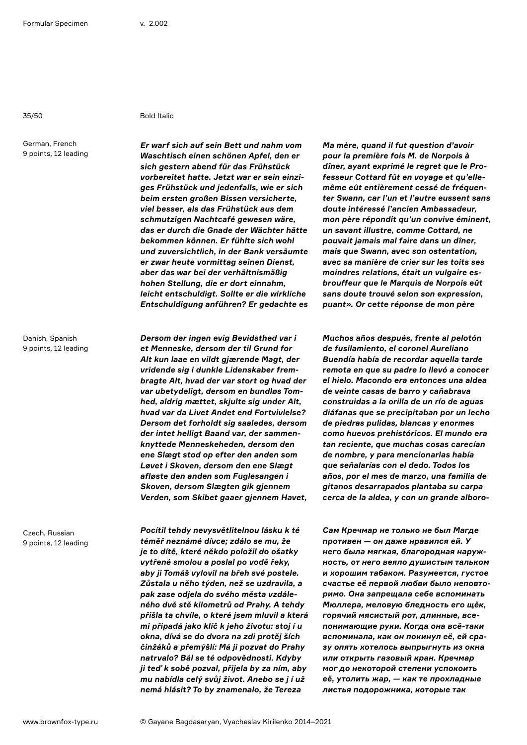Bold Italic

German, French
9 points, 12 leading

***Er warf sich auf sein Bett und nahm vom Waschtisch einen schönen Apfel, den er sich gestern abend für das Frühstück vorbereitet hatte. Jetzt war er sein einziges Frühstück und jedenfalls, wie er sich beim ersten großen Bissen versicherte, viel besser, als das Frühstück aus dem schmutzigen Nachtcafé gewesen wäre, das er durch die Gnade der Wächter hätte bekommen können. Er fühlte sich wohl und zuversichtlich, in der Bank versäumte er zwar heute vormittag seinen Dienst, aber das war bei der verhältnismäßig hohen Stellung, die er dort einnahm, leicht entschuldigt. Sollte er die wirkliche Entschuldigung anführen? Er gedachte es***

***Ma mère, quand il fut question d'avoir pour la première fois M. de Norpois à dîner, ayant exprimé le regret que le Professeur Cottard fût en voyage et qu'elle-même eût entièrement cessé de fréquenter Swann, car l'un et l'autre eussent sans doute intéressé l'ancien Ambassadeur, mon père répondit qu'un convive éminent, un savant illustre, comme Cottard, ne pouvait jamais mal faire dans un dîner, mais que Swann, avec son ostentation, avec sa manière de crier sur les toits ses moindres relations, était un vulgaire esbrouffeur que le Marquis de Norpois eût sans doute trouvé selon son expression, puant». Or cette réponse de mon père***

Danish, Spanish
9 points, 12 leading

***Dersom der ingen evig Bevidsthed var i et Menneske, dersom der til Grund for Alt kun laae en vildt gjærende Magt, der vridende sig i dunkle Lidenskaber frembragte Alt, hvad der var stort og hvad der var ubetydeligt, dersom en bundløs Tomhed, aldrig mættet, skjulte sig under Alt, hvad var da Livet Andet end Fortvivlelse? Dersom det forholdt sig saaledes, dersom der intet helligt Baand var, der sammenknyttede Menneskeheden, dersom den ene Slægt stod op efter den anden som Løvet i Skoven, dersom den ene Slægt afløste den anden som Fuglesangen i Skoven, dersom Slægten gik gjennem Verden, som Skibet gaaer gjennem Havet,***

***Muchos años después, frente al pelotón de fusilamiento, el coronel Aureliano Buendía había de recordar aquella tarde remota en que su padre lo llevó a conocer el hielo. Macondo era entonces una aldea de veinte casas de barro y cañabrava construidas a la orilla de un río de aguas diáfanas que se precipitaban por un lecho de piedras pulidas, blancas y enormes como huevos prehistóricos. El mundo era tan reciente, que muchas cosas carecían de nombre, y para mencionarlas había que señalarías con el dedo. Todos los años, por el mes de marzo, una familia de gitanos desarrapados plantaba su carpa cerca de la aldea, y con un grande alboro-***

Czech, Russian
9 points, 12 leading

***Pocítil tehdy nevysvětlitelnou lásku k té téměř neznámé dívce; zdálo se mu, že je to dítě, které někdo položil do ošatky vytřené smolou a poslal po vodě řeky, aby ji Tomáš vylovil na břeh své postele. Zůstala u něho týden, než se uzdravila, a pak zase odjela do svého města vzdáleného dvě stě kilometrů od Prahy. A tehdy přišla ta chvíle, o které jsem mluvil a která mi připadá jako klíč k jeho životu: stoj í u okna, dívá se do dvora na zdi protěj ších činžáků a přemýšlí: Má ji pozvat do Prahy natrvalo? Bál se té odpovědnosti. Kdyby ji teď k sobě pozval, přijela by za ním, aby mu nabídla celý svůj život. Anebo se j í už nemá hlásit? To by znamenalo, že Tereza***

***Сам Кречмар не только не был Магде противен — он даже нравился ей. У него была мягкая, благородная наружность, от него веяло душистым тальком и хорошим табаком. Разумеется, густое счастье её первой любви было неповторимо. Она запрещала себе вспоминать Мюллера, меловую бледность его щёк, горячий мясистый рот, длинные, всепонимающие руки. Когда она всё-таки вспоминала, как он покинул её, ей сразу опять хотелось выпрыгнуть из окна или открыть газовый кран. Кречмар мог до некоторой степени успокоить её, утолить жар, — как те прохладные листья подорожника, которые так***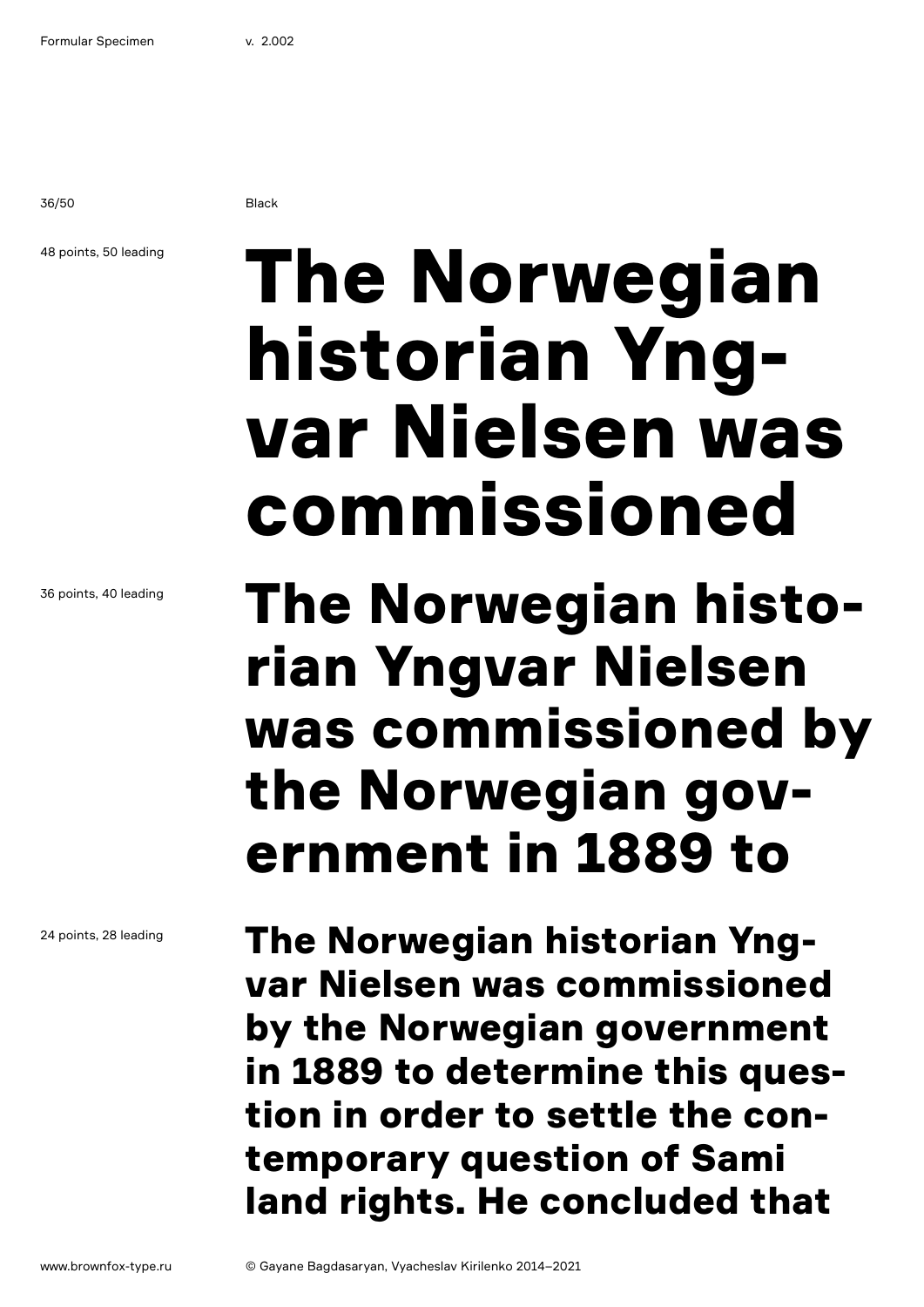Black

48 points, 50 leading

**The Norwegian historian Yng-var Nielsen was commissioned**

36 points, 40 leading

**The Norwegian histo-rian Yngvar Nielsen was commissioned by the Norwegian gov-ernment in 1889 to**

24 points, 28 leading

**The Norwegian historian Yng-var Nielsen was commissioned by the Norwegian government in 1889 to determine this ques-tion in order to settle the con-temporary question of Sami land rights. He concluded that**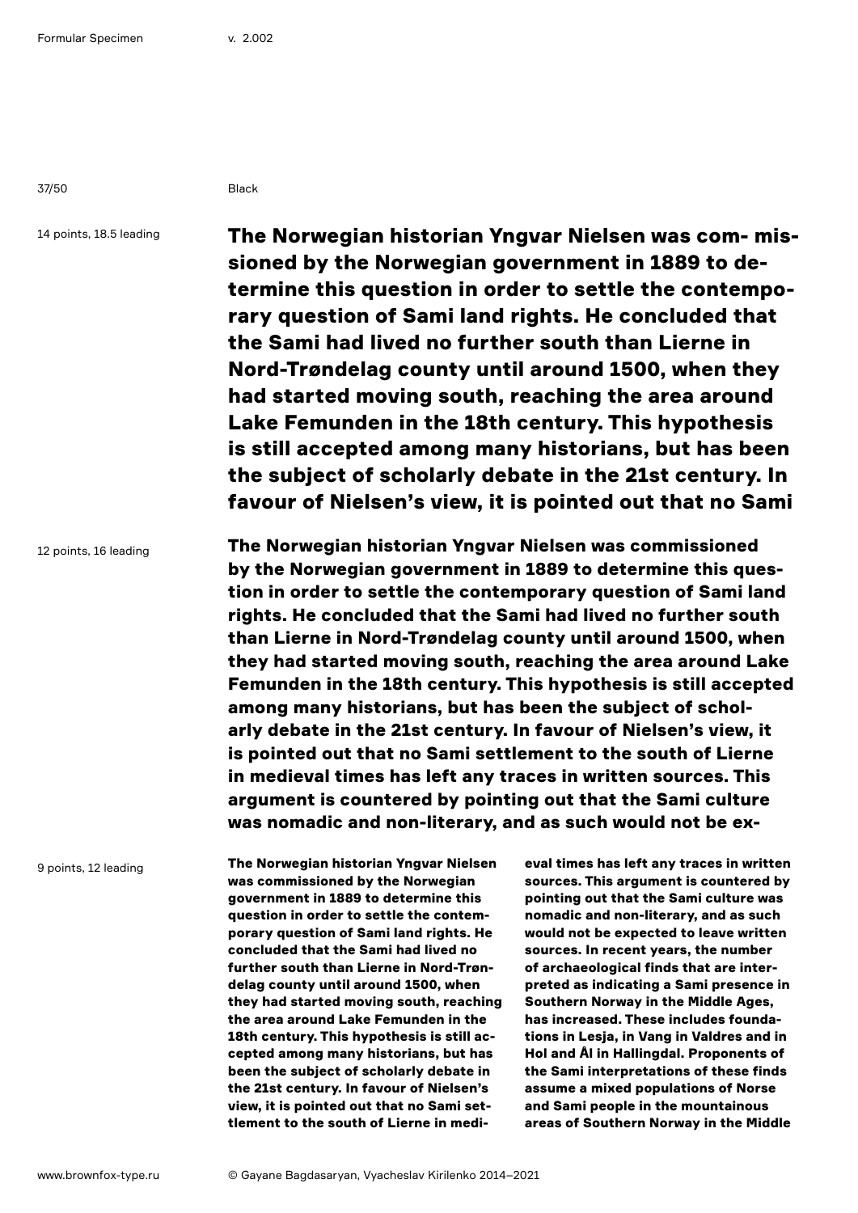Black

14 points, 18.5 leading

**The Norwegian historian Yngvar Nielsen was com- missioned by the Norwegian government in 1889 to determine this question in order to settle the contemporary question of Sami land rights. He concluded that the Sami had lived no further south than Lierne in Nord-Trøndelag county until around 1500, when they had started moving south, reaching the area around Lake Femunden in the 18th century. This hypothesis is still accepted among many historians, but has been the subject of scholarly debate in the 21st century. In favour of Nielsen's view, it is pointed out that no Sami**

12 points, 16 leading

**The Norwegian historian Yngvar Nielsen was commissioned by the Norwegian government in 1889 to determine this question in order to settle the contemporary question of Sami land rights. He concluded that the Sami had lived no further south than Lierne in Nord-Trøndelag county until around 1500, when they had started moving south, reaching the area around Lake Femunden in the 18th century. This hypothesis is still accepted among many historians, but has been the subject of scholarly debate in the 21st century. In favour of Nielsen's view, it is pointed out that no Sami settlement to the south of Lierne in medieval times has left any traces in written sources. This argument is countered by pointing out that the Sami culture was nomadic and non-literary, and as such would not be ex-**

9 points, 12 leading

**The Norwegian historian Yngvar Nielsen was commissioned by the Norwegian government in 1889 to determine this question in order to settle the contemporary question of Sami land rights. He concluded that the Sami had lived no further south than Lierne in Nord-Trøndelag county until around 1500, when they had started moving south, reaching the area around Lake Femunden in the 18th century. This hypothesis is still accepted among many historians, but has been the subject of scholarly debate in the 21st century. In favour of Nielsen's view, it is pointed out that no Sami settlement to the south of Lierne in medieval times has left any traces in written sources. This argument is countered by pointing out that the Sami culture was nomadic and non-literary, and as such would not be expected to leave written sources. In recent years, the number of archaeological finds that are interpreted as indicating a Sami presence in Southern Norway in the Middle Ages, has increased. These includes foundations in Lesja, in Vang in Valdres and in Hol and Ål in Hallingdal. Proponents of the Sami interpretations of these finds assume a mixed populations of Norse and Sami people in the mountainous areas of Southern Norway in the Middle**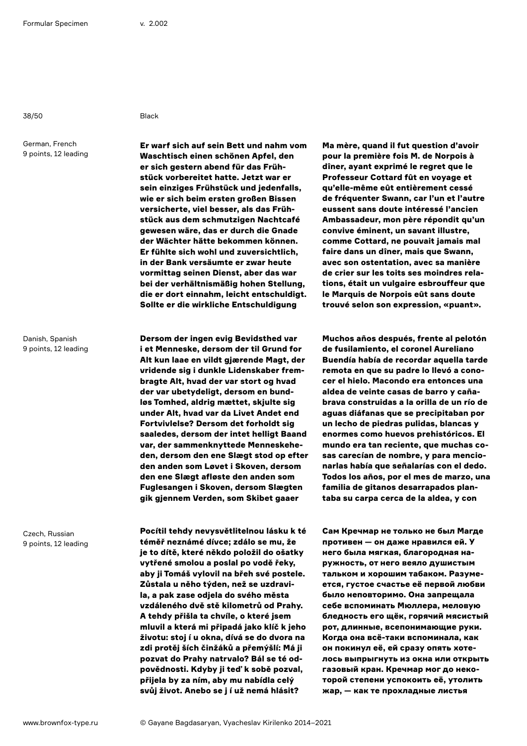Black

German, French
9 points, 12 leading

**Er warf sich auf sein Bett und nahm vom Waschtisch einen schönen Apfel, den er sich gestern abend für das Frühstück vorbereitet hatte. Jetzt war er sein einziges Frühstück und jedenfalls, wie er sich beim ersten großen Bissen versicherte, viel besser, als das Frühstück aus dem schmutzigen Nachtcafé gewesen wäre, das er durch die Gnade der Wächter hätte bekommen können. Er fühlte sich wohl und zuversichtlich, in der Bank versäumte er zwar heute vormittag seinen Dienst, aber das war bei der verhältnismäßig hohen Stellung, die er dort einnahm, leicht entschuldigt. Sollte er die wirkliche Entschuldigung**

**Ma mère, quand il fut question d'avoir pour la première fois M. de Norpois à dîner, ayant exprimé le regret que le Professeur Cottard fût en voyage et qu'elle-même eût entièrement cessé de fréquenter Swann, car l'un et l'autre eussent sans doute intéressé l'ancien Ambassadeur, mon père répondit qu'un convive éminent, un savant illustre, comme Cottard, ne pouvait jamais mal faire dans un dîner, mais que Swann, avec son ostentation, avec sa manière de crier sur les toits ses moindres relations, était un vulgaire esbrouffeur que le Marquis de Norpois eût sans doute trouvé selon son expression, «puant».**

Danish, Spanish
9 points, 12 leading

**Dersom der ingen evig Bevidsthed var i et Menneske, dersom der til Grund for Alt kun laae en vildt gjærende Magt, der vridende sig i dunkle Lidenskaber frembragte Alt, hvad der var stort og hvad der var ubetydeligt, dersom en bundløs Tomhed, aldrig mættet, skjulte sig under Alt, hvad var da Livet Andet end Fortvivlelse? Dersom det forholdt sig saaledes, dersom der intet helligt Baand var, der sammenknyttede Menneskeheden, dersom den ene Slægt stod op efter den anden som Løvet i Skoven, dersom den ene Slægt afløste den anden som Fuglesangen i Skoven, dersom Slægten gik gjennem Verden, som Skibet gaaer**

**Muchos años después, frente al pelotón de fusilamiento, el coronel Aureliano Buendía había de recordar aquella tarde remota en que su padre lo llevó a conocer el hielo. Macondo era entonces una aldea de veinte casas de barro y cañabrava construidas a la orilla de un río de aguas diáfanas que se precipitaban por un lecho de piedras pulidas, blancas y enormes como huevos prehistóricos. El mundo era tan reciente, que muchas cosas carecían de nombre, y para mencionarlas había que señalarías con el dedo. Todos los años, por el mes de marzo, una familia de gitanos desarrapados plantaba su carpa cerca de la aldea, y con**

Czech, Russian
9 points, 12 leading

**Pocítil tehdy nevysvětlitelnou lásku k té téměř neznámé dívce; zdálo se mu, že je to dítě, které někdo položil do ošatky vytřené smolou a poslal po vodě řeky, aby ji Tomáš vylovil na břeh své postele. Zůstala u něho týden, než se uzdravila, a pak zase odjela do svého města vzdáleného dvě stě kilometrů od Prahy. A tehdy přišla ta chvíle, o které jsem mluvil a která mi připadá jako klíč k jeho životu: stoj í u okna, dívá se do dvora na zdi protěj ších činžáků a přemýšlí: Má ji pozvat do Prahy natrvalo? Bál se té odpovědnosti. Kdyby ji teď k sobě pozval, přijela by za ním, aby mu nabídla celý svůj život. Anebo se j í už nemá hlásit?**

**Сам Кречмар не только не был Магде противен — он даже нравился ей. У него была мягкая, благородная наружность, от него веяло душистым тальком и хорошим табаком. Разумеется, густое счастье её первой любви было неповторимо. Она запрещала себе вспоминать Мюллера, меловую бледность его щёк, горячий мясистый рот, длинные, всепонимающие руки. Когда она всё-таки вспоминала, как он покинул её, ей сразу опять хотелось выпрыгнуть из окна или открыть газовый кран. Кречмар мог до некоторой степени успокоить её, утолить жар, — как те прохладные листья**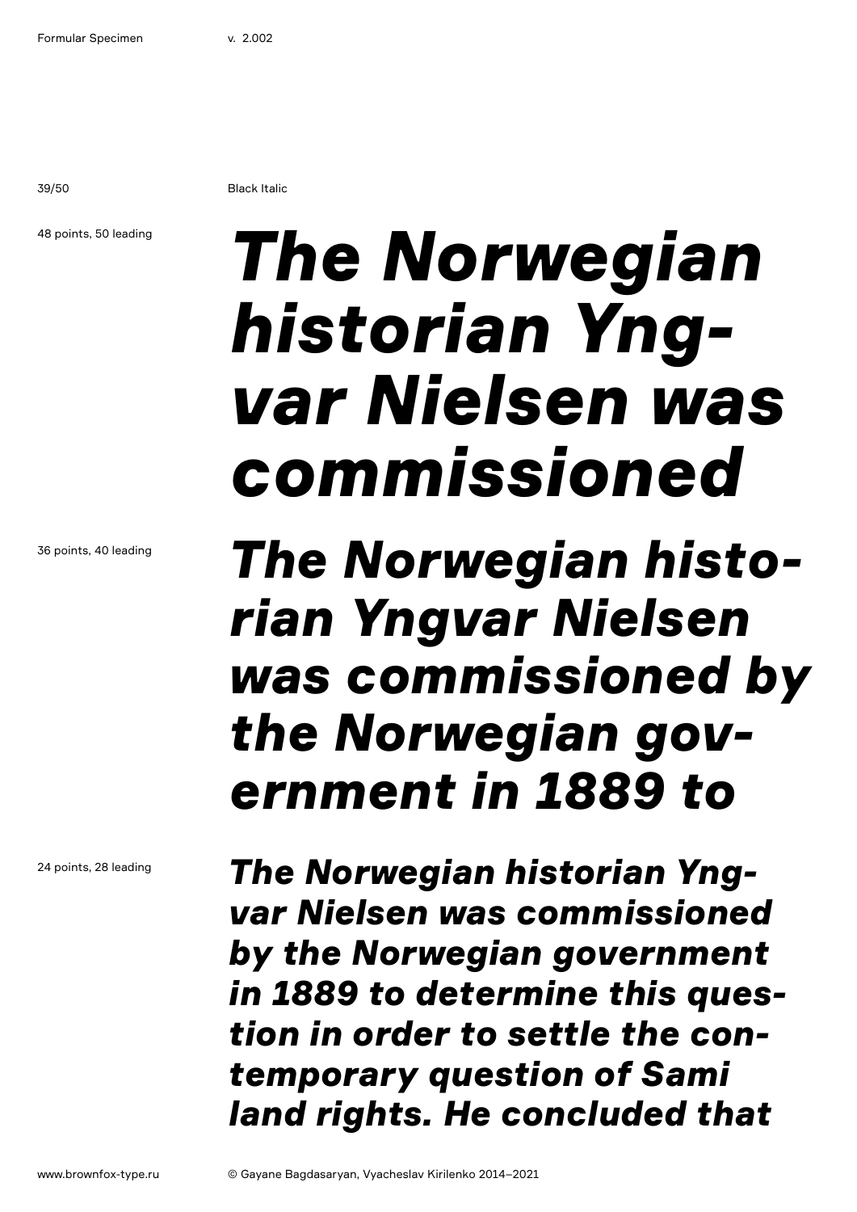Black Italic

48 points, 50 leading

***The Norwegian historian Yng-var Nielsen was commissioned***

36 points, 40 leading

***The Norwegian histo-rian Yngvar Nielsen was commissioned by the Norwegian gov-ernment in 1889 to***

24 points, 28 leading

***The Norwegian historian Yng-var Nielsen was commissioned by the Norwegian government in 1889 to determine this ques-tion in order to settle the con-temporary question of Sami land rights. He concluded that***

www.brownfox-type.ru

© Gayane Bagdasaryan, Vyacheslav Kirilenko 2014–2021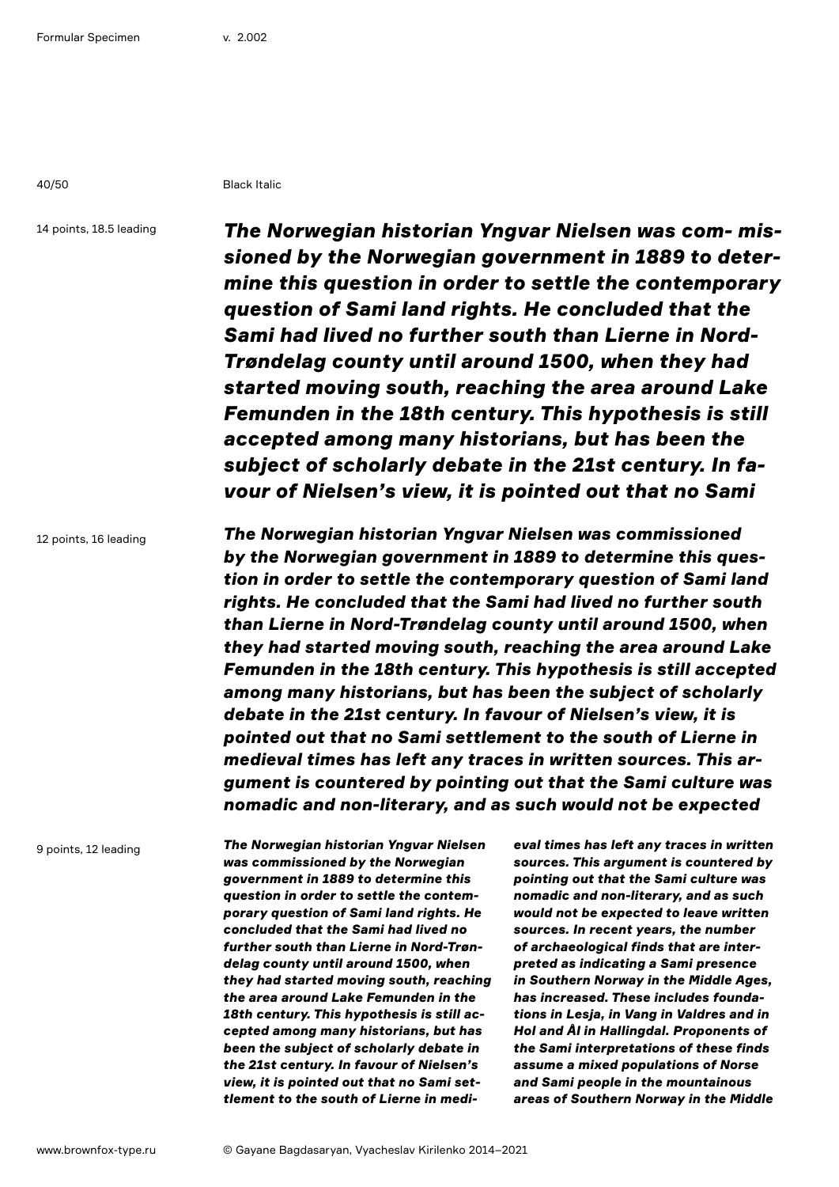Black Italic

14 points, 18.5 leading

***The Norwegian historian Yngvar Nielsen was com- missioned by the Norwegian government in 1889 to determine this question in order to settle the contemporary question of Sami land rights. He concluded that the Sami had lived no further south than Lierne in Nord-Trøndelag county until around 1500, when they had started moving south, reaching the area around Lake Femunden in the 18th century. This hypothesis is still accepted among many historians, but has been the subject of scholarly debate in the 21st century. In favour of Nielsen's view, it is pointed out that no Sami***

12 points, 16 leading

***The Norwegian historian Yngvar Nielsen was commissioned by the Norwegian government in 1889 to determine this question in order to settle the contemporary question of Sami land rights. He concluded that the Sami had lived no further south than Lierne in Nord-Trøndelag county until around 1500, when they had started moving south, reaching the area around Lake Femunden in the 18th century. This hypothesis is still accepted among many historians, but has been the subject of scholarly debate in the 21st century. In favour of Nielsen's view, it is pointed out that no Sami settlement to the south of Lierne in medieval times has left any traces in written sources. This argument is countered by pointing out that the Sami culture was nomadic and non-literary, and as such would not be expected***

9 points, 12 leading

***The Norwegian historian Yngvar Nielsen was commissioned by the Norwegian government in 1889 to determine this question in order to settle the contemporary question of Sami land rights. He concluded that the Sami had lived no further south than Lierne in Nord-Trøndelag county until around 1500, when they had started moving south, reaching the area around Lake Femunden in the 18th century. This hypothesis is still accepted among many historians, but has been the subject of scholarly debate in the 21st century. In favour of Nielsen's view, it is pointed out that no Sami settlement to the south of Lierne in medieval times has left any traces in written sources. This argument is countered by pointing out that the Sami culture was nomadic and non-literary, and as such would not be expected to leave written sources. In recent years, the number of archaeological finds that are interpreted as indicating a Sami presence in Southern Norway in the Middle Ages, has increased. These includes foundations in Lesja, in Vang in Valdres and in Hol and Ål in Hallingdal. Proponents of the Sami interpretations of these finds assume a mixed populations of Norse and Sami people in the mountainous areas of Southern Norway in the Middle***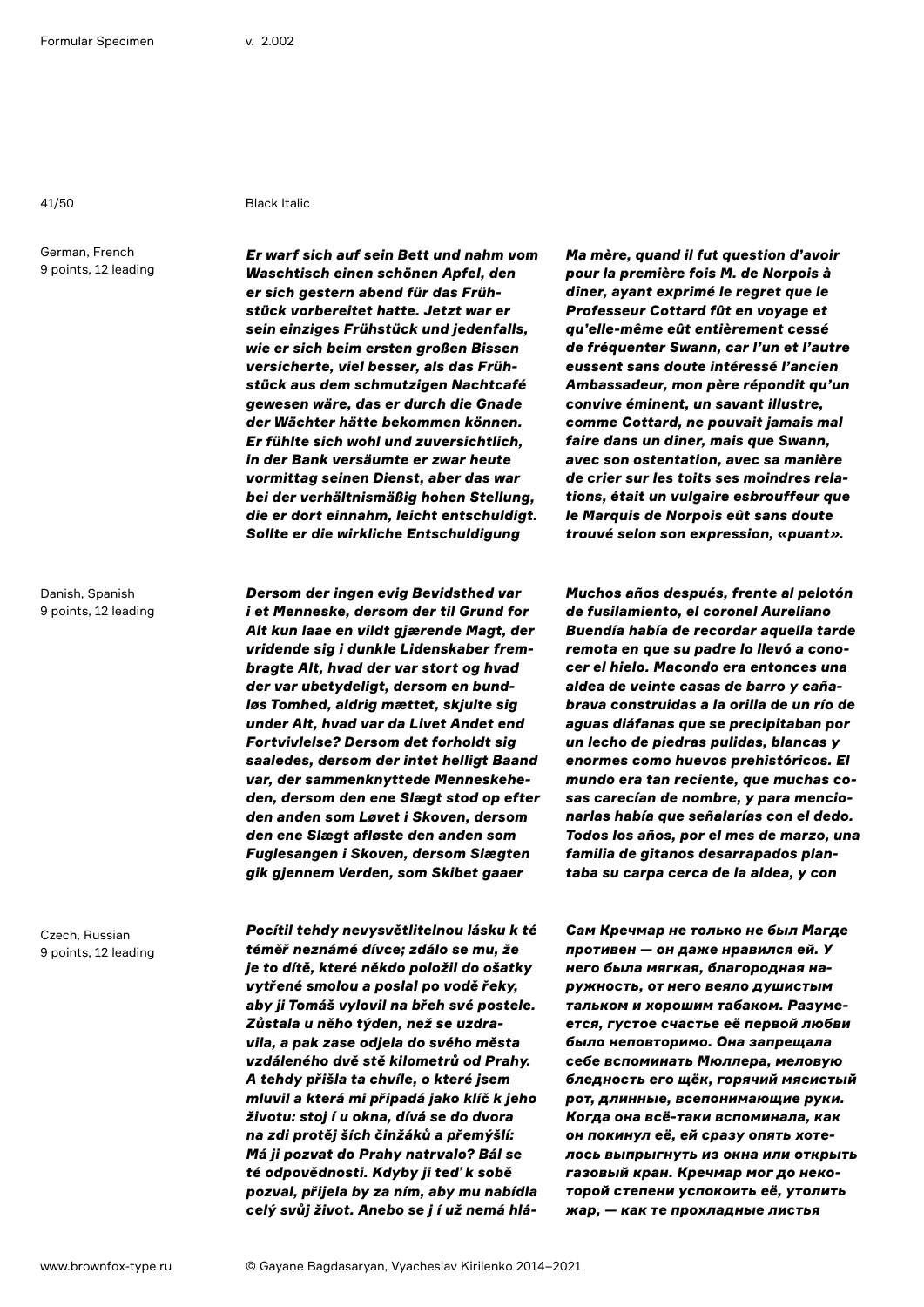Black Italic

German, French
9 points, 12 leading

*Er warf sich auf sein Bett und nahm vom Waschtisch einen schönen Apfel, den er sich gestern abend für das Frühstück vorbereitet hatte. Jetzt war er sein einziges Frühstück und jedenfalls, wie er sich beim ersten großen Bissen versicherte, viel besser, als das Frühstück aus dem schmutzigen Nachtcafé gewesen wäre, das er durch die Gnade der Wächter hätte bekommen können. Er fühlte sich wohl und zuversichtlich, in der Bank versäumte er zwar heute vormittag seinen Dienst, aber das war bei der verhältnismäßig hohen Stellung, die er dort einnahm, leicht entschuldigt. Sollte er die wirkliche Entschuldigung*

*Ma mère, quand il fut question d'avoir pour la première fois M. de Norpois à dîner, ayant exprimé le regret que le Professeur Cottard fût en voyage et qu'elle-même eût entièrement cessé de fréquenter Swann, car l'un et l'autre eussent sans doute intéressé l'ancien Ambassadeur, mon père répondit qu'un convive éminent, un savant illustre, comme Cottard, ne pouvait jamais mal faire dans un dîner, mais que Swann, avec son ostentation, avec sa manière de crier sur les toits ses moindres relations, était un vulgaire esbrouffeur que le Marquis de Norpois eût sans doute trouvé selon son expression, «puant».*

Danish, Spanish
9 points, 12 leading

*Dersom der ingen evig Bevidsthed var i et Menneske, dersom der til Grund for Alt kun laae en vildt gjærende Magt, der vridende sig i dunkle Lidenskaber frembragte Alt, hvad der var stort og hvad der var ubetydeligt, dersom en bundløs Tomhed, aldrig mættet, skjulte sig under Alt, hvad var da Livet Andet end Fortvivlelse? Dersom det forholdt sig saaledes, dersom der intet helligt Baand var, der sammenknyttede Menneskeheden, dersom den ene Slægt stod op efter den anden som Løvet i Skoven, dersom den ene Slægt afløste den anden som Fuglesangen i Skoven, dersom Slægten gik gjennem Verden, som Skibet gaaer*

*Muchos años después, frente al pelotón de fusilamiento, el coronel Aureliano Buendía había de recordar aquella tarde remota en que su padre lo llevó a conocer el hielo. Macondo era entonces una aldea de veinte casas de barro y cañabrava construidas a la orilla de un río de aguas diáfanas que se precipitaban por un lecho de piedras pulidas, blancas y enormes como huevos prehistóricos. El mundo era tan reciente, que muchas cosas carecían de nombre, y para mencionarlas había que señalarías con el dedo. Todos los años, por el mes de marzo, una familia de gitanos desarrapados plantaba su carpa cerca de la aldea, y con*

Czech, Russian
9 points, 12 leading

*Pocítil tehdy nevysvětlitelnou lásku k té téměř neznámé dívce; zdálo se mu, že je to dítě, které někdo položil do ošatky vytřené smolou a poslal po vodě řeky, aby ji Tomáš vylovil na břeh své postele. Zůstala u něho týden, než se uzdravila, a pak zase odjela do svého města vzdáleného dvě stě kilometrů od Prahy. A tehdy přišla ta chvíle, o které jsem mluvil a která mi připadá jako klíč k jeho životu: stoj í u okna, dívá se do dvora na zdi protěj ších činžáků a přemýšlí: Má ji pozvat do Prahy natrvalo? Bál se té odpovědnosti. Kdyby ji teď k sobě pozval, přijela by za ním, aby mu nabídla celý svůj život. Anebo se j í už nemá hlá-*

*Сам Кречмар не только не был Магде противен — он даже нравился ей. У него была мягкая, благородная наружность, от него веяло душистым тальком и хорошим табаком. Разумеется, густое счастье её первой любви было неповторимо. Она запрещала себе вспоминать Мюллера, меловую бледность его щёк, горячий мясистый рот, длинные, всепонимающие руки. Когда она всё-таки вспоминала, как он покинул её, ей сразу опять хотелось выпрыгнуть из окна или открыть газовый кран. Кречмар мог до некоторой степени успокоить её, утолить жар, — как те прохладные листья*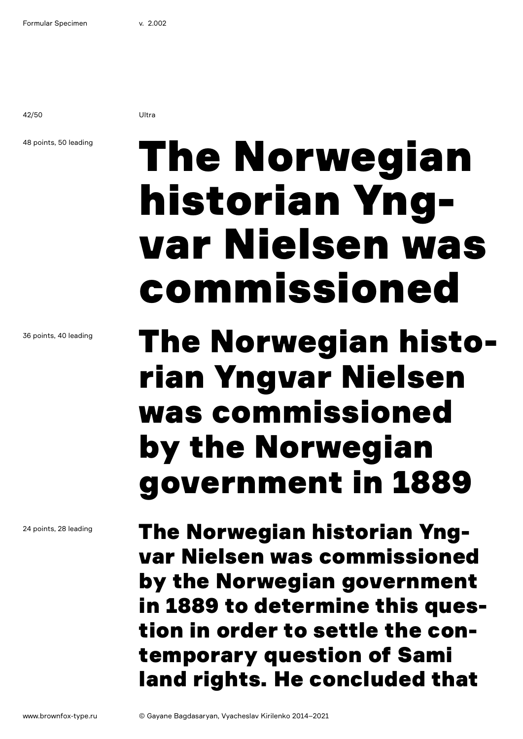Ultra

48 points, 50 leading

# The Norwegian historian Yng-var Nielsen was commissioned

36 points, 40 leading

## The Norwegian histo-rian Yngvar Nielsen was commissioned by the Norwegian government in 1889

24 points, 28 leading

**The Norwegian historian Yng-var Nielsen was commissioned by the Norwegian government in 1889 to determine this ques-tion in order to settle the con-temporary question of Sami land rights. He concluded that**

www.brownfox-type.ru

© Gayane Bagdasaryan, Vyacheslav Kirilenko 2014–2021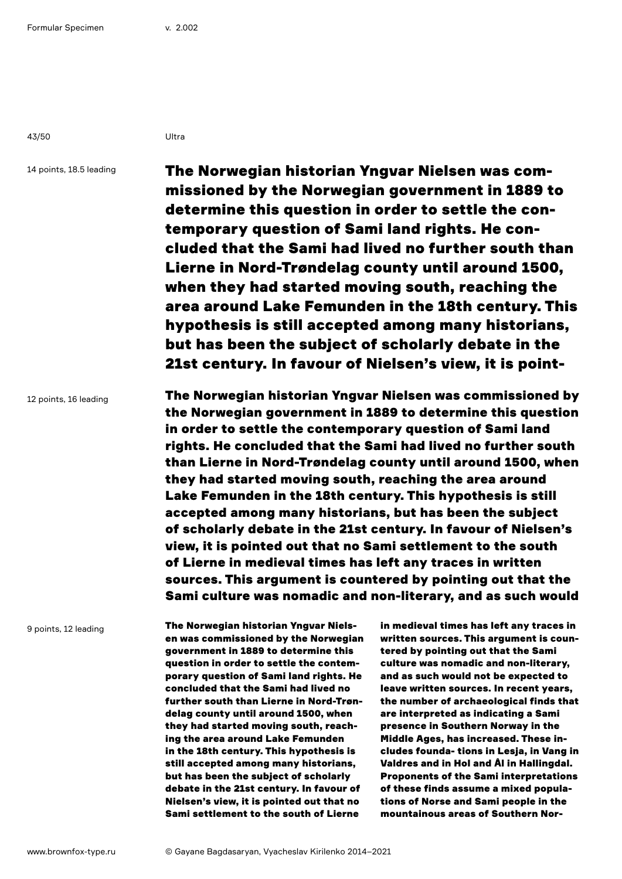Ultra

14 points, 18.5 leading

**The Norwegian historian Yngvar Nielsen was commissioned by the Norwegian government in 1889 to determine this question in order to settle the contemporary question of Sami land rights. He concluded that the Sami had lived no further south than Lierne in Nord-Trøndelag county until around 1500, when they had started moving south, reaching the area around Lake Femunden in the 18th century. This hypothesis is still accepted among many historians, but has been the subject of scholarly debate in the 21st century. In favour of Nielsen's view, it is point-**

12 points, 16 leading

**The Norwegian historian Yngvar Nielsen was commissioned by the Norwegian government in 1889 to determine this question in order to settle the contemporary question of Sami land rights. He concluded that the Sami had lived no further south than Lierne in Nord-Trøndelag county until around 1500, when they had started moving south, reaching the area around Lake Femunden in the 18th century. This hypothesis is still accepted among many historians, but has been the subject of scholarly debate in the 21st century. In favour of Nielsen's view, it is pointed out that no Sami settlement to the south of Lierne in medieval times has left any traces in written sources. This argument is countered by pointing out that the Sami culture was nomadic and non-literary, and as such would**

9 points, 12 leading

**The Norwegian historian Yngvar Nielsen was commissioned by the Norwegian government in 1889 to determine this question in order to settle the contemporary question of Sami land rights. He concluded that the Sami had lived no further south than Lierne in Nord-Trøndelag county until around 1500, when they had started moving south, reaching the area around Lake Femunden in the 18th century. This hypothesis is still accepted among many historians, but has been the subject of scholarly debate in the 21st century. In favour of Nielsen's view, it is pointed out that no Sami settlement to the south of Lierne in medieval times has left any traces in written sources. This argument is countered by pointing out that the Sami culture was nomadic and non-literary, and as such would not be expected to leave written sources. In recent years, the number of archaeological finds that are interpreted as indicating a Sami presence in Southern Norway in the Middle Ages, has increased. These includes founda- tions in Lesja, in Vang in Valdres and in Hol and Ål in Hallingdal. Proponents of the Sami interpretations of these finds assume a mixed populations of Norse and Sami people in the mountainous areas of Southern Nor-**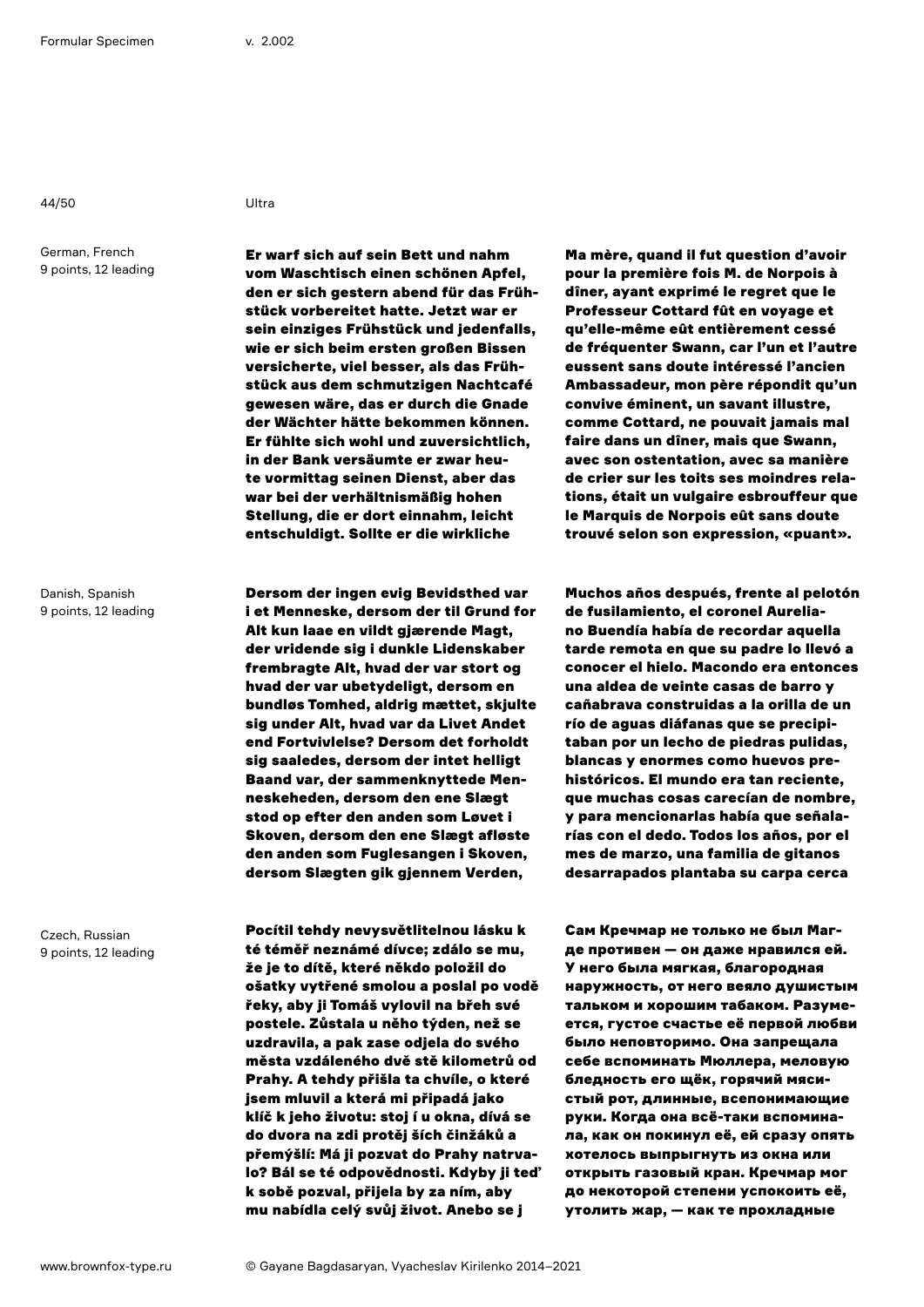Ultra

German, French
9 points, 12 leading

**Er warf sich auf sein Bett und nahm vom Waschtisch einen schönen Apfel, den er sich gestern abend für das Frühstück vorbereitet hatte. Jetzt war er sein einziges Frühstück und jedenfalls, wie er sich beim ersten großen Bissen versicherte, viel besser, als das Frühstück aus dem schmutzigen Nachtcafé gewesen wäre, das er durch die Gnade der Wächter hätte bekommen können. Er fühlte sich wohl und zuversichtlich, in der Bank versäumte er zwar heute vormittag seinen Dienst, aber das war bei der verhältnismäßig hohen Stellung, die er dort einnahm, leicht entschuldigt. Sollte er die wirkliche**

**Ma mère, quand il fut question d'avoir pour la première fois M. de Norpois à dîner, ayant exprimé le regret que le Professeur Cottard fût en voyage et qu'elle-même eût entièrement cessé de fréquenter Swann, car l'un et l'autre eussent sans doute intéressé l'ancien Ambassadeur, mon père répondit qu'un convive éminent, un savant illustre, comme Cottard, ne pouvait jamais mal faire dans un dîner, mais que Swann, avec son ostentation, avec sa manière de crier sur les toits ses moindres relations, était un vulgaire esbrouffeur que le Marquis de Norpois eût sans doute trouvé selon son expression, «puant».**

Danish, Spanish
9 points, 12 leading

**Dersom der ingen evig Bevidsthed var i et Menneske, dersom der til Grund for Alt kun laae en vildt gjærende Magt, der vridende sig i dunkle Lidenskaber frembragte Alt, hvad der var stort og hvad der var ubetydeligt, dersom en bundløs Tomhed, aldrig mættet, skjulte sig under Alt, hvad var da Livet Andet end Fortvivlelse? Dersom det forholdt sig saaledes, dersom der intet helligt Baand var, der sammenknyttede Menneskeheden, dersom den ene Slægt stod op efter den anden som Løvet i Skoven, dersom den ene Slægt afløste den anden som Fuglesangen i Skoven, dersom Slægten gik gjennem Verden,**

**Muchos años después, frente al pelotón de fusilamiento, el coronel Aureliano Buendía había de recordar aquella tarde remota en que su padre lo llevó a conocer el hielo. Macondo era entonces una aldea de veinte casas de barro y cañabrava construidas a la orilla de un río de aguas diáfanas que se precipitaban por un lecho de piedras pulidas, blancas y enormes como huevos prehistóricos. El mundo era tan reciente, que muchas cosas carecían de nombre, y para mencionarlas había que señalarías con el dedo. Todos los años, por el mes de marzo, una familia de gitanos desarrapados plantaba su carpa cerca**

Czech, Russian
9 points, 12 leading

**Pocítil tehdy nevysvětlitelnou lásku k té téměř neznámé dívce; zdálo se mu, že je to dítě, které někdo položil do ošatky vytřené smolou a poslal po vodě řeky, aby ji Tomáš vylovil na břeh své postele. Zůstala u něho týden, než se uzdravila, a pak zase odjela do svého města vzdáleného dvě stě kilometrů od Prahy. A tehdy přišla ta chvíle, o které jsem mluvil a která mi připadá jako klíč k jeho životu: stoj í u okna, dívá se do dvora na zdi protěj ších činžáků a přemýšlí: Má ji pozvat do Prahy natrvalo? Bál se té odpovědnosti. Kdyby ji teď k sobě pozval, přijela by za ním, aby mu nabídla celý svůj život. Anebo se j**

**Сам Кречмар не только не был Магде противен — он даже нравился ей. У него была мягкая, благородная наружность, от него веяло душистым тальком и хорошим табаком. Разумеется, густое счастье её первой любви было неповторимо. Она запрещала себе вспоминать Мюллера, меловую бледность его щёк, горячий мясистый рот, длинные, всепонимающие руки. Когда она всё-таки вспоминала, как он покинул её, ей сразу опять хотелось выпрыгнуть из окна или открыть газовый кран. Кречмар мог до некоторой степени успокоить её, утолить жар, — как те прохладные**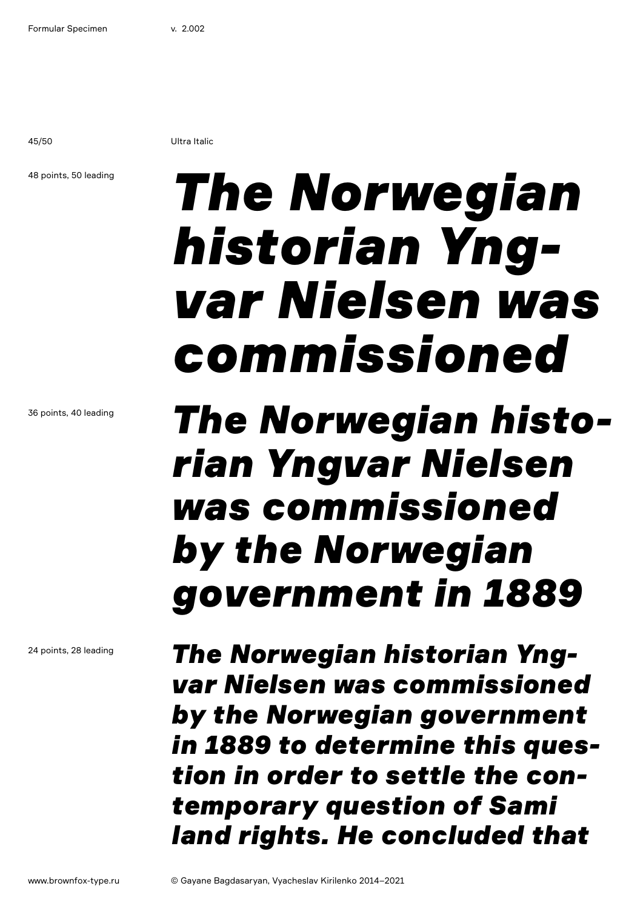Ultra Italic

48 points, 50 leading

*The Norwegian historian Yng-var Nielsen was commissioned*

36 points, 40 leading

*The Norwegian histo-rian Yngvar Nielsen was commissioned by the Norwegian government in 1889*

24 points, 28 leading

*The Norwegian historian Yng-var Nielsen was commissioned by the Norwegian government in 1889 to determine this ques-tion in order to settle the con-temporary question of Sami land rights. He concluded that*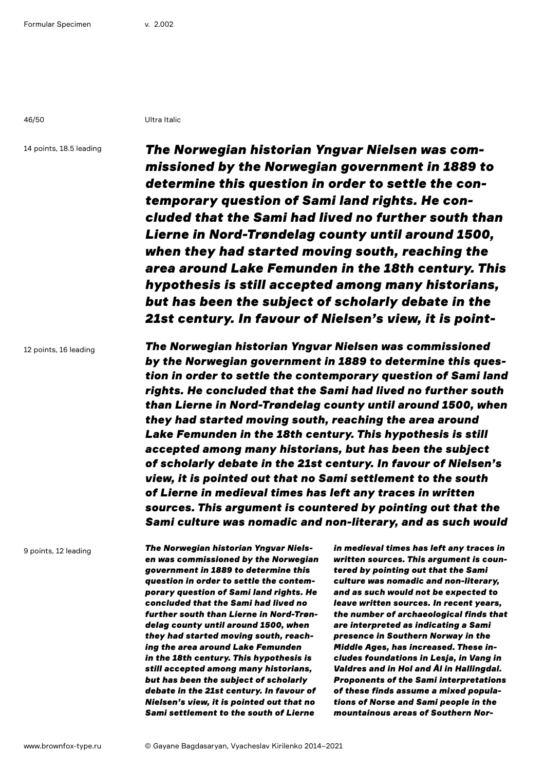Ultra Italic

14 points, 18.5 leading

*The Norwegian historian Yngvar Nielsen was commissioned by the Norwegian government in 1889 to determine this question in order to settle the contemporary question of Sami land rights. He concluded that the Sami had lived no further south than Lierne in Nord-Trøndelag county until around 1500, when they had started moving south, reaching the area around Lake Femunden in the 18th century. This hypothesis is still accepted among many historians, but has been the subject of scholarly debate in the 21st century. In favour of Nielsen's view, it is point-*

12 points, 16 leading

*The Norwegian historian Yngvar Nielsen was commissioned by the Norwegian government in 1889 to determine this question in order to settle the contemporary question of Sami land rights. He concluded that the Sami had lived no further south than Lierne in Nord-Trøndelag county until around 1500, when they had started moving south, reaching the area around Lake Femunden in the 18th century. This hypothesis is still accepted among many historians, but has been the subject of scholarly debate in the 21st century. In favour of Nielsen's view, it is pointed out that no Sami settlement to the south of Lierne in medieval times has left any traces in written sources. This argument is countered by pointing out that the Sami culture was nomadic and non-literary, and as such would*

9 points, 12 leading

*The Norwegian historian Yngvar Nielsen was commissioned by the Norwegian government in 1889 to determine this question in order to settle the contemporary question of Sami land rights. He concluded that the Sami had lived no further south than Lierne in Nord-Trøndelag county until around 1500, when they had started moving south, reaching the area around Lake Femunden in the 18th century. This hypothesis is still accepted among many historians, but has been the subject of scholarly debate in the 21st century. In favour of Nielsen's view, it is pointed out that no Sami settlement to the south of Lierne in medieval times has left any traces in written sources. This argument is countered by pointing out that the Sami culture was nomadic and non-literary, and as such would not be expected to leave written sources. In recent years, the number of archaeological finds that are interpreted as indicating a Sami presence in Southern Norway in the Middle Ages, has increased. These includes foundations in Lesja, in Vang in Valdres and in Hol and Ål in Hallingdal. Proponents of the Sami interpretations of these finds assume a mixed populations of Norse and Sami people in the mountainous areas of Southern Nor-*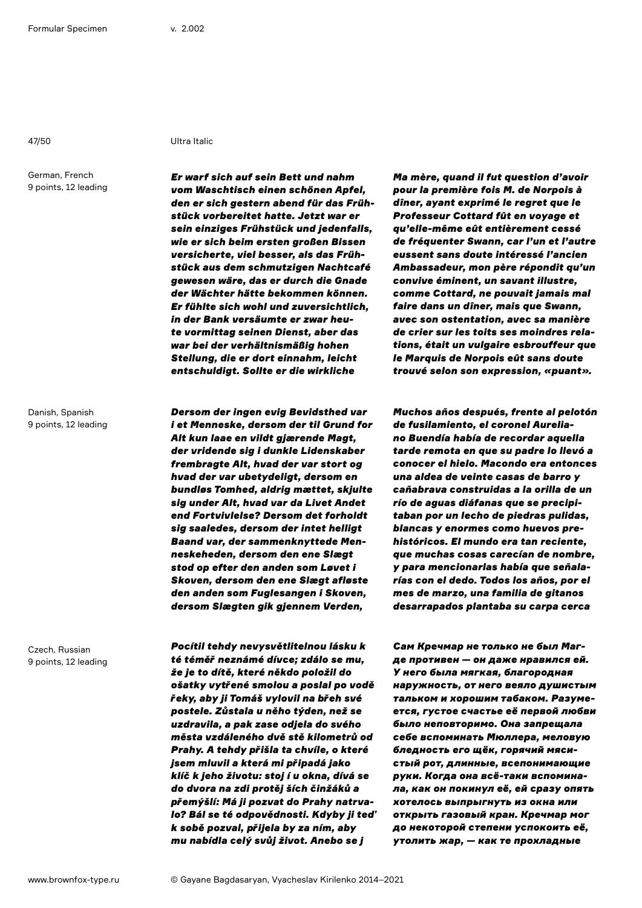Ultra Italic

German, French
9 points, 12 leading

*Er warf sich auf sein Bett und nahm vom Waschtisch einen schönen Apfel, den er sich gestern abend für das Frühstück vorbereitet hatte. Jetzt war er sein einziges Frühstück und jedenfalls, wie er sich beim ersten großen Bissen versicherte, viel besser, als das Frühstück aus dem schmutzigen Nachtcafé gewesen wäre, das er durch die Gnade der Wächter hätte bekommen können. Er fühlte sich wohl und zuversichtlich, in der Bank versäumte er zwar heute vormittag seinen Dienst, aber das war bei der verhältnismäßig hohen Stellung, die er dort einnahm, leicht entschuldigt. Sollte er die wirkliche*

*Ma mère, quand il fut question d'avoir pour la première fois M. de Norpois à dîner, ayant exprimé le regret que le Professeur Cottard fût en voyage et qu'elle-même eût entièrement cessé de fréquenter Swann, car l'un et l'autre eussent sans doute intéressé l'ancien Ambassadeur, mon père répondit qu'un convive éminent, un savant illustre, comme Cottard, ne pouvait jamais mal faire dans un dîner, mais que Swann, avec son ostentation, avec sa manière de crier sur les toits ses moindres relations, était un vulgaire esbrouffeur que le Marquis de Norpois eût sans doute trouvé selon son expression, «puant».*

Danish, Spanish
9 points, 12 leading

*Dersom der ingen evig Bevidsthed var i et Menneske, dersom der til Grund for Alt kun laae en vildt gjærende Magt, der vridende sig i dunkle Lidenskaber frembragte Alt, hvad der var stort og hvad der var ubetydeligt, dersom en bundløs Tomhed, aldrig mættet, skjulte sig under Alt, hvad var da Livet Andet end Fortvivlelse? Dersom det forholdt sig saaledes, dersom der intet helligt Baand var, der sammenknyttede Menneskeheden, dersom den ene Slægt stod op efter den anden som Løvet i Skoven, dersom den ene Slægt afløste den anden som Fuglesangen i Skoven, dersom Slægten gik gjennem Verden,*

*Muchos años después, frente al pelotón de fusilamiento, el coronel Aureliano Buendía había de recordar aquella tarde remota en que su padre lo llevó a conocer el hielo. Macondo era entonces una aldea de veinte casas de barro y cañabrava construidas a la orilla de un río de aguas diáfanas que se precipitaban por un lecho de piedras pulidas, blancas y enormes como huevos prehistóricos. El mundo era tan reciente, que muchas cosas carecían de nombre, y para mencionarlas había que señalarías con el dedo. Todos los años, por el mes de marzo, una familia de gitanos desarrapados plantaba su carpa cerca*

Czech, Russian
9 points, 12 leading

*Pocítil tehdy nevysvětlitelnou lásku k té téměř neznámé dívce; zdálo se mu, že je to dítě, které někdo položil do ošatky vytřené smolou a poslal po vodě řeky, aby ji Tomáš vylovil na břeh své postele. Zůstala u něho týden, než se uzdravila, a pak zase odjela do svého města vzdáleného dvě stě kilometrů od Prahy. A tehdy přišla ta chvíle, o které jsem mluvil a která mi připadá jako klíč k jeho životu: stoj í u okna, dívá se do dvora na zdi protěj ších činžáků a přemýšlí: Má ji pozvat do Prahy natrvalo? Bál se té odpovědnosti. Kdyby ji teď k sobě pozval, přijela by za ním, aby mu nabídla celý svůj život. Anebo se j*

*Сам Кречмар не только не был Магде противен — он даже нравился ей. У него была мягкая, благородная наружность, от него веяло душистым тальком и хорошим табаком. Разумеется, густое счастье её первой любви было неповторимо. Она запрещала себе вспоминать Мюллера, меловую бледность его щёк, горячий мясистый рот, длинные, всепонимающие руки. Когда она всё-таки вспоминала, как он покинул её, ей сразу опять хотелось выпрыгнуть из окна или открыть газовый кран. Кречмар мог до некоторой степени успокоить её, утолить жар, — как те прохладные*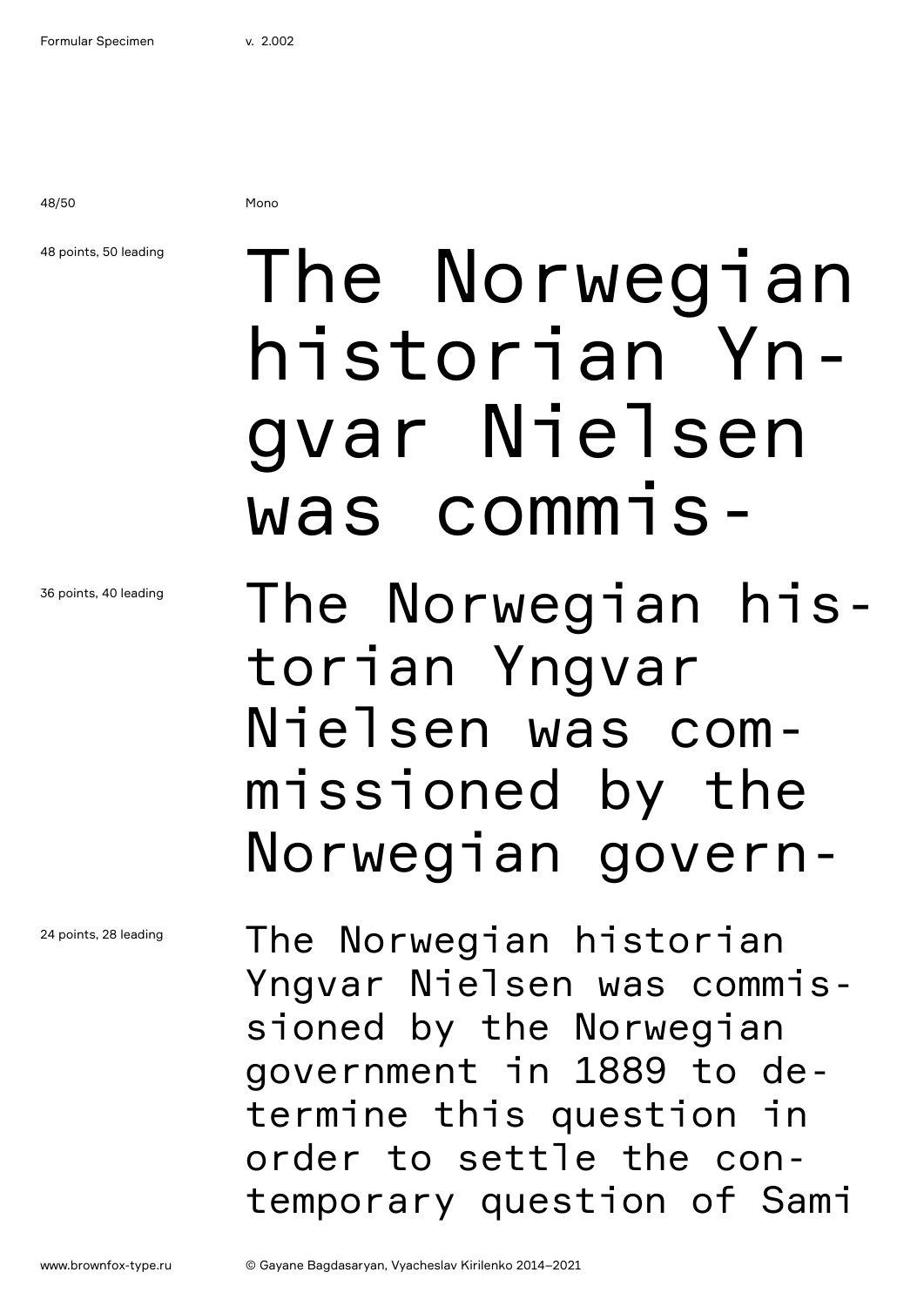48/50

Mono

48 points, 50 leading

The Norwegian historian Yn-
gvar Nielsen was commis-

36 points, 40 leading

The Norwegian his-
torian Yngvar Nielsen was com-
missioned by the Norwegian govern-

24 points, 28 leading

The Norwegian historian Yngvar Nielsen was commis-
sioned by the Norwegian government in 1889 to de-
termine this question in order to settle the con-
temporary question of Sami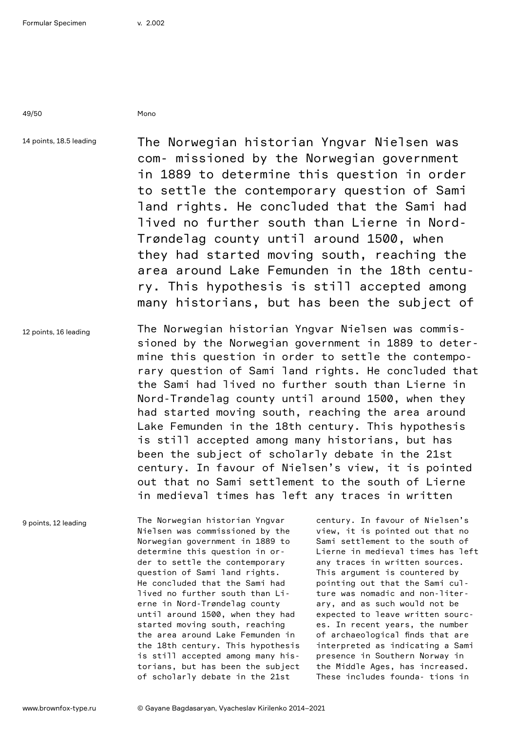Mono

14 points, 18.5 leading

The Norwegian historian Yngvar Nielsen was com- missioned by the Norwegian government in 1889 to determine this question in order to settle the contemporary question of Sami land rights. He concluded that the Sami had lived no further south than Lierne in Nord-Trøndelag county until around 1500, when they had started moving south, reaching the area around Lake Femunden in the 18th centu-ry. This hypothesis is still accepted among many historians, but has been the subject of

12 points, 16 leading

The Norwegian historian Yngvar Nielsen was commis-sioned by the Norwegian government in 1889 to deter-mine this question in order to settle the contempo-rary question of Sami land rights. He concluded that the Sami had lived no further south than Lierne in Nord-Trøndelag county until around 1500, when they had started moving south, reaching the area around Lake Femunden in the 18th century. This hypothesis is still accepted among many historians, but has been the subject of scholarly debate in the 21st century. In favour of Nielsen's view, it is pointed out that no Sami settlement to the south of Lierne in medieval times has left any traces in written

9 points, 12 leading

The Norwegian historian Yngvar Nielsen was commissioned by the Norwegian government in 1889 to determine this question in or-der to settle the contemporary question of Sami land rights. He concluded that the Sami had lived no further south than Li-erne in Nord-Trøndelag county until around 1500, when they had started moving south, reaching the area around Lake Femunden in the 18th century. This hypothesis is still accepted among many his-torians, but has been the subject of scholarly debate in the 21st century. In favour of Nielsen's view, it is pointed out that no Sami settlement to the south of Lierne in medieval times has left any traces in written sources. This argument is countered by pointing out that the Sami cul-ture was nomadic and non-liter-ary, and as such would not be expected to leave written sourc-es. In recent years, the number of archaeological finds that are interpreted as indicating a Sami presence in Southern Norway in the Middle Ages, has increased. These includes founda- tions in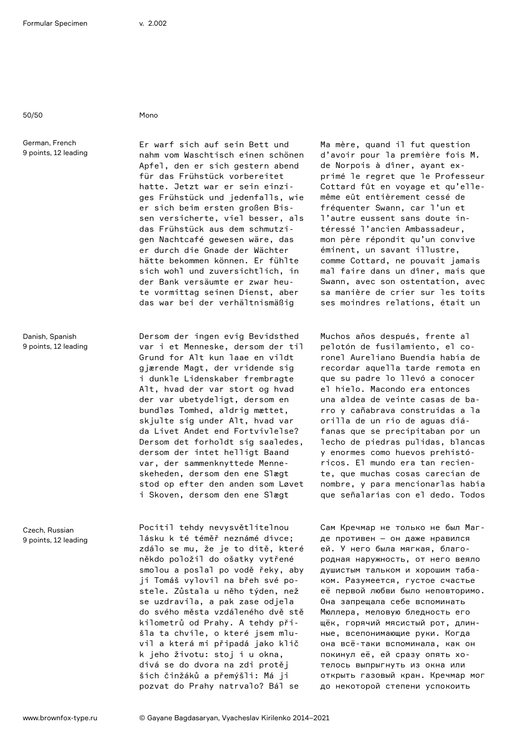Mono

German, French
9 points, 12 leading

Er warf sich auf sein Bett und nahm vom Waschtisch einen schönen Apfel, den er sich gestern abend für das Frühstück vorbereitet hatte. Jetzt war er sein einziges Frühstück und jedenfalls, wie er sich beim ersten großen Bissen versicherte, viel besser, als das Frühstück aus dem schmutzigen Nachtcafé gewesen wäre, das er durch die Gnade der Wächter hätte bekommen können. Er fühlte sich wohl und zuversichtlich, in der Bank versäumte er zwar heute vormittag seinen Dienst, aber das war bei der verhältnismäßig

Ma mère, quand il fut question d'avoir pour la première fois M. de Norpois à dîner, ayant exprimé le regret que le Professeur Cottard fût en voyage et qu'elle-même eût entièrement cessé de fréquenter Swann, car l'un et l'autre eussent sans doute intéressé l'ancien Ambassadeur, mon père répondit qu'un convive éminent, un savant illustre, comme Cottard, ne pouvait jamais mal faire dans un dîner, mais que Swann, avec son ostentation, avec sa manière de crier sur les toits ses moindres relations, était un

Danish, Spanish
9 points, 12 leading

Dersom der ingen evig Bevidsthed var i et Menneske, dersom der til Grund for Alt kun laae en vildt gjærende Magt, der vridende sig i dunkle Lidenskaber frembragte Alt, hvad der var stort og hvad der var ubetydeligt, dersom en bundløs Tomhed, aldrig mættet, skjulte sig under Alt, hvad var da Livet Andet end Fortvivlelse? Dersom det forholdt sig saaledes, dersom der intet helligt Baand var, der sammenknyttede Menneskeheden, dersom den ene Slægt stod op efter den anden som Løvet i Skoven, dersom den ene Slægt

Muchos años después, frente al pelotón de fusilamiento, el coronel Aureliano Buendía había de recordar aquella tarde remota en que su padre lo llevó a conocer el hielo. Macondo era entonces una aldea de veinte casas de barro y cañabrava construidas a la orilla de un río de aguas diáfanas que se precipitaban por un lecho de piedras pulidas, blancas y enormes como huevos prehistóricos. El mundo era tan reciente, que muchas cosas carecían de nombre, y para mencionarlas había que señalarías con el dedo. Todos

Czech, Russian
9 points, 12 leading

Pocítil tehdy nevysvětlitelnou lásku k té téměř neznámé dívce; zdálo se mu, že je to dítě, které někdo položil do ošatky vytřené smolou a poslal po vodě řeky, aby ji Tomáš vylovil na břeh své postele. Zůstala u něho týden, než se uzdravila, a pak zase odjela do svého města vzdáleného dvě stě kilometrů od Prahy. A tehdy přišla ta chvíle, o které jsem mluvil a která mi připadá jako klíč k jeho životu: stoj í u okna, dívá se do dvora na zdi protěj ších činžáků a přemýšlí: Má ji pozvat do Prahy natrvalo? Bál se

Сам Кречмар не только не был Магде противен — он даже нравился ей. У него была мягкая, благородная наружность, от него веяло душистым тальком и хорошим табаком. Разумеется, густое счастье её первой любви было неповторимо. Она запрещала себе вспоминать Мюллера, меловую бледность его щёк, горячий мясистый рот, длинные, всепонимающие руки. Когда она всё-таки вспоминала, как он покинул её, ей сразу опять захотелось выпрыгнуть из окна или открыть газовый кран. Кречмар мог до некоторой степени успокоить